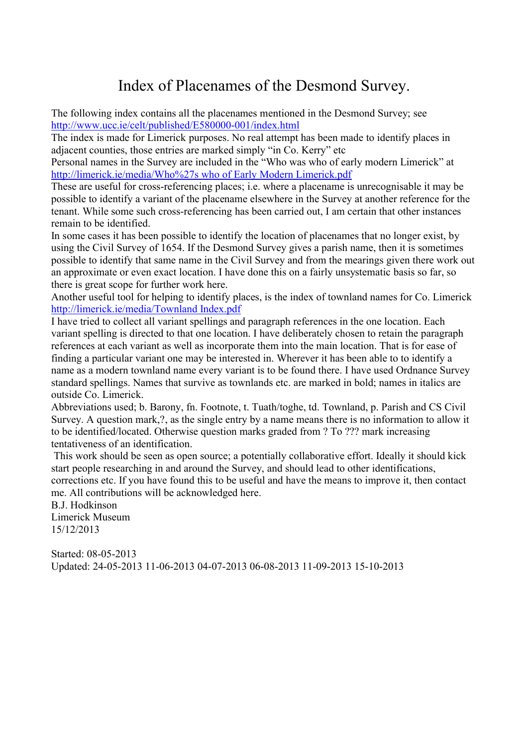# Index of Placenames of the Desmond Survey.

The following index contains all the placenames mentioned in the Desmond Survey; see http://www.ucc.ie/celt/published/E580000-001/index.html

The index is made for Limerick purposes. No real attempt has been made to identify places in adjacent counties, those entries are marked simply "in Co. Kerry" etc

Personal names in the Survey are included in the "Who was who of early modern Limerick" at http://limerick.ie/media/Who%27s who of Early Modern Limerick.pdf

These are useful for cross-referencing places; i.e. where a placename is unrecognisable it may be possible to identify a variant of the placename elsewhere in the Survey at another reference for the tenant. While some such cross-referencing has been carried out, I am certain that other instances remain to be identified.

In some cases it has been possible to identify the location of placenames that no longer exist, by using the Civil Survey of 1654. If the Desmond Survey gives a parish name, then it is sometimes possible to identify that same name in the Civil Survey and from the mearings given there work out an approximate or even exact location. I have done this on a fairly unsystematic basis so far, so there is great scope for further work here.

Another useful tool for helping to identify places, is the index of townland names for Co. Limerick http://limerick.ie/media/Townland Index.pdf

I have tried to collect all variant spellings and paragraph references in the one location. Each variant spelling is directed to that one location. I have deliberately chosen to retain the paragraph references at each variant as well as incorporate them into the main location. That is for ease of finding a particular variant one may be interested in. Wherever it has been able to to identify a name as a modern townland name every variant is to be found there. I have used Ordnance Survey standard spellings. Names that survive as townlands etc. are marked in bold; names in italics are outside Co. Limerick.

Abbreviations used; b. Barony, fn. Footnote, t. Tuath/toghe, td. Townland, p. Parish and CS Civil Survey. A question mark,?, as the single entry by a name means there is no information to allow it to be identified/located. Otherwise question marks graded from ? To ??? mark increasing tentativeness of an identification.

This work should be seen as open source; a potentially collaborative effort. Ideally it should kick start people researching in and around the Survey, and should lead to other identifications, corrections etc. If you have found this to be useful and have the means to improve it, then contact me. All contributions will be acknowledged here.

B.J. Hodkinson
Limerick Museum
15/12/2013

Started: 08-05-2013
Updated: 24-05-2013 11-06-2013 04-07-2013 06-08-2013 11-09-2013 15-10-2013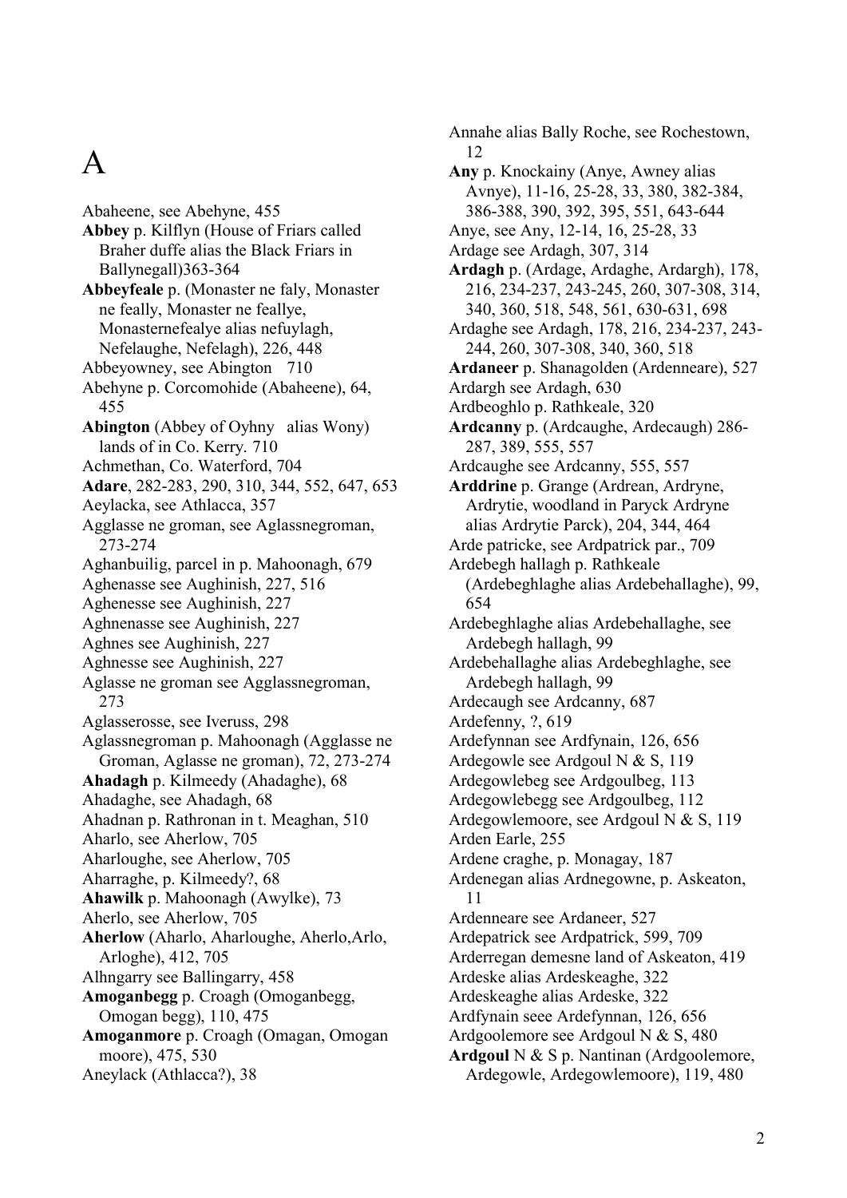# A

Abaheene, see Abehyne, 455

**Abbey** p. Kilflyn (House of Friars called Braher duffe alias the Black Friars in Ballynegall)363-364

**Abbeyfeale** p. (Monaster ne faly, Monaster ne feally, Monaster ne feallye, Monasternefealye alias nefuylagh, Nefelaughe, Nefelagh), 226, 448

Abbeyowney, see Abington 710

Abehyne p. Corcomohide (Abaheene), 64, 455

**Abington** (Abbey of Oyhny alias Wony) lands of in Co. Kerry. 710

Achmethan, Co. Waterford, 704

**Adare**, 282-283, 290, 310, 344, 552, 647, 653

Aeylacka, see Athlacca, 357

Agglasse ne groman, see Aglassnegroman, 273-274

Aghanbuilig, parcel in p. Mahoonagh, 679

Aghenasse see Aughinish, 227, 516

Aghenesse see Aughinish, 227

Aghnenasse see Aughinish, 227

Aghnes see Aughinish, 227

Aghnesse see Aughinish, 227

Aglasse ne groman see Agglassnegroman, 273

Aglasserosse, see Iveruss, 298

Aglassnegroman p. Mahoonagh (Agglasse ne Groman, Aglasse ne groman), 72, 273-274

**Ahadagh** p. Kilmeedy (Ahadaghe), 68

Ahadaghe, see Ahadagh, 68

Ahadnan p. Rathronan in t. Meaghan, 510

Aharlo, see Aherlow, 705

Aharloughe, see Aherlow, 705

Aharraghe, p. Kilmeedy?, 68

**Ahawilk** p. Mahoonagh (Awylke), 73

Aherlo, see Aherlow, 705

**Aherlow** (Aharlo, Aharloughe, Aherlo,Arlo, Arloghe), 412, 705

Alhngarry see Ballingarry, 458

**Amoganbegg** p. Croagh (Omoganbegg, Omogan begg), 110, 475

**Amoganmore** p. Croagh (Omagan, Omogan moore), 475, 530

Aneylack (Athlacca?), 38

Annahe alias Bally Roche, see Rochestown, 12

**Any** p. Knockainy (Anye, Awney alias Avnye), 11-16, 25-28, 33, 380, 382-384, 386-388, 390, 392, 395, 551, 643-644

Anye, see Any, 12-14, 16, 25-28, 33

Ardage see Ardagh, 307, 314

**Ardagh** p. (Ardage, Ardaghe, Ardargh), 178, 216, 234-237, 243-245, 260, 307-308, 314, 340, 360, 518, 548, 561, 630-631, 698

Ardaghe see Ardagh, 178, 216, 234-237, 243-244, 260, 307-308, 340, 360, 518

**Ardaneer** p. Shanagolden (Ardenneare), 527

Ardargh see Ardagh, 630

Ardbeoghlo p. Rathkeale, 320

**Ardcanny** p. (Ardcaughe, Ardecaugh) 286-287, 389, 555, 557

Ardcaughe see Ardcanny, 555, 557

**Arddrine** p. Grange (Ardrean, Ardryne, Ardrytie, woodland in Paryck Ardryne alias Ardrytie Parck), 204, 344, 464

Arde patricke, see Ardpatrick par., 709

Ardebegh hallagh p. Rathkeale (Ardebeghlaghe alias Ardebehallaghe), 99, 654

Ardebeghlaghe alias Ardebehallaghe, see Ardebegh hallagh, 99

Ardebehallaghe alias Ardebeghlaghe, see Ardebegh hallagh, 99

Ardecaugh see Ardcanny, 687

Ardefenny, ?, 619

Ardefynnan see Ardfynain, 126, 656

Ardegowle see Ardgoul N & S, 119

Ardegowlebeg see Ardgoulbeg, 113

Ardegowlebegg see Ardgoulbeg, 112

Ardegowlemoore, see Ardgoul N & S, 119

Arden Earle, 255

Ardene craghe, p. Monagay, 187

Ardenegan alias Ardnegowne, p. Askeaton, 11

Ardenneare see Ardaneer, 527

Ardepatrick see Ardpatrick, 599, 709

Arderregan demesne land of Askeaton, 419

Ardeske alias Ardeskeaghe, 322

Ardeskeaghe alias Ardeske, 322

Ardfynain seee Ardefynnan, 126, 656

Ardgoolemore see Ardgoul N & S, 480

**Ardgoul** N & S p. Nantinan (Ardgoolemore, Ardegowle, Ardegowlemoore), 119, 480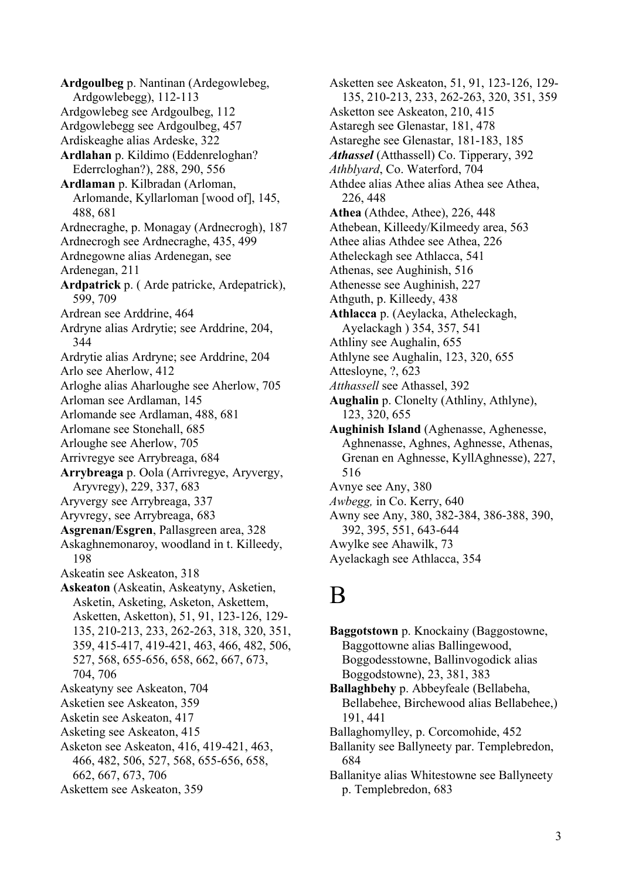**Ardgoulbeg** p. Nantinan (Ardegowlebeg, Ardgowlebegg), 112-113

Ardgowlebeg see Ardgoulbeg, 112

Ardgowlebegg see Ardgoulbeg, 457

Ardiskeaghe alias Ardeske, 322

**Ardlahan** p. Kildimo (Eddenreloghan? Ederrcloghan?), 288, 290, 556

**Ardlaman** p. Kilbradan (Arloman, Arlomande, Kyllarloman [wood of], 145, 488, 681

Ardnecraghe, p. Monagay (Ardnecrogh), 187

Ardnecrogh see Ardnecraghe, 435, 499

Ardnegowne alias Ardenegan, see Ardenegan, 211

**Ardpatrick** p. ( Arde patricke, Ardepatrick), 599, 709

Ardrean see Arddrine, 464

Ardryne alias Ardrytie; see Arddrine, 204, 344

Ardrytie alias Ardryne; see Arddrine, 204

Arlo see Aherlow, 412

Arloghe alias Aharloughe see Aherlow, 705

Arloman see Ardlaman, 145

Arlomande see Ardlaman, 488, 681

Arlomane see Stonehall, 685

Arloughe see Aherlow, 705

Arrivregye see Arrybreaga, 684

**Arrybreaga** p. Oola (Arrivregye, Aryvergy, Aryvregy), 229, 337, 683

Aryvergy see Arrybreaga, 337

Aryvregy, see Arrybreaga, 683

**Asgrenan/Esgren**, Pallasgreen area, 328

Askaghnemonaroy, woodland in t. Killeedy, 198

Askeatin see Askeaton, 318

**Askeaton** (Askeatin, Askeatyny, Asketien, Asketin, Asketing, Asketon, Askettem, Asketten, Asketton), 51, 91, 123-126, 129-135, 210-213, 233, 262-263, 318, 320, 351, 359, 415-417, 419-421, 463, 466, 482, 506, 527, 568, 655-656, 658, 662, 667, 673, 704, 706

Askeatyny see Askeaton, 704

Asketien see Askeaton, 359

Asketin see Askeaton, 417

Asketing see Askeaton, 415

Asketon see Askeaton, 416, 419-421, 463, 466, 482, 506, 527, 568, 655-656, 658, 662, 667, 673, 706

Askettem see Askeaton, 359

Asketten see Askeaton, 51, 91, 123-126, 129-135, 210-213, 233, 262-263, 320, 351, 359

Asketton see Askeaton, 210, 415

Astaregh see Glenastar, 181, 478

Astareghe see Glenastar, 181-183, 185

***Athassel*** (Atthassell) Co. Tipperary, 392

*Athblyard*, Co. Waterford, 704

Athdee alias Athee alias Athea see Athea, 226, 448

**Athea** (Athdee, Athee), 226, 448

Athebean, Killeedy/Kilmeedy area, 563

Athee alias Athdee see Athea, 226

Atheleckagh see Athlacca, 541

Athenas, see Aughinish, 516

Athenesse see Aughinish, 227

Athguth, p. Killeedy, 438

**Athlacca** p. (Aeylacka, Atheleckagh, Ayelackagh ) 354, 357, 541

Athliny see Aughalin, 655

Athlyne see Aughalin, 123, 320, 655

Attesloyne, ?, 623

*Atthassell* see Athassel, 392

**Aughalin** p. Clonelty (Athliny, Athlyne), 123, 320, 655

**Aughinish Island** (Aghenasse, Aghenesse, Aghnenasse, Aghnes, Aghnesse, Athenas, Grenan en Aghnesse, KyllAghnesse), 227, 516

Avnye see Any, 380

*Awbegg,* in Co. Kerry, 640

Awny see Any, 380, 382-384, 386-388, 390, 392, 395, 551, 643-644

Awylke see Ahawilk, 73

Ayelackagh see Athlacca, 354

# B

**Baggotstown** p. Knockainy (Baggostowne, Baggottowne alias Ballingewood, Boggodesstowne, Ballinvogodick alias Boggodstowne), 23, 381, 383

**Ballaghbehy** p. Abbeyfeale (Bellabeha, Bellabehee, Birchewood alias Bellabehee,) 191, 441

Ballaghomylley, p. Corcomohide, 452

Ballanity see Ballyneety par. Templebredon, 684

Ballanitye alias Whitestowne see Ballyneety p. Templebredon, 683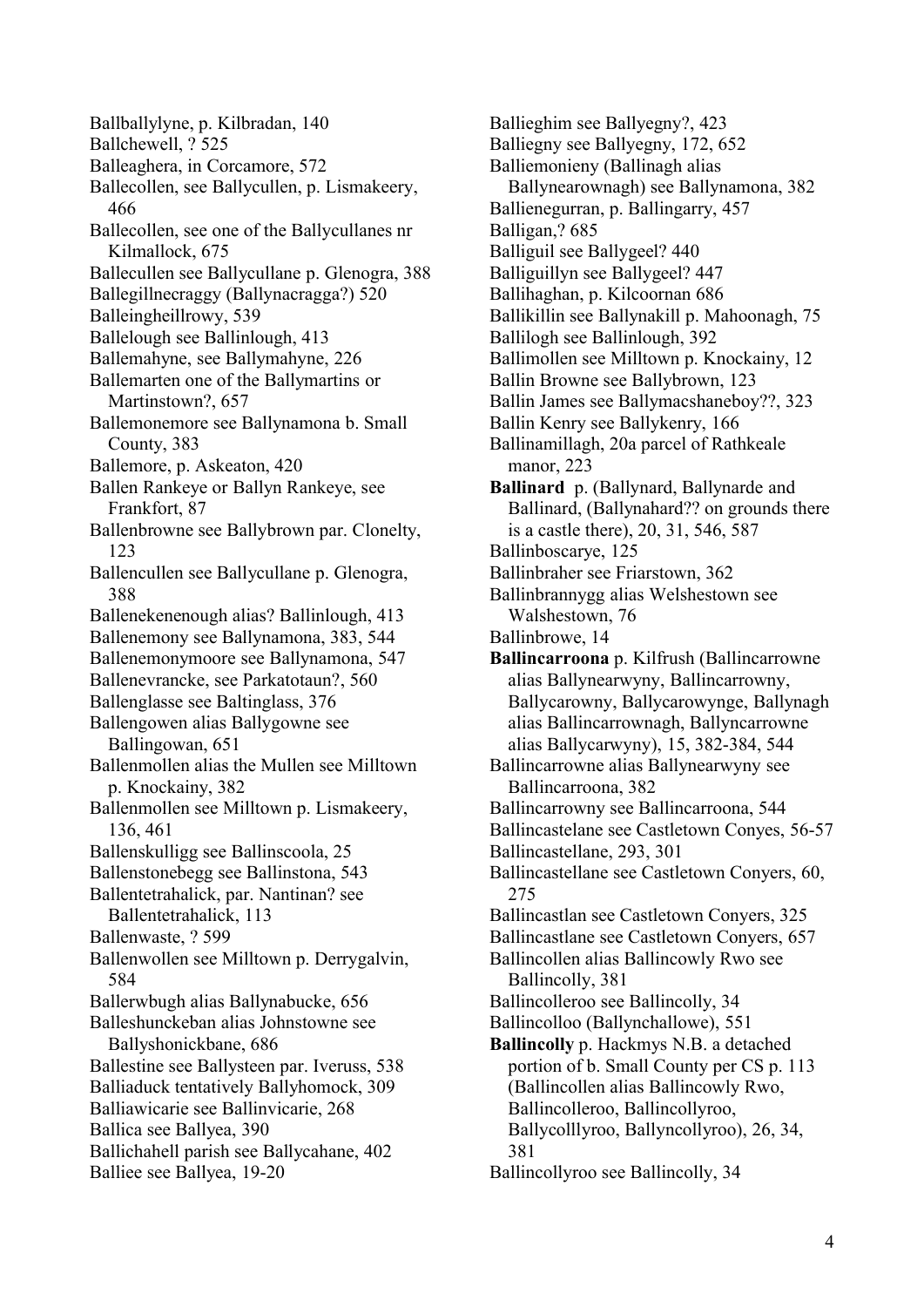Ballballylyne, p. Kilbradan, 140
Ballchewell, ? 525
Balleaghera, in Corcamore, 572
Ballecollen, see Ballycullen, p. Lismakeery, 466
Ballecollen, see one of the Ballycullanes nr Kilmallock, 675
Ballecullen see Ballycullane p. Glenogra, 388
Ballegillnecraggy (Ballynacragga?) 520
Balleingheillrowy, 539
Ballelough see Ballinlough, 413
Ballemahyne, see Ballymahyne, 226
Ballemarten one of the Ballymartins or Martinstown?, 657
Ballemonemore see Ballynamona b. Small County, 383
Ballemore, p. Askeaton, 420
Ballen Rankeye or Ballyn Rankeye, see Frankfort, 87
Ballenbrowne see Ballybrown par. Clonelty, 123
Ballencullen see Ballycullane p. Glenogra, 388
Ballenekenenough alias? Ballinlough, 413
Ballenemony see Ballynamona, 383, 544
Ballenemonymoore see Ballynamona, 547
Ballenevrancke, see Parkatotaun?, 560
Ballenglasse see Baltinglass, 376
Ballengowen alias Ballygowne see Ballingowan, 651
Ballenmollen alias the Mullen see Milltown p. Knockainy, 382
Ballenmollen see Milltown p. Lismakeery, 136, 461
Ballenskulligg see Ballinscoola, 25
Ballenstonebegg see Ballinstona, 543
Ballentetrahalick, par. Nantinan? see Ballentetrahalick, 113
Ballenwaste, ? 599
Ballenwollen see Milltown p. Derrygalvin, 584
Ballerwbugh alias Ballynabucke, 656
Balleshunckeban alias Johnstowne see Ballyshonickbane, 686
Ballestine see Ballysteen par. Iveruss, 538
Balliaduck tentatively Ballyhomock, 309
Balliawicarie see Ballinvicarie, 268
Ballica see Ballyea, 390
Ballichahell parish see Ballycahane, 402
Balliee see Ballyea, 19-20
Ballieghim see Ballyegny?, 423
Balliegny see Ballyegny, 172, 652
Balliemonieny (Ballinagh alias Ballynearownagh) see Ballynamona, 382
Ballienegurran, p. Ballingarry, 457
Balligan,? 685
Balliguil see Ballygeel? 440
Balliguillyn see Ballygeel? 447
Ballihaghan, p. Kilcoornan 686
Ballikillin see Ballynakill p. Mahoonagh, 75
Ballilogh see Ballinlough, 392
Ballimollen see Milltown p. Knockainy, 12
Ballin Browne see Ballybrown, 123
Ballin James see Ballymacshaneboy??, 323
Ballin Kenry see Ballykenry, 166
Ballinamillagh, 20a parcel of Rathkeale manor, 223
**Ballinard** p. (Ballynard, Ballynarde and Ballinard, (Ballynahard?? on grounds there is a castle there), 20, 31, 546, 587
Ballinboscarye, 125
Ballinbraher see Friarstown, 362
Ballinbrannygg alias Welshestown see Walshestown, 76
Ballinbrowe, 14
**Ballincarroona** p. Kilfrush (Ballincarrowne alias Ballynearwyny, Ballincarrowny, Ballycarowny, Ballycarowynge, Ballynagh alias Ballincarrownagh, Ballyncarrowne alias Ballycarwyny), 15, 382-384, 544
Ballincarrowne alias Ballynearwyny see Ballincarroona, 382
Ballincarrowny see Ballincarroona, 544
Ballincastelane see Castletown Conyes, 56-57
Ballincastellane, 293, 301
Ballincastellane see Castletown Conyers, 60, 275
Ballincastlan see Castletown Conyers, 325
Ballincastlane see Castletown Conyers, 657
Ballincollen alias Ballincowly Rwo see Ballincolly, 381
Ballincolleroo see Ballincolly, 34
Ballincolloo (Ballynchallowe), 551
**Ballincolly** p. Hackmys N.B. a detached portion of b. Small County per CS p. 113 (Ballincollen alias Ballincowly Rwo, Ballincolleroo, Ballincollyroo, Ballycolllyroo, Ballyncollyroo), 26, 34, 381
Ballincollyroo see Ballincolly, 34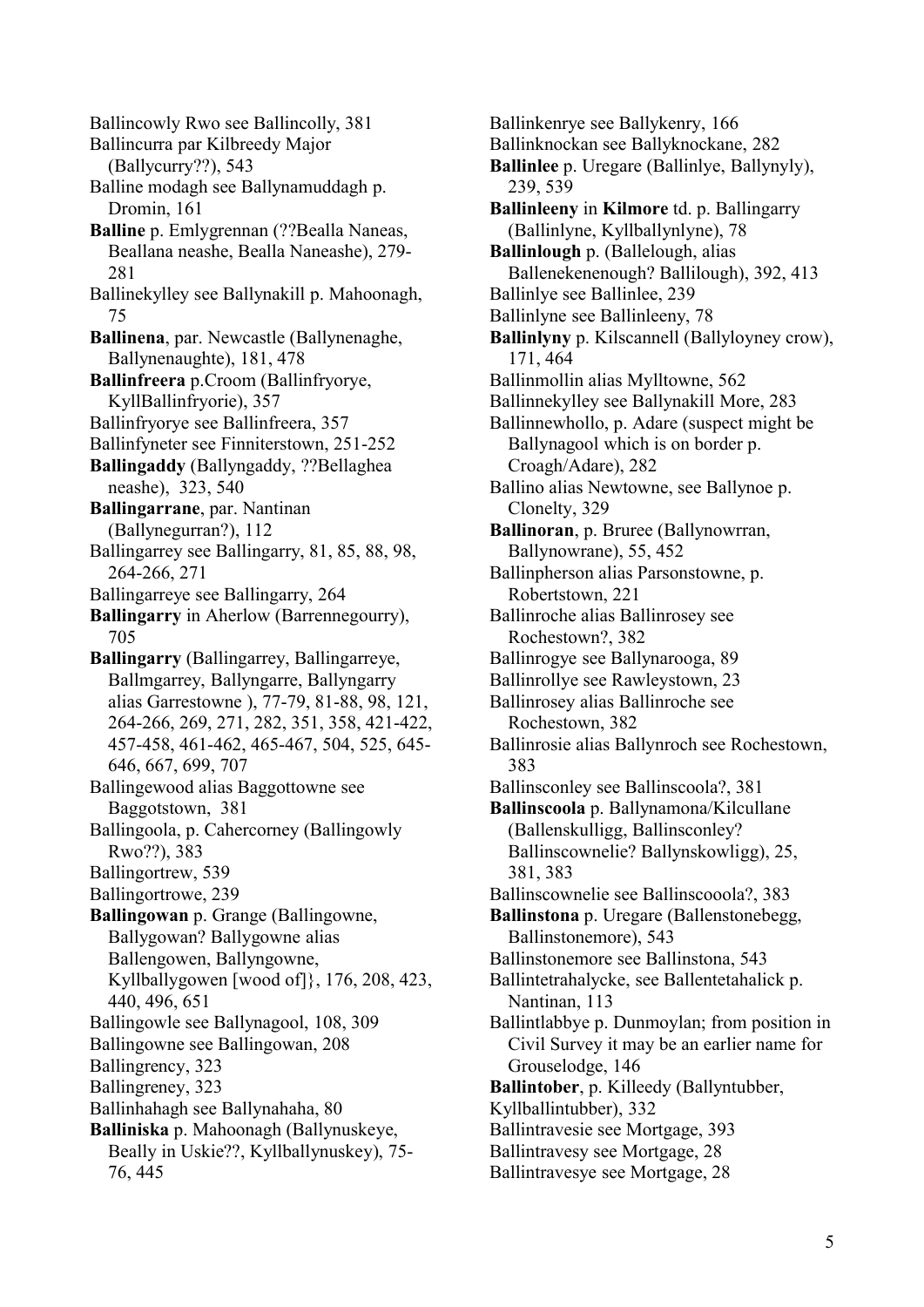Ballincowly Rwo see Ballincolly, 381

Ballincurra par Kilbreedy Major (Ballycurry??), 543

Balline modagh see Ballynamuddagh p. Dromin, 161

**Balline** p. Emlygrennan (??Bealla Naneas, Beallana neashe, Bealla Naneashe), 279-281

Ballinekylley see Ballynakill p. Mahoonagh, 75

**Ballinena**, par. Newcastle (Ballynenaghe, Ballynenaughte), 181, 478

**Ballinfreera** p.Croom (Ballinfryorye, KyllBallinfryorie), 357

Ballinfryorye see Ballinfreera, 357

Ballinfyneter see Finniterstown, 251-252

**Ballingaddy** (Ballyngaddy, ??Bellaghea neashe), 323, 540

**Ballingarrane**, par. Nantinan (Ballynegurran?), 112

Ballingarrey see Ballingarry, 81, 85, 88, 98, 264-266, 271

Ballingarreye see Ballingarry, 264

**Ballingarry** in Aherlow (Barrennegourry), 705

**Ballingarry** (Ballingarrey, Ballingarreye, Ballmgarrey, Ballyngarre, Ballyngarry alias Garrestowne ), 77-79, 81-88, 98, 121, 264-266, 269, 271, 282, 351, 358, 421-422, 457-458, 461-462, 465-467, 504, 525, 645-646, 667, 699, 707

Ballingewood alias Baggottowne see Baggotstown, 381

Ballingoola, p. Cahercorney (Ballingowly Rwo??), 383

Ballingortrew, 539

Ballingortrowe, 239

**Ballingowan** p. Grange (Ballingowne, Ballygowan? Ballygowne alias Ballengowen, Ballyngowne, Kyllballygowen [wood of]}, 176, 208, 423, 440, 496, 651

Ballingowle see Ballynagool, 108, 309

Ballingowne see Ballingowan, 208

Ballingrency, 323

Ballingreney, 323

Ballinhahagh see Ballynahaha, 80

**Balliniska** p. Mahoonagh (Ballynuskeye, Beally in Uskie??, Kyllballynuskey), 75-76, 445

Ballinkenrye see Ballykenry, 166

Ballinknockan see Ballyknockane, 282

**Ballinlee** p. Uregare (Ballinlye, Ballynyly), 239, 539

**Ballinleeny** in **Kilmore** td. p. Ballingarry (Ballinlyne, Kyllballynlyne), 78

**Ballinlough** p. (Ballelough, alias Ballenekenenough? Ballilough), 392, 413

Ballinlye see Ballinlee, 239

Ballinlyne see Ballinleeny, 78

**Ballinlyny** p. Kilscannell (Ballyloyney crow), 171, 464

Ballinmollin alias Mylltowne, 562

Ballinnekylley see Ballynakill More, 283

Ballinnewhollo, p. Adare (suspect might be Ballynagool which is on border p. Croagh/Adare), 282

Ballino alias Newtowne, see Ballynoe p. Clonelty, 329

**Ballinoran**, p. Bruree (Ballynowrran, Ballynowrane), 55, 452

Ballinpherson alias Parsonstowne, p. Robertstown, 221

Ballinroche alias Ballinrosey see Rochestown?, 382

Ballinrogye see Ballynarooga, 89

Ballinrollye see Rawleystown, 23

Ballinrosey alias Ballinroche see Rochestown, 382

Ballinrosie alias Ballynroch see Rochestown, 383

Ballinsconley see Ballinscoola?, 381

**Ballinscoola** p. Ballynamona/Kilcullane (Ballenskulligg, Ballinsconley? Ballinscownelie? Ballynskowligg), 25, 381, 383

Ballinscownelie see Ballinscooola?, 383

**Ballinstona** p. Uregare (Ballenstonebegg, Ballinstonemore), 543

Ballinstonemore see Ballinstona, 543

Ballintetrahalycke, see Ballentetahalick p. Nantinan, 113

Ballintlabbye p. Dunmoylan; from position in Civil Survey it may be an earlier name for Grouselodge, 146

**Ballintober**, p. Killeedy (Ballyntubber, Kyllballintubber), 332

Ballintravesie see Mortgage, 393

Ballintravesy see Mortgage, 28

Ballintravesye see Mortgage, 28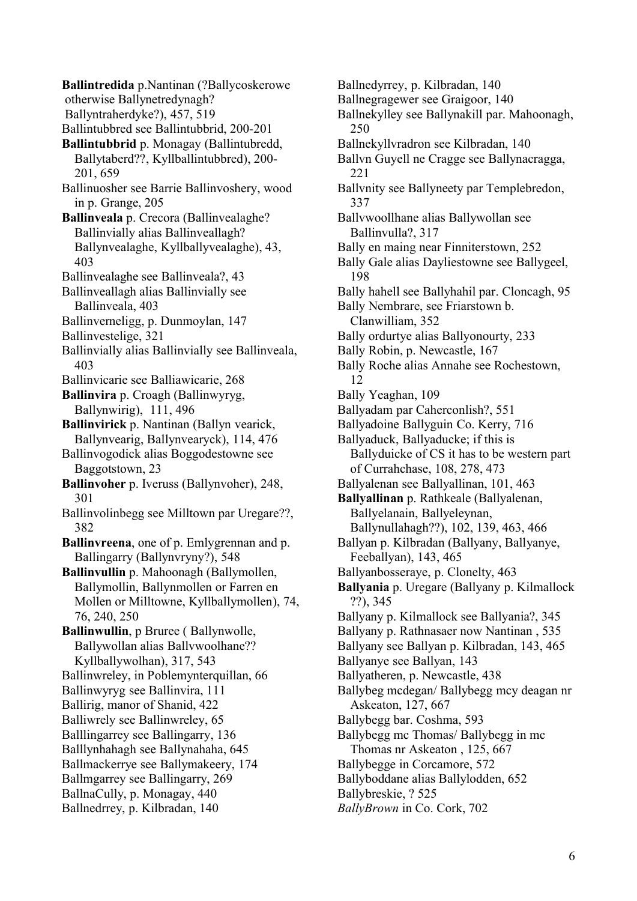**Ballintredida** p.Nantinan (?Ballycoskerowe otherwise Ballynetredynagh? Ballyntraherdyke?), 457, 519

Ballintubbred see Ballintubbrid, 200-201

**Ballintubbrid** p. Monagay (Ballintubredd, Ballytaberd??, Kyllballintubbred), 200-201, 659

Ballinuosher see Barrie Ballinvoshery, wood in p. Grange, 205

**Ballinveala** p. Crecora (Ballinvealaghe? Ballinvially alias Ballinveallagh? Ballynvealaghe, Kyllballyvealaghe), 43, 403

Ballinvealaghe see Ballinveala?, 43

Ballinveallagh alias Ballinvially see Ballinveala, 403

Ballinverneligg, p. Dunmoylan, 147

Ballinvestelige, 321

Ballinvially alias Ballinvially see Ballinveala, 403

Ballinvicarie see Balliawicarie, 268

**Ballinvira** p. Croagh (Ballinwyryg, Ballynwirig), 111, 496

**Ballinvirick** p. Nantinan (Ballyn vearick, Ballynvearig, Ballynvearyck), 114, 476

Ballinvogodick alias Boggodestowne see Baggotstown, 23

**Ballinvoher** p. Iveruss (Ballynvoher), 248, 301

Ballinvolinbegg see Milltown par Uregare??, 382

**Ballinvreena**, one of p. Emlygrennan and p. Ballingarry (Ballynvryny?), 548

**Ballinvullin** p. Mahoonagh (Ballymollen, Ballymollin, Ballynmollen or Farren en Mollen or Milltowne, Kyllballymollen), 74, 76, 240, 250

**Ballinwullin**, p Bruree ( Ballynwolle, Ballywollan alias Ballvwoolhane?? Kyllballywolhan), 317, 543

Ballinwreley, in Poblemynterquillan, 66

Ballinwyryg see Ballinvira, 111

Ballirig, manor of Shanid, 422

Balliwrely see Ballinwreley, 65

Balllingarrey see Ballingarry, 136

Balllynhahagh see Ballynahaha, 645

Ballmackerrye see Ballymakeery, 174

Ballmgarrey see Ballingarry, 269

BallnaCully, p. Monagay, 440

Ballnedrrey, p. Kilbradan, 140

Ballnedyrrey, p. Kilbradan, 140

Ballnegragewer see Graigoor, 140

Ballnekylley see Ballynakill par. Mahoonagh, 250

Ballnekyllvradron see Kilbradan, 140

Ballvn Guyell ne Cragge see Ballynacragga, 221

Ballvnity see Ballyneety par Templebredon, 337

Ballvwoollhane alias Ballywollan see Ballinvulla?, 317

Bally en maing near Finniterstown, 252

Bally Gale alias Dayliestowne see Ballygeel, 198

Bally hahell see Ballyhahil par. Cloncagh, 95

Bally Nembrare, see Friarstown b. Clanwilliam, 352

Bally ordurtye alias Ballyonourty, 233

Bally Robin, p. Newcastle, 167

Bally Roche alias Annahe see Rochestown, 12

Bally Yeaghan, 109

Ballyadam par Caherconlish?, 551

Ballyadoine Ballyguin Co. Kerry, 716

Ballyaduck, Ballyaducke; if this is Ballyduicke of CS it has to be western part of Currahchase, 108, 278, 473

Ballyalenan see Ballyallinan, 101, 463

**Ballyallinan** p. Rathkeale (Ballyalenan, Ballyelanain, Ballyeleynan, Ballynullahagh??), 102, 139, 463, 466

Ballyan p. Kilbradan (Ballyany, Ballyanye, Feeballyan), 143, 465

Ballyanbosseraye, p. Clonelty, 463

**Ballyania** p. Uregare (Ballyany p. Kilmallock ??), 345

Ballyany p. Kilmallock see Ballyania?, 345

Ballyany p. Rathnasaer now Nantinan , 535

Ballyany see Ballyan p. Kilbradan, 143, 465

Ballyanye see Ballyan, 143

Ballyatheren, p. Newcastle, 438

Ballybeg mcdegan/ Ballybegg mcy deagan nr Askeaton, 127, 667

Ballybegg bar. Coshma, 593

Ballybegg mc Thomas/ Ballybegg in mc Thomas nr Askeaton , 125, 667

Ballybegge in Corcamore, 572

Ballyboddane alias Ballylodden, 652

Ballybreskie, ? 525

*BallyBrown* in Co. Cork, 702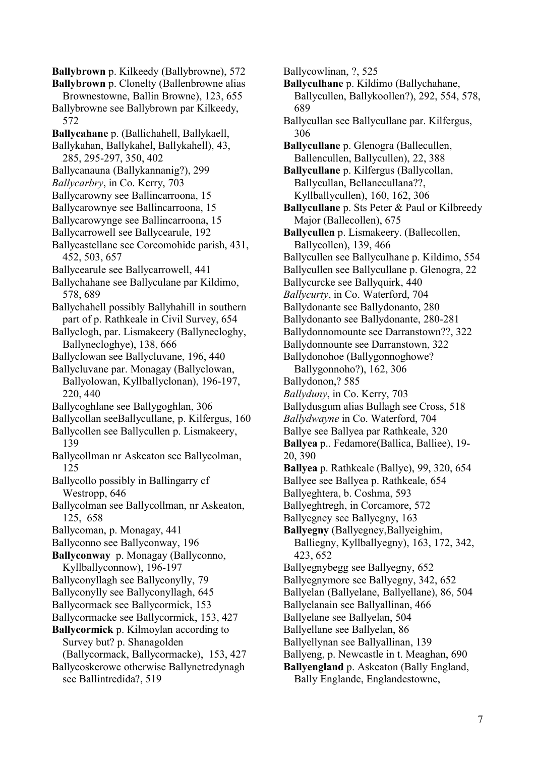**Ballybrown** p. Kilkeedy (Ballybrowne), 572

**Ballybrown** p. Clonelty (Ballenbrowne alias Brownestowne, Ballin Browne), 123, 655

Ballybrowne see Ballybrown par Kilkeedy, 572

**Ballycahane** p. (Ballichahell, Ballykaell, Ballykahan, Ballykahel, Ballykahell), 43, 285, 295-297, 350, 402

Ballycanauna (Ballykannanig?), 299

*Ballycarbry*, in Co. Kerry, 703

Ballycarowny see Ballincarroona, 15

Ballycarownye see Ballincarroona, 15

Ballycarowynge see Ballincarroona, 15

Ballycarrowell see Ballycearule, 192

Ballycastellane see Corcomohide parish, 431, 452, 503, 657

Ballycearule see Ballycarrowell, 441

Ballychahane see Ballyculane par Kildimo, 578, 689

Ballychahell possibly Ballyhahill in southern part of p. Rathkeale in Civil Survey, 654

Ballyclogh, par. Lismakeery (Ballynecloghy, Ballynecloghye), 138, 666

Ballyclowan see Ballycluvane, 196, 440

Ballycluvane par. Monagay (Ballyclowan, Ballyolowan, Kyllballyclonan), 196-197, 220, 440

Ballycoghlane see Ballygoghlan, 306

Ballycollan seeBallycullane, p. Kilfergus, 160

Ballycollen see Ballycullen p. Lismakeery, 139

Ballycollman nr Askeaton see Ballycolman, 125

Ballycollo possibly in Ballingarry cf Westropp, 646

Ballycolman see Ballycollman, nr Askeaton, 125, 658

Ballycoman, p. Monagay, 441

Ballyconno see Ballyconway, 196

**Ballyconway** p. Monagay (Ballyconno, Kyllballyconnow), 196-197

Ballyconyllagh see Ballyconylly, 79

Ballyconylly see Ballyconyllagh, 645

Ballycormack see Ballycormick, 153

Ballycormacke see Ballycormick, 153, 427

**Ballycormick** p. Kilmoylan according to Survey but? p. Shanagolden (Ballycormack, Ballycormacke), 153, 427

Ballycoskerowe otherwise Ballynetredynagh see Ballintredida?, 519

Ballycowlinan, ?, 525

**Ballyculhane** p. Kildimo (Ballychahane, Ballycullen, Ballykoollen?), 292, 554, 578, 689

Ballycullan see Ballycullane par. Kilfergus, 306

**Ballycullane** p. Glenogra (Ballecullen, Ballencullen, Ballycullen), 22, 388

**Ballycullane** p. Kilfergus (Ballycollan, Ballycullan, Bellanecullana??, Kyllballycullen), 160, 162, 306

**Ballycullane** p. Sts Peter & Paul or Kilbreedy Major (Ballecollen), 675

**Ballycullen** p. Lismakeery. (Ballecollen, Ballycollen), 139, 466

Ballycullen see Ballyculhane p. Kildimo, 554

Ballycullen see Ballycullane p. Glenogra, 22

Ballycurcke see Ballyquirk, 440

*Ballycurty*, in Co. Waterford, 704

Ballydonante see Ballydonanto, 280

Ballydonanto see Ballydonante, 280-281

Ballydonnomounte see Darranstown??, 322

Ballydonnounte see Darranstown, 322

Ballydonohoe (Ballygonnoghowe? Ballygonnoho?), 162, 306

Ballydonon,? 585

*Ballyduny*, in Co. Kerry, 703

Ballydusgum alias Bullagh see Cross, 518

*Ballydwayne* in Co. Waterford, 704

Ballye see Ballyea par Rathkeale, 320

**Ballyea** p.. Fedamore(Ballica, Balliee), 19-20, 390

**Ballyea** p. Rathkeale (Ballye), 99, 320, 654

Ballyee see Ballyea p. Rathkeale, 654

Ballyeghtera, b. Coshma, 593

Ballyeghtregh, in Corcamore, 572

Ballyegney see Ballyegny, 163

**Ballyegny** (Ballyegney,Ballyeighim, Balliegny, Kyllballyegny), 163, 172, 342, 423, 652

Ballyegnybegg see Ballyegny, 652

Ballyegnymore see Ballyegny, 342, 652

Ballyelan (Ballyelane, Ballyellane), 86, 504

Ballyelanain see Ballyallinan, 466

Ballyelane see Ballyelan, 504

Ballyellane see Ballyelan, 86

Ballyellynan see Ballyallinan, 139

Ballyeng, p. Newcastle in t. Meaghan, 690

**Ballyengland** p. Askeaton (Bally England, Bally Englande, Englandestowne,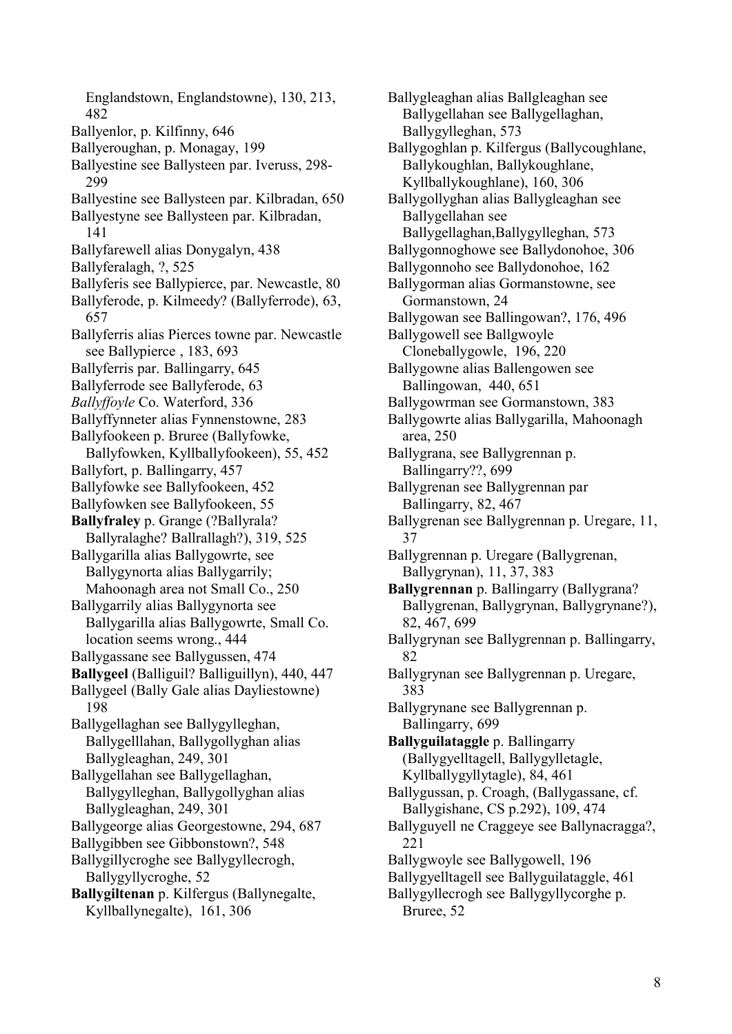Englandstown, Englandstowne), 130, 213, 482

Ballyenlor, p. Kilfinny, 646

Ballyeroughan, p. Monagay, 199

Ballyestine see Ballysteen par. Iveruss, 298-299

Ballyestine see Ballysteen par. Kilbradan, 650

Ballyestyne see Ballysteen par. Kilbradan, 141

Ballyfarewell alias Donygalyn, 438

Ballyferalagh, ?, 525

Ballyferis see Ballypierce, par. Newcastle, 80

Ballyferode, p. Kilmeedy? (Ballyferrode), 63, 657

Ballyferris alias Pierces towne par. Newcastle see Ballypierce , 183, 693

Ballyferris par. Ballingarry, 645

Ballyferrode see Ballyferode, 63

*Ballyffoyle* Co. Waterford, 336

Ballyffynneter alias Fynnenstowne, 283

Ballyfookeen p. Bruree (Ballyfowke, Ballyfowken, Kyllballyfookeen), 55, 452

Ballyfort, p. Ballingarry, 457

Ballyfowke see Ballyfookeen, 452

Ballyfowken see Ballyfookeen, 55

**Ballyfraley** p. Grange (?Ballyrala? Ballyralaghe? Ballrallagh?), 319, 525

Ballygarilla alias Ballygowrte, see Ballygynorta alias Ballygarrily; Mahoonagh area not Small Co., 250

Ballygarrily alias Ballygynorta see Ballygarilla alias Ballygowrte, Small Co. location seems wrong., 444

Ballygassane see Ballygussen, 474

**Ballygeel** (Balliguil? Balliguillyn), 440, 447

Ballygeel (Bally Gale alias Dayliestowne) 198

Ballygellaghan see Ballygylleghan, Ballygelllahan, Ballygollyghan alias Ballygleaghan, 249, 301

Ballygellahan see Ballygellaghan, Ballygylleghan, Ballygollyghan alias Ballygleaghan, 249, 301

Ballygeorge alias Georgestowne, 294, 687

Ballygibben see Gibbonstown?, 548

Ballygillycroghe see Ballygyllecrogh, Ballygyllycroghe, 52

**Ballygiltenan** p. Kilfergus (Ballynegalte, Kyllballynegalte), 161, 306

Ballygleaghan alias Ballgleaghan see Ballygellahan see Ballygellaghan, Ballygylleghan, 573

Ballygoghlan p. Kilfergus (Ballycoughlane, Ballykoughlan, Ballykoughlane, Kyllballykoughlane), 160, 306

Ballygollyghan alias Ballygleaghan see Ballygellahan see Ballygellaghan,Ballygylleghan, 573

Ballygonnoghowe see Ballydonohoe, 306

Ballygonnoho see Ballydonohoe, 162

Ballygorman alias Gormanstowne, see Gormanstown, 24

Ballygowan see Ballingowan?, 176, 496

Ballygowell see Ballgwoyle Cloneballygowle, 196, 220

Ballygowne alias Ballengowen see Ballingowan, 440, 651

Ballygowrman see Gormanstown, 383

Ballygowrte alias Ballygarilla, Mahoonagh area, 250

Ballygrana, see Ballygrennan p. Ballingarry??, 699

Ballygrenan see Ballygrennan par Ballingarry, 82, 467

Ballygrenan see Ballygrennan p. Uregare, 11, 37

Ballygrennan p. Uregare (Ballygrenan, Ballygrynan), 11, 37, 383

**Ballygrennan** p. Ballingarry (Ballygrana? Ballygrenan, Ballygrynan, Ballygrynane?), 82, 467, 699

Ballygrynan see Ballygrennan p. Ballingarry, 82

Ballygrynan see Ballygrennan p. Uregare, 383

Ballygrynane see Ballygrennan p. Ballingarry, 699

**Ballyguilataggle** p. Ballingarry (Ballygyelltagell, Ballygylletagle, Kyllballygyllytagle), 84, 461

Ballygussan, p. Croagh, (Ballygassane, cf. Ballygishane, CS p.292), 109, 474

Ballyguyell ne Craggeye see Ballynacragga?, 221

Ballygwoyle see Ballygowell, 196

Ballygyelltagell see Ballyguilataggle, 461

Ballygyllecrogh see Ballygyllycorghe p. Bruree, 52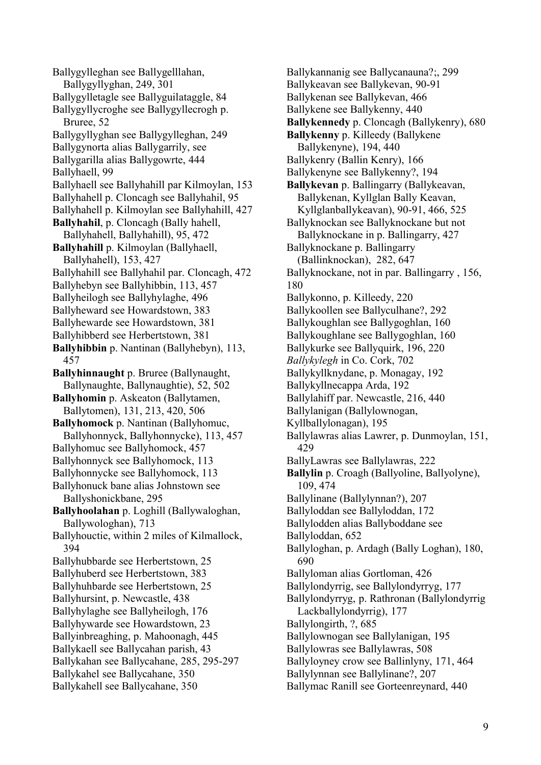Ballygylleghan see Ballygelllahan, Ballygyllyghan, 249, 301
Ballygylletagle see Ballyguilataggle, 84
Ballygyllycroghe see Ballygyllecrogh p. Bruree, 52
Ballygyllyghan see Ballygylleghan, 249
Ballygynorta alias Ballygarrily, see Ballygarilla alias Ballygowrte, 444
Ballyhaell, 99
Ballyhaell see Ballyhahill par Kilmoylan, 153
Ballyhahell p. Cloncagh see Ballyhahil, 95
Ballyhahell p. Kilmoylan see Ballyhahill, 427
**Ballyhahil**, p. Cloncagh (Bally hahell, Ballyhahell, Ballyhahill), 95, 472
**Ballyhahill** p. Kilmoylan (Ballyhaell, Ballyhahell), 153, 427
Ballyhahill see Ballyhahil par. Cloncagh, 472
Ballyhebyn see Ballyhibbin, 113, 457
Ballyheilogh see Ballyhylaghe, 496
Ballyheward see Howardstown, 383
Ballyhewarde see Howardstown, 381
Ballyhibberd see Herbertstown, 381
**Ballyhibbin** p. Nantinan (Ballyhebyn), 113, 457
**Ballyhinnaught** p. Bruree (Ballynaught, Ballynaughte, Ballynaughtie), 52, 502
**Ballyhomin** p. Askeaton (Ballytamen, Ballytomen), 131, 213, 420, 506
**Ballyhomock** p. Nantinan (Ballyhomuc, Ballyhonnyck, Ballyhonnycke), 113, 457
Ballyhomuc see Ballyhomock, 457
Ballyhonnyck see Ballyhomock, 113
Ballyhonnycke see Ballyhomock, 113
Ballyhonuck bane alias Johnstown see Ballyshonickbane, 295
**Ballyhoolahan** p. Loghill (Ballywaloghan, Ballywologhan), 713
Ballyhouctie, within 2 miles of Kilmallock, 394
Ballyhubbarde see Herbertstown, 25
Ballyhuberd see Herbertstown, 383
Ballyhuhbarde see Herbertstown, 25
Ballyhursint, p. Newcastle, 438
Ballyhylaghe see Ballyheilogh, 176
Ballyhywarde see Howardstown, 23
Ballyinbreaghing, p. Mahoonagh, 445
Ballykaell see Ballycahan parish, 43
Ballykahan see Ballycahane, 285, 295-297
Ballykahel see Ballycahane, 350
Ballykahell see Ballycahane, 350
Ballykannanig see Ballycanauna?;, 299
Ballykeavan see Ballykevan, 90-91
Ballykenan see Ballykevan, 466
Ballykene see Ballykenny, 440
**Ballykennedy** p. Cloncagh (Ballykenry), 680
**Ballykenny** p. Killeedy (Ballykene Ballykenyne), 194, 440
Ballykenry (Ballin Kenry), 166
Ballykenyne see Ballykenny?, 194
**Ballykevan** p. Ballingarry (Ballykeavan, Ballykenan, Kyllglan Bally Keavan, Kyllglanballykeavan), 90-91, 466, 525
Ballyknockan see Ballyknockane but not Ballyknockane in p. Ballingarry, 427
Ballyknockane p. Ballingarry (Ballinknockan), 282, 647
Ballyknockane, not in par. Ballingarry , 156, 180
Ballykonno, p. Killeedy, 220
Ballykoollen see Ballyculhane?, 292
Ballykoughlan see Ballygoghlan, 160
Ballykoughlane see Ballygoghlan, 160
Ballykurke see Ballyquirk, 196, 220
*Ballykylegh* in Co. Cork, 702
Ballykyllknydane, p. Monagay, 192
Ballykyllnecappa Arda, 192
Ballylahiff par. Newcastle, 216, 440
Ballylanigan (Ballylownogan, Kyllballylonagan), 195
Ballylawras alias Lawrer, p. Dunmoylan, 151, 429
BallyLawras see Ballylawras, 222
**Ballylin** p. Croagh (Ballyoline, Ballyolyne), 109, 474
Ballylinane (Ballylynnan?), 207
Ballyloddan see Ballyloddan, 172
Ballylodden alias Ballyboddane see Ballyloddan, 652
Ballyloghan, p. Ardagh (Bally Loghan), 180, 690
Ballyloman alias Gortloman, 426
Ballylondyrrig, see Ballylondyrryg, 177
Ballylondyrryg, p. Rathronan (Ballylondyrrig Lackballylondyrrig), 177
Ballylongirth, ?, 685
Ballylownogan see Ballylanigan, 195
Ballylowras see Ballylawras, 508
Ballyloyney crow see Ballinlyny, 171, 464
Ballylynnan see Ballylinane?, 207
Ballymac Ranill see Gorteenreynard, 440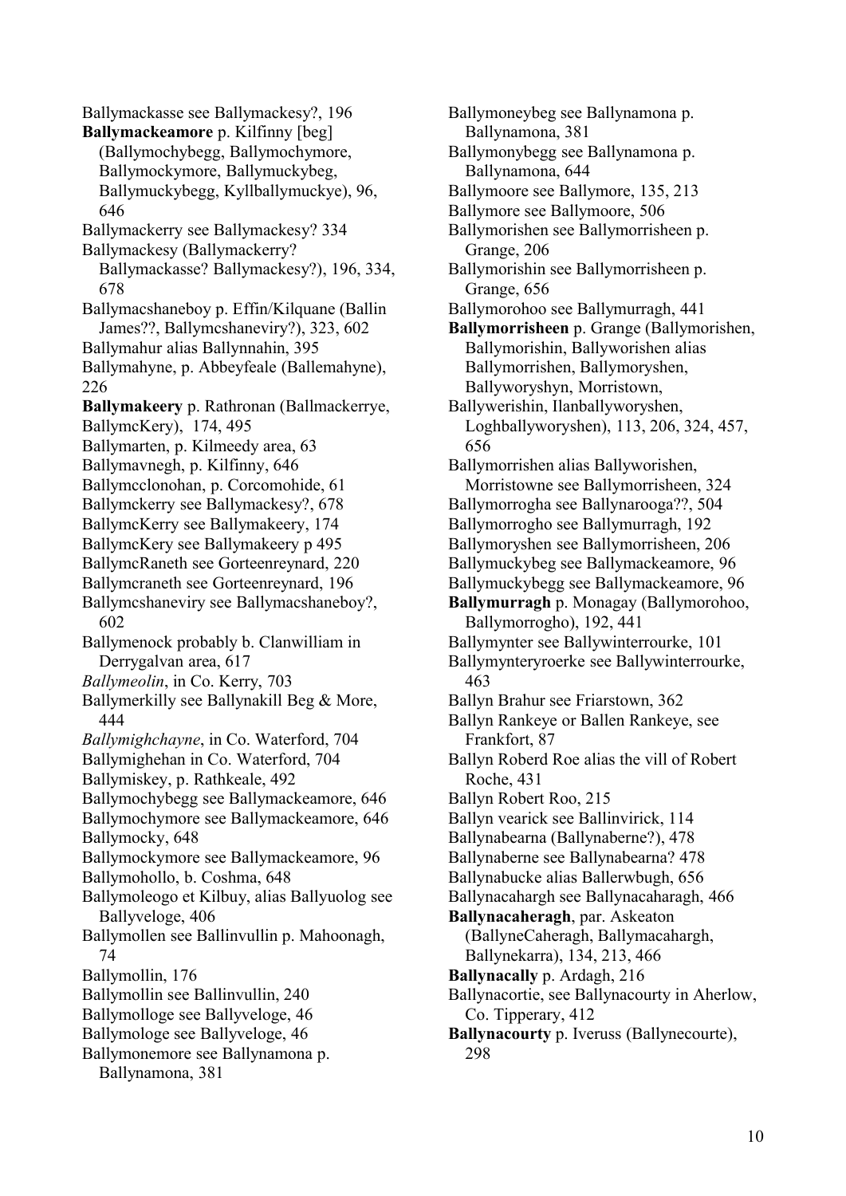Ballymackasse see Ballymackesy?, 196

**Ballymackeamore** p. Kilfinny [beg] (Ballymochybegg, Ballymochymore, Ballymockymore, Ballymuckybeg, Ballymuckybegg, Kyllballymuckye), 96, 646

Ballymackerry see Ballymackesy? 334

Ballymackesy (Ballymackerry? Ballymackasse? Ballymackesy?), 196, 334, 678

Ballymacshaneboy p. Effin/Kilquane (Ballin James??, Ballymcshaneviry?), 323, 602

Ballymahur alias Ballynnahin, 395

Ballymahyne, p. Abbeyfeale (Ballemahyne), 226

**Ballymakeery** p. Rathronan (Ballmackerrye, BallymcKery), 174, 495

Ballymarten, p. Kilmeedy area, 63

Ballymavnegh, p. Kilfinny, 646

Ballymcclonohan, p. Corcomohide, 61

Ballymckerry see Ballymackesy?, 678

BallymcKerry see Ballymakeery, 174

BallymcKery see Ballymakeery p 495

BallymcRaneth see Gorteenreynard, 220

Ballymcraneth see Gorteenreynard, 196

Ballymcshaneviry see Ballymacshaneboy?, 602

Ballymenock probably b. Clanwilliam in Derrygalvan area, 617

*Ballymeolin*, in Co. Kerry, 703

Ballymerkilly see Ballynakill Beg & More, 444

*Ballymighchayne*, in Co. Waterford, 704

Ballymighehan in Co. Waterford, 704

Ballymiskey, p. Rathkeale, 492

Ballymochybegg see Ballymackeamore, 646

Ballymochymore see Ballymackeamore, 646

Ballymocky, 648

Ballymockymore see Ballymackeamore, 96

Ballymohollo, b. Coshma, 648

Ballymoleogo et Kilbuy, alias Ballyuolog see Ballyveloge, 406

Ballymollen see Ballinvullin p. Mahoonagh, 74

Ballymollin, 176

Ballymollin see Ballinvullin, 240

Ballymolloge see Ballyveloge, 46

Ballymologe see Ballyveloge, 46

Ballymonemore see Ballynamona p. Ballynamona, 381

Ballymoneybeg see Ballynamona p. Ballynamona, 381

Ballymonybegg see Ballynamona p. Ballynamona, 644

Ballymoore see Ballymore, 135, 213

Ballymore see Ballymoore, 506

Ballymorishen see Ballymorrisheen p. Grange, 206

Ballymorishin see Ballymorrisheen p. Grange, 656

Ballymorohoo see Ballymurragh, 441

**Ballymorrisheen** p. Grange (Ballymorishen, Ballymorishin, Ballyworishen alias Ballymorrishen, Ballymoryshen, Ballyworyshyn, Morristown, Ballywerishin, Ilanballyworyshen, Loghballyworyshen), 113, 206, 324, 457, 656

Ballymorrishen alias Ballyworishen, Morristowne see Ballymorrisheen, 324

Ballymorrogha see Ballynarooga??, 504

Ballymorrogho see Ballymurragh, 192

Ballymoryshen see Ballymorrisheen, 206

Ballymuckybeg see Ballymackeamore, 96

Ballymuckybegg see Ballymackeamore, 96

**Ballymurragh** p. Monagay (Ballymorohoo, Ballymorrogho), 192, 441

Ballymynter see Ballywinterrourke, 101

Ballymynteryroerke see Ballywinterrourke, 463

Ballyn Brahur see Friarstown, 362

Ballyn Rankeye or Ballen Rankeye, see Frankfort, 87

Ballyn Roberd Roe alias the vill of Robert Roche, 431

Ballyn Robert Roo, 215

Ballyn vearick see Ballinvirick, 114

Ballynabearna (Ballynaberne?), 478

Ballynaberne see Ballynabearna? 478

Ballynabucke alias Ballerwbugh, 656

Ballynacahargh see Ballynacaharagh, 466

**Ballynacaheragh**, par. Askeaton (BallyneCaheragh, Ballymacahargh, Ballynekarra), 134, 213, 466

**Ballynacally** p. Ardagh, 216

Ballynacortie, see Ballynacourty in Aherlow, Co. Tipperary, 412

**Ballynacourty** p. Iveruss (Ballynecourte), 298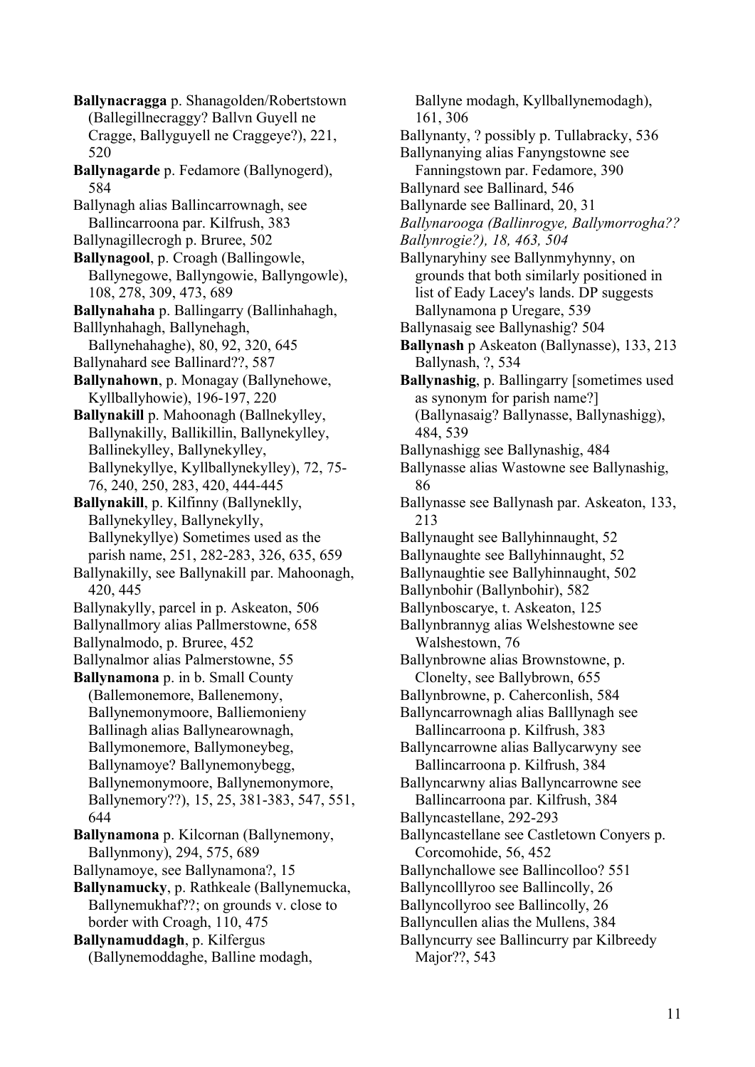**Ballynacragga** p. Shanagolden/Robertstown (Ballegillnecraggy? Ballvn Guyell ne Cragge, Ballyguyell ne Craggeye?), 221, 520

**Ballynagarde** p. Fedamore (Ballynogerd), 584

Ballynagh alias Ballincarrownagh, see Ballincarroona par. Kilfrush, 383

Ballynagillecrogh p. Bruree, 502

**Ballynagool**, p. Croagh (Ballingowle, Ballynegowe, Ballyngowie, Ballyngowle), 108, 278, 309, 473, 689

**Ballynahaha** p. Ballingarry (Ballinhahagh, Balllynhahagh, Ballynehagh, Ballynehahaghe), 80, 92, 320, 645

Ballynahard see Ballinard??, 587

**Ballynahown**, p. Monagay (Ballynehowe, Kyllballyhowie), 196-197, 220

**Ballynakill** p. Mahoonagh (Ballnekylley, Ballynakilly, Ballikillin, Ballynekylley, Ballinekylley, Ballynekylley, Ballynekyllye, Kyllballynekylley), 72, 75-76, 240, 250, 283, 420, 444-445

**Ballynakill**, p. Kilfinny (Ballyneklly, Ballynekylley, Ballynekylly, Ballynekyllye) Sometimes used as the parish name, 251, 282-283, 326, 635, 659

Ballynakilly, see Ballynakill par. Mahoonagh, 420, 445

Ballynakylly, parcel in p. Askeaton, 506

Ballynallmory alias Pallmerstowne, 658

Ballynalmodo, p. Bruree, 452

Ballynalmor alias Palmerstowne, 55

**Ballynamona** p. in b. Small County (Ballemonemore, Ballenemony, Ballynemonymoore, Balliemonieny Ballinagh alias Ballynearownagh, Ballymonemore, Ballymoneybeg, Ballynamoye? Ballynemonybegg, Ballynemonymoore, Ballynemonymore, Ballynemory??), 15, 25, 381-383, 547, 551, 644

**Ballynamona** p. Kilcornan (Ballynemony, Ballynmony), 294, 575, 689

Ballynamoye, see Ballynamona?, 15

**Ballynamucky**, p. Rathkeale (Ballynemucka, Ballynemukhaf??; on grounds v. close to border with Croagh, 110, 475

**Ballynamuddagh**, p. Kilfergus (Ballynemoddaghe, Balline modagh, Ballyne modagh, Kyllballynemodagh), 161, 306

Ballynanty, ? possibly p. Tullabracky, 536

Ballynanying alias Fanyngstowne see Fanningstown par. Fedamore, 390

Ballynard see Ballinard, 546

Ballynarde see Ballinard, 20, 31

*Ballynarooga (Ballinrogye, Ballymorrogha?? Ballynrogie?), 18, 463, 504*

Ballynaryhiny see Ballynmyhynny, on grounds that both similarly positioned in list of Eady Lacey's lands. DP suggests Ballynamona p Uregare, 539

Ballynasaig see Ballynashig? 504

**Ballynash** p Askeaton (Ballynasse), 133, 213

Ballynash, ?, 534

**Ballynashig**, p. Ballingarry [sometimes used as synonym for parish name?] (Ballynasaig? Ballynasse, Ballynashigg), 484, 539

Ballynashigg see Ballynashig, 484

Ballynasse alias Wastowne see Ballynashig, 86

Ballynasse see Ballynash par. Askeaton, 133, 213

Ballynaught see Ballyhinnaught, 52

Ballynaughte see Ballyhinnaught, 52

Ballynaughtie see Ballyhinnaught, 502

Ballynbohir (Ballynbohir), 582

Ballynboscarye, t. Askeaton, 125

Ballynbrannyg alias Welshestowne see Walshestown, 76

Ballynbrowne alias Brownstowne, p. Clonelty, see Ballybrown, 655

Ballynbrowne, p. Caherconlish, 584

Ballyncarrownagh alias Balllynagh see Ballincarroona p. Kilfrush, 383

Ballyncarrowne alias Ballycarwyny see Ballincarroona p. Kilfrush, 384

Ballyncarwny alias Ballyncarrowne see Ballincarroona par. Kilfrush, 384

Ballyncastellane, 292-293

Ballyncastellane see Castletown Conyers p. Corcomohide, 56, 452

Ballynchallowe see Ballincolloo? 551

Ballyncolllyroo see Ballincolly, 26

Ballyncollyroo see Ballincolly, 26

Ballyncullen alias the Mullens, 384

Ballyncurry see Ballincurry par Kilbreedy Major??, 543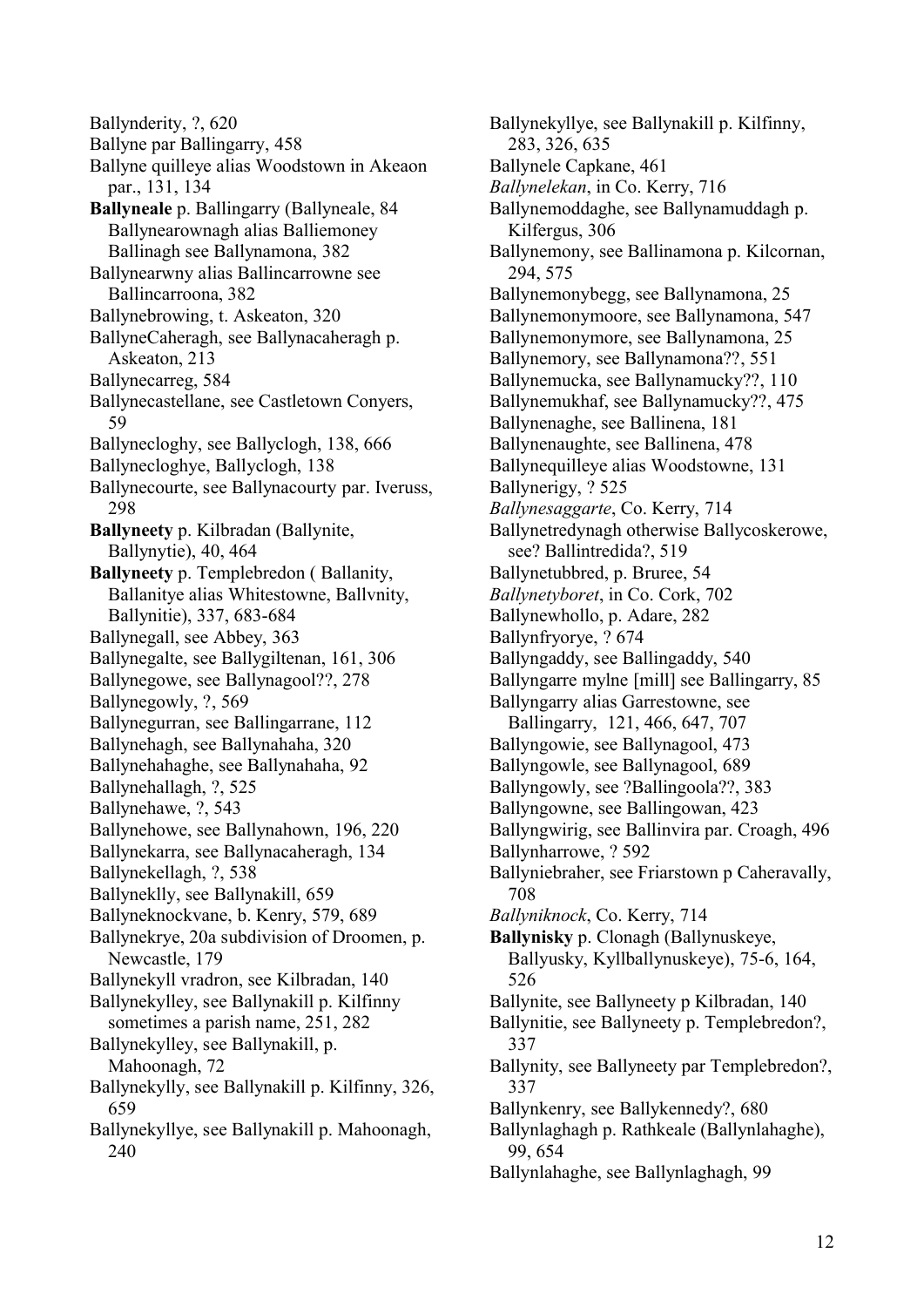Ballynderity, ?, 620
Ballyne par Ballingarry, 458
Ballyne quilleye alias Woodstown in Akeaon par., 131, 134
**Ballyneale** p. Ballingarry (Ballyneale, 84
Ballynearownagh alias Balliemoney Ballinagh see Ballynamona, 382
Ballynearwny alias Ballincarrowne see Ballincarroona, 382
Ballynebrowing, t. Askeaton, 320
BallyneCaheragh, see Ballynacaheragh p. Askeaton, 213
Ballynecarreg, 584
Ballynecastellane, see Castletown Conyers, 59
Ballynecloghy, see Ballyclogh, 138, 666
Ballynecloghye, Ballyclogh, 138
Ballynecourte, see Ballynacourty par. Iveruss, 298
**Ballyneety** p. Kilbradan (Ballynite, Ballynytie), 40, 464
**Ballyneety** p. Templebredon ( Ballanity, Ballanitye alias Whitestowne, Ballvnity, Ballynitie), 337, 683-684
Ballynegall, see Abbey, 363
Ballynegalte, see Ballygiltenan, 161, 306
Ballynegowe, see Ballynagool??, 278
Ballynegowly, ?, 569
Ballynegurran, see Ballingarrane, 112
Ballynehagh, see Ballynahaha, 320
Ballynehahaghe, see Ballynahaha, 92
Ballynehallagh, ?, 525
Ballynehawe, ?, 543
Ballynehowe, see Ballynahown, 196, 220
Ballynekarra, see Ballynacaheragh, 134
Ballynekellagh, ?, 538
Ballyneklly, see Ballynakill, 659
Ballyneknockvane, b. Kenry, 579, 689
Ballynekrye, 20a subdivision of Droomen, p. Newcastle, 179
Ballynekyll vradron, see Kilbradan, 140
Ballynekylley, see Ballynakill p. Kilfinny sometimes a parish name, 251, 282
Ballynekylley, see Ballynakill, p. Mahoonagh, 72
Ballynekylly, see Ballynakill p. Kilfinny, 326, 659
Ballynekyllye, see Ballynakill p. Mahoonagh, 240
Ballynekyllye, see Ballynakill p. Kilfinny, 283, 326, 635
Ballynele Capkane, 461
*Ballynelekan*, in Co. Kerry, 716
Ballynemoddaghe, see Ballynamuddagh p. Kilfergus, 306
Ballynemony, see Ballinamona p. Kilcornan, 294, 575
Ballynemonybegg, see Ballynamona, 25
Ballynemonymoore, see Ballynamona, 547
Ballynemonymore, see Ballynamona, 25
Ballynemory, see Ballynamona??, 551
Ballynemucka, see Ballynamucky??, 110
Ballynemukhaf, see Ballynamucky??, 475
Ballynenaghe, see Ballinena, 181
Ballynenaughte, see Ballinena, 478
Ballynequilleye alias Woodstowne, 131
Ballynerigy, ? 525
*Ballynesaggarte*, Co. Kerry, 714
Ballynetredynagh otherwise Ballycoskerowe, see? Ballintredida?, 519
Ballynetubbred, p. Bruree, 54
*Ballynetyboret*, in Co. Cork, 702
Ballynewhollo, p. Adare, 282
Ballynfryorye, ? 674
Ballyngaddy, see Ballingaddy, 540
Ballyngarre mylne [mill] see Ballingarry, 85
Ballyngarry alias Garrestowne, see Ballingarry, 121, 466, 647, 707
Ballyngowie, see Ballynagool, 473
Ballyngowle, see Ballynagool, 689
Ballyngowly, see ?Ballingoola??, 383
Ballyngowne, see Ballingowan, 423
Ballyngwirig, see Ballinvira par. Croagh, 496
Ballynharrowe, ? 592
Ballyniebraher, see Friarstown p Caheravally, 708
*Ballyniknock*, Co. Kerry, 714
**Ballynisky** p. Clonagh (Ballynuskeye, Ballyusky, Kyllballynuskeye), 75-6, 164, 526
Ballynite, see Ballyneety p Kilbradan, 140
Ballynitie, see Ballyneety p. Templebredon?, 337
Ballynity, see Ballyneety par Templebredon?, 337
Ballynkenry, see Ballykennedy?, 680
Ballynlaghagh p. Rathkeale (Ballynlahaghe), 99, 654
Ballynlahaghe, see Ballynlaghagh, 99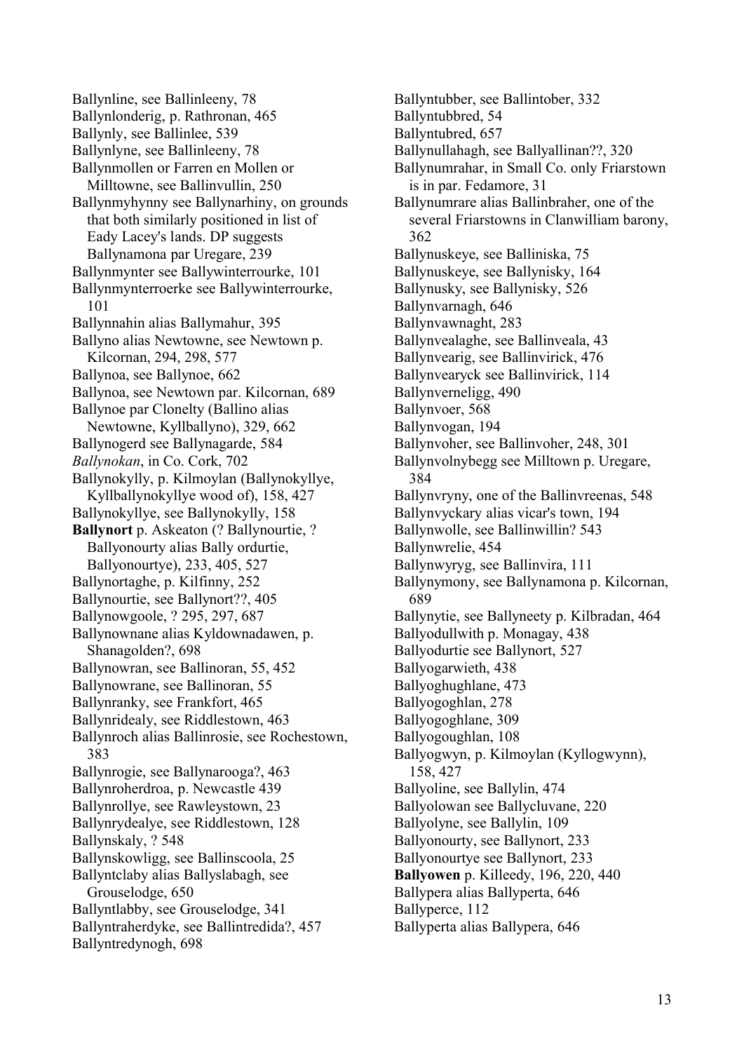Ballynline, see Ballinleeny, 78
Ballynlonderig, p. Rathronan, 465
Ballynly, see Ballinlee, 539
Ballynlyne, see Ballinleeny, 78
Ballynmollen or Farren en Mollen or Milltowne, see Ballinvullin, 250
Ballynmyhynny see Ballynarhiny, on grounds that both similarly positioned in list of Eady Lacey's lands. DP suggests Ballynamona par Uregare, 239
Ballynmynter see Ballywinterrourke, 101
Ballynmynterroerke see Ballywinterrourke, 101
Ballynnahin alias Ballymahur, 395
Ballyno alias Newtowne, see Newtown p. Kilcornan, 294, 298, 577
Ballynoa, see Ballynoe, 662
Ballynoa, see Newtown par. Kilcornan, 689
Ballynoe par Clonelty (Ballino alias Newtowne, Kyllballyno), 329, 662
Ballynogerd see Ballynagarde, 584
*Ballynokan*, in Co. Cork, 702
Ballynokylly, p. Kilmoylan (Ballynokyllye, Kyllballynokyllye wood of), 158, 427
Ballynokyllye, see Ballynokylly, 158
**Ballynort** p. Askeaton (? Ballynourtie, ? Ballyonourty alias Bally ordurtie, Ballyonourtye), 233, 405, 527
Ballynortaghe, p. Kilfinny, 252
Ballynourtie, see Ballynort??, 405
Ballynowgoole, ? 295, 297, 687
Ballynownane alias Kyldownadawen, p. Shanagolden?, 698
Ballynowran, see Ballinoran, 55, 452
Ballynowrane, see Ballinoran, 55
Ballynranky, see Frankfort, 465
Ballynridealy, see Riddlestown, 463
Ballynroch alias Ballinrosie, see Rochestown, 383
Ballynrogie, see Ballynarooga?, 463
Ballynroherdroa, p. Newcastle 439
Ballynrollye, see Rawleystown, 23
Ballynrydealye, see Riddlestown, 128
Ballynskaly, ? 548
Ballynskowligg, see Ballinscoola, 25
Ballyntclaby alias Ballyslabagh, see Grouselodge, 650
Ballyntlabby, see Grouselodge, 341
Ballyntraherdyke, see Ballintredida?, 457
Ballyntredynogh, 698
Ballyntubber, see Ballintober, 332
Ballyntubbred, 54
Ballyntubred, 657
Ballynullahagh, see Ballyallinan??, 320
Ballynumrahar, in Small Co. only Friarstown is in par. Fedamore, 31
Ballynumrare alias Ballinbraher, one of the several Friarstowns in Clanwilliam barony, 362
Ballynuskeye, see Balliniska, 75
Ballynuskeye, see Ballynisky, 164
Ballynusky, see Ballynisky, 526
Ballynvarnagh, 646
Ballynvawnaght, 283
Ballynvealaghe, see Ballinveala, 43
Ballynvearig, see Ballinvirick, 476
Ballynvearyck see Ballinvirick, 114
Ballynverneligg, 490
Ballynvoer, 568
Ballynvogan, 194
Ballynvoher, see Ballinvoher, 248, 301
Ballynvolnybegg see Milltown p. Uregare, 384
Ballynvryny, one of the Ballinvreenas, 548
Ballynvyckary alias vicar's town, 194
Ballynwolle, see Ballinwillin? 543
Ballynwrelie, 454
Ballynwyryg, see Ballinvira, 111
Ballynymony, see Ballynamona p. Kilcornan, 689
Ballynytie, see Ballyneety p. Kilbradan, 464
Ballyodullwith p. Monagay, 438
Ballyodurtie see Ballynort, 527
Ballyogarwieth, 438
Ballyoghughlane, 473
Ballyogoghlan, 278
Ballyogoghlane, 309
Ballyogoughlan, 108
Ballyogwyn, p. Kilmoylan (Kyllogwynn), 158, 427
Ballyoline, see Ballylin, 474
Ballyolowan see Ballycluvane, 220
Ballyolyne, see Ballylin, 109
Ballyonourty, see Ballynort, 233
Ballyonourtye see Ballynort, 233
**Ballyowen** p. Killeedy, 196, 220, 440
Ballypera alias Ballyperta, 646
Ballyperce, 112
Ballyperta alias Ballypera, 646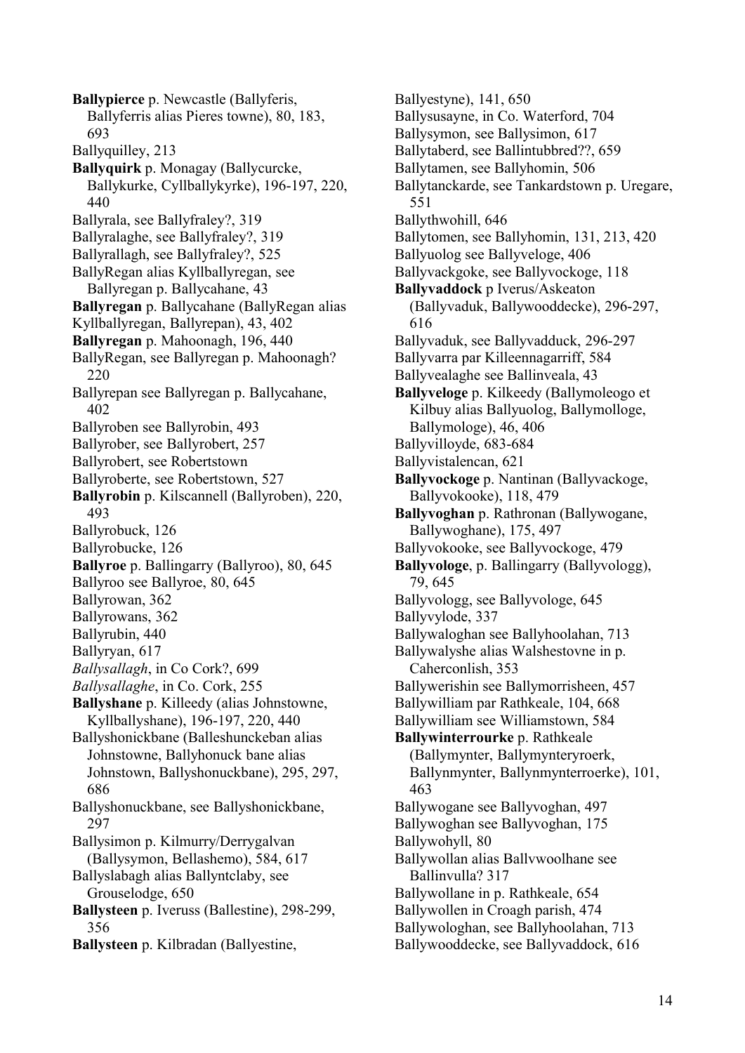**Ballypierce** p. Newcastle (Ballyferis, Ballyferris alias Pieres towne), 80, 183, 693

Ballyquilley, 213

**Ballyquirk** p. Monagay (Ballycurcke, Ballykurke, Cyllballykyrke), 196-197, 220, 440

Ballyrala, see Ballyfraley?, 319

Ballyralaghe, see Ballyfraley?, 319

Ballyrallagh, see Ballyfraley?, 525

BallyRegan alias Kyllballyregan, see Ballyregan p. Ballycahane, 43

**Ballyregan** p. Ballycahane (BallyRegan alias Kyllballyregan, Ballyrepan), 43, 402

**Ballyregan** p. Mahoonagh, 196, 440

BallyRegan, see Ballyregan p. Mahoonagh? 220

Ballyrepan see Ballyregan p. Ballycahane, 402

Ballyroben see Ballyrobin, 493

Ballyrober, see Ballyrobert, 257

Ballyrobert, see Robertstown

Ballyroberte, see Robertstown, 527

**Ballyrobin** p. Kilscannell (Ballyroben), 220, 493

Ballyrobuck, 126

Ballyrobucke, 126

**Ballyroe** p. Ballingarry (Ballyroo), 80, 645

Ballyroo see Ballyroe, 80, 645

Ballyrowan, 362

Ballyrowans, 362

Ballyrubin, 440

Ballyryan, 617

*Ballysallagh*, in Co Cork?, 699

*Ballysallaghe*, in Co. Cork, 255

**Ballyshane** p. Killeedy (alias Johnstowne, Kyllballyshane), 196-197, 220, 440

Ballyshonickbane (Balleshunckeban alias Johnstowne, Ballyhonuck bane alias Johnstown, Ballyshonuckbane), 295, 297, 686

Ballyshonuckbane, see Ballyshonickbane, 297

Ballysimon p. Kilmurry/Derrygalvan (Ballysymon, Bellashemo), 584, 617

Ballyslabagh alias Ballyntclaby, see Grouselodge, 650

**Ballysteen** p. Iveruss (Ballestine), 298-299, 356

**Ballysteen** p. Kilbradan (Ballyestine, Ballyestyne), 141, 650

Ballysusayne, in Co. Waterford, 704

Ballysymon, see Ballysimon, 617

Ballytaberd, see Ballintubbred??, 659

Ballytamen, see Ballyhomin, 506

Ballytanckarde, see Tankardstown p. Uregare, 551

Ballythwohill, 646

Ballytomen, see Ballyhomin, 131, 213, 420

Ballyuolog see Ballyveloge, 406

Ballyvackgoke, see Ballyvockoge, 118

**Ballyvaddock** p Iverus/Askeaton (Ballyvaduk, Ballywooddecke), 296-297, 616

Ballyvaduk, see Ballyvadduck, 296-297

Ballyvarra par Killeennagarriff, 584

Ballyvealaghe see Ballinveala, 43

**Ballyveloge** p. Kilkeedy (Ballymoleogo et Kilbuy alias Ballyuolog, Ballymolloge, Ballymologe), 46, 406

Ballyvilloyde, 683-684

Ballyvistalencan, 621

**Ballyvockoge** p. Nantinan (Ballyvackoge, Ballyvokooke), 118, 479

**Ballyvoghan** p. Rathronan (Ballywogane, Ballywoghane), 175, 497

Ballyvokooke, see Ballyvockoge, 479

**Ballyvologe**, p. Ballingarry (Ballyvologg), 79, 645

Ballyvologg, see Ballyvologe, 645

Ballyvylode, 337

Ballywaloghan see Ballyhoolahan, 713

Ballywalyshe alias Walshestovne in p. Caherconlish, 353

Ballywerishin see Ballymorrisheen, 457

Ballywilliam par Rathkeale, 104, 668

Ballywilliam see Williamstown, 584

**Ballywinterrourke** p. Rathkeale (Ballymynter, Ballymynteryroerk, Ballynmynter, Ballynmynterroerke), 101, 463

Ballywogane see Ballyvoghan, 497

Ballywoghan see Ballyvoghan, 175

Ballywohyll, 80

Ballywollan alias Ballvwoolhane see Ballinvulla? 317

Ballywollane in p. Rathkeale, 654

Ballywollen in Croagh parish, 474

Ballywologhan, see Ballyhoolahan, 713

Ballywooddecke, see Ballyvaddock, 616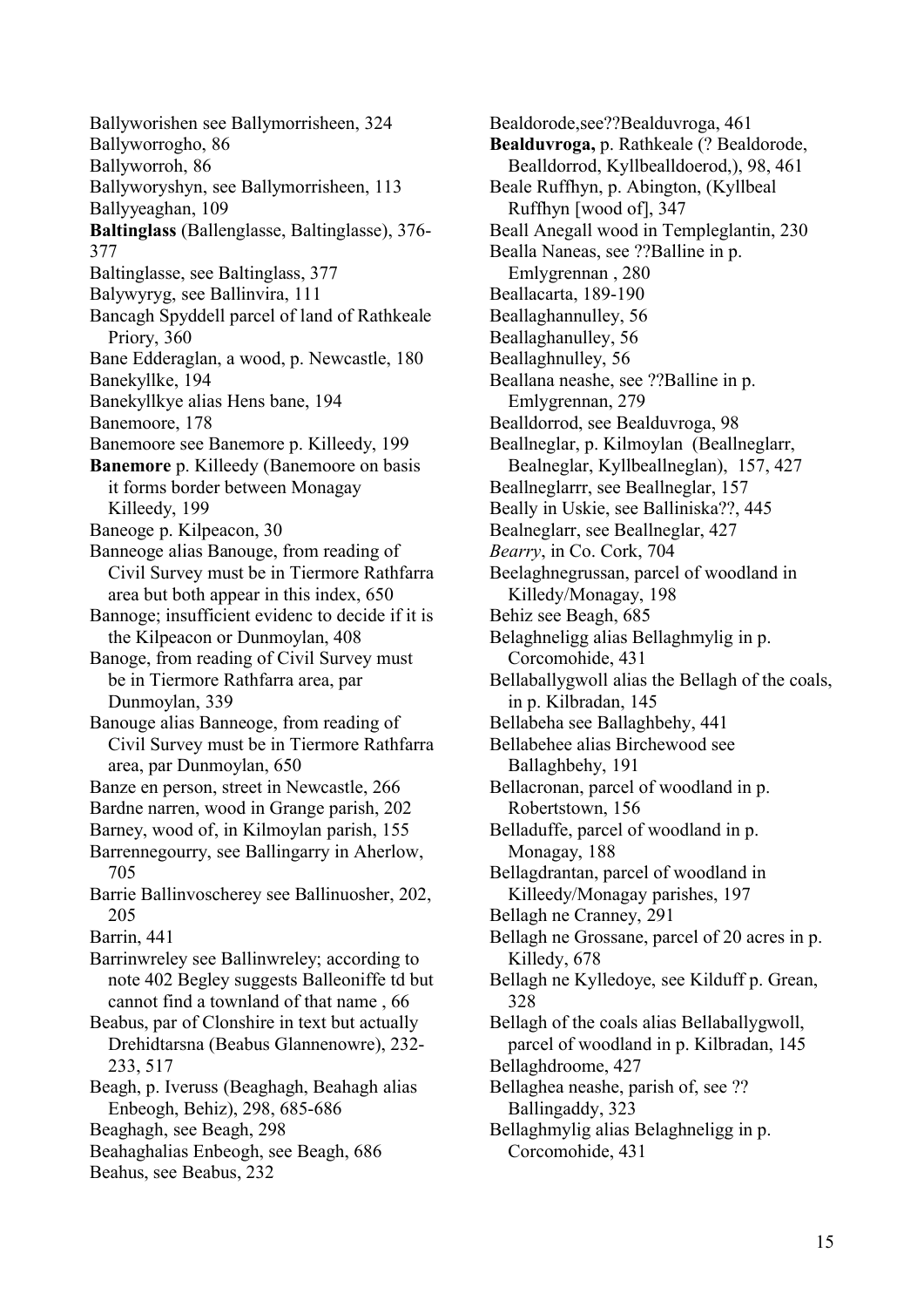Ballyworishen see Ballymorrisheen, 324
Ballyworrogho, 86
Ballyworroh, 86
Ballyworyshyn, see Ballymorrisheen, 113
Ballyyeaghan, 109
**Baltinglass** (Ballenglasse, Baltinglasse), 376-377
Baltinglasse, see Baltinglass, 377
Balywyryg, see Ballinvira, 111
Bancagh Spyddell parcel of land of Rathkeale Priory, 360
Bane Edderaglan, a wood, p. Newcastle, 180
Banekyllke, 194
Banekyllkye alias Hens bane, 194
Banemoore, 178
Banemoore see Banemore p. Killeedy, 199
**Banemore** p. Killeedy (Banemoore on basis it forms border between Monagay Killeedy, 199
Baneoge p. Kilpeacon, 30
Banneoge alias Banouge, from reading of Civil Survey must be in Tiermore Rathfarra area but both appear in this index, 650
Bannoge; insufficient evidenc to decide if it is the Kilpeacon or Dunmoylan, 408
Banoge, from reading of Civil Survey must be in Tiermore Rathfarra area, par Dunmoylan, 339
Banouge alias Banneoge, from reading of Civil Survey must be in Tiermore Rathfarra area, par Dunmoylan, 650
Banze en person, street in Newcastle, 266
Bardne narren, wood in Grange parish, 202
Barney, wood of, in Kilmoylan parish, 155
Barrennegourry, see Ballingarry in Aherlow, 705
Barrie Ballinvoscherey see Ballinuosher, 202, 205
Barrin, 441
Barrinwreley see Ballinwreley; according to note 402 Begley suggests Balleoniffe td but cannot find a townland of that name , 66
Beabus, par of Clonshire in text but actually Drehidtarsna (Beabus Glannenowre), 232-233, 517
Beagh, p. Iveruss (Beaghagh, Beahagh alias Enbeogh, Behiz), 298, 685-686
Beaghagh, see Beagh, 298
Beahaghalias Enbeogh, see Beagh, 686
Beahus, see Beabus, 232
Bealdorode,see??Bealduvroga, 461
**Bealduvroga,** p. Rathkeale (? Bealdorode, Bealldorrod, Kyllbealldoerod,), 98, 461
Beale Ruffhyn, p. Abington, (Kyllbeal Ruffhyn [wood of], 347
Beall Anegall wood in Templeglantin, 230
Bealla Naneas, see ??Balline in p. Emlygrennan , 280
Beallacarta, 189-190
Beallaghannulley, 56
Beallaghanulley, 56
Beallaghnulley, 56
Beallana neashe, see ??Balline in p. Emlygrennan, 279
Bealldorrod, see Bealduvroga, 98
Beallneglar, p. Kilmoylan (Beallneglarr, Bealneglar, Kyllbeallneglan), 157, 427
Beallneglarrr, see Beallneglar, 157
Beally in Uskie, see Balliniska??, 445
Bealneglarr, see Beallneglar, 427
*Bearry*, in Co. Cork, 704
Beelaghnegrussan, parcel of woodland in Killedy/Monagay, 198
Behiz see Beagh, 685
Belaghneligg alias Bellaghmylig in p. Corcomohide, 431
Bellaballygwoll alias the Bellagh of the coals, in p. Kilbradan, 145
Bellabeha see Ballaghbehy, 441
Bellabehee alias Birchewood see Ballaghbehy, 191
Bellacronan, parcel of woodland in p. Robertstown, 156
Belladuffe, parcel of woodland in p. Monagay, 188
Bellagdrantan, parcel of woodland in Killeedy/Monagay parishes, 197
Bellagh ne Cranney, 291
Bellagh ne Grossane, parcel of 20 acres in p. Killedy, 678
Bellagh ne Kylledoye, see Kilduff p. Grean, 328
Bellagh of the coals alias Bellaballygwoll, parcel of woodland in p. Kilbradan, 145
Bellaghdroome, 427
Bellaghea neashe, parish of, see ?? Ballingaddy, 323
Bellaghmylig alias Belaghneligg in p. Corcomohide, 431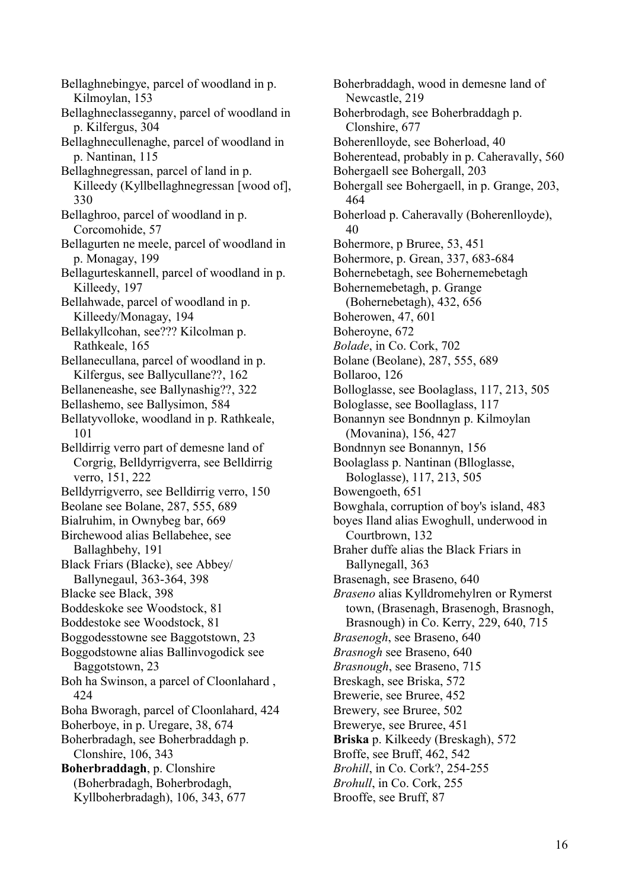Bellaghnebingye, parcel of woodland in p. Kilmoylan, 153

Bellaghneclasseganny, parcel of woodland in p. Kilfergus, 304

Bellaghnecullenaghe, parcel of woodland in p. Nantinan, 115

Bellaghnegressan, parcel of land in p. Killeedy (Kyllbellaghnegressan [wood of], 330

Bellaghroo, parcel of woodland in p. Corcomohide, 57

Bellagurten ne meele, parcel of woodland in p. Monagay, 199

Bellagurteskannell, parcel of woodland in p. Killeedy, 197

Bellahwade, parcel of woodland in p. Killeedy/Monagay, 194

Bellakyllcohan, see??? Kilcolman p. Rathkeale, 165

Bellanecullana, parcel of woodland in p. Kilfergus, see Ballycullane??, 162

Bellaneneashe, see Ballynashig??, 322

Bellashemo, see Ballysimon, 584

Bellatyvolloke, woodland in p. Rathkeale, 101

Belldirrig verro part of demesne land of Corgrig, Belldyrrigverra, see Belldirrig verro, 151, 222

Belldyrrigverro, see Belldirrig verro, 150

Beolane see Bolane, 287, 555, 689

Bialruhim, in Ownybeg bar, 669

Birchewood alias Bellabehee, see Ballaghbehy, 191

Black Friars (Blacke), see Abbey/ Ballynegaul, 363-364, 398

Blacke see Black, 398

Boddeskoke see Woodstock, 81

Boddestoke see Woodstock, 81

Boggodesstowne see Baggotstown, 23

Boggodstowne alias Ballinvogodick see Baggotstown, 23

Boh ha Swinson, a parcel of Cloonlahard , 424

Boha Bworagh, parcel of Cloonlahard, 424

Boherboye, in p. Uregare, 38, 674

Boherbradagh, see Boherbraddagh p. Clonshire, 106, 343

**Boherbraddagh**, p. Clonshire (Boherbradagh, Boherbrodagh, Kyllboherbradagh), 106, 343, 677

Boherbraddagh, wood in demesne land of Newcastle, 219

Boherbrodagh, see Boherbraddagh p. Clonshire, 677

Boherenlloyde, see Boherload, 40

Boherentead, probably in p. Caheravally, 560

Bohergaell see Bohergall, 203

Bohergall see Bohergaell, in p. Grange, 203, 464

Boherload p. Caheravally (Boherenlloyde), 40

Bohermore, p Bruree, 53, 451

Bohermore, p. Grean, 337, 683-684

Bohernebetagh, see Bohernemebetagh

Bohernemebetagh, p. Grange (Bohernebetagh), 432, 656

Boherowen, 47, 601

Boheroyne, 672

*Bolade*, in Co. Cork, 702

Bolane (Beolane), 287, 555, 689

Bollaroo, 126

Bolloglasse, see Boolaglass, 117, 213, 505

Bologlasse, see Boollaglass, 117

Bonannyn see Bondnnyn p. Kilmoylan (Movanina), 156, 427

Bondnnyn see Bonannyn, 156

Boolaglass p. Nantinan (Blloglasse, Bologlasse), 117, 213, 505

Bowengoeth, 651

Bowghala, corruption of boy's island, 483

boyes Iland alias Ewoghull, underwood in Courtbrown, 132

Braher duffe alias the Black Friars in Ballynegall, 363

Brasenagh, see Braseno, 640

*Braseno* alias Kylldromehylren or Rymerst town, (Brasenagh, Brasenogh, Brasnogh, Brasnough) in Co. Kerry, 229, 640, 715

*Brasenogh*, see Braseno, 640

*Brasnogh* see Braseno, 640

*Brasnough*, see Braseno, 715

Breskagh, see Briska, 572

Brewerie, see Bruree, 452

Brewery, see Bruree, 502

Brewerye, see Bruree, 451

**Briska** p. Kilkeedy (Breskagh), 572

Broffe, see Bruff, 462, 542

*Brohill*, in Co. Cork?, 254-255

*Brohull*, in Co. Cork, 255

Brooffe, see Bruff, 87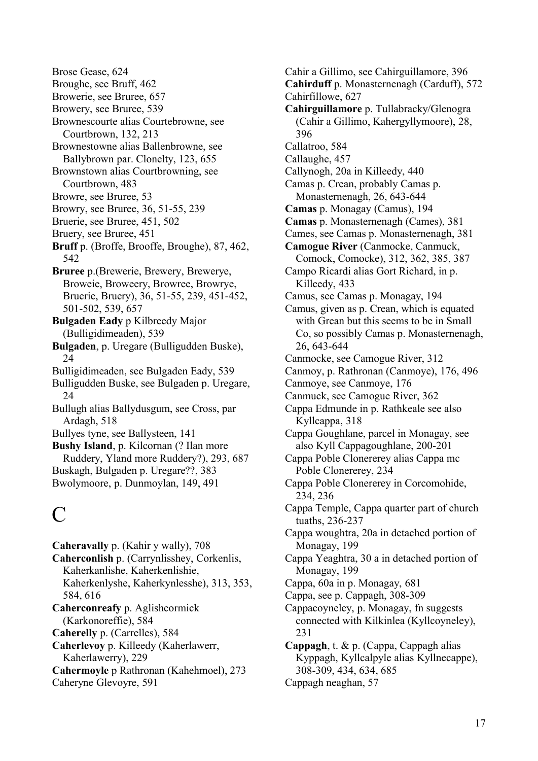Brose Gease, 624

Broughe, see Bruff, 462

Browerie, see Bruree, 657

Browery, see Bruree, 539

Brownescourte alias Courtebrowne, see Courtbrown, 132, 213

Brownestowne alias Ballenbrowne, see Ballybrown par. Clonelty, 123, 655

Brownstown alias Courtbrowning, see Courtbrown, 483

Browre, see Bruree, 53

Browry, see Bruree, 36, 51-55, 239

Bruerie, see Bruree, 451, 502

Bruery, see Bruree, 451

**Bruff** p. (Broffe, Brooffe, Broughe), 87, 462, 542

**Bruree** p.(Brewerie, Brewery, Breweryе, Broweie, Broweery, Browree, Browrye, Bruerie, Bruery), 36, 51-55, 239, 451-452, 501-502, 539, 657

**Bulgaden Eady** p Kilbreedy Major (Bulligidimeaden), 539

**Bulgaden**, p. Uregare (Bulligudden Buske), 24

Bulligidimeaden, see Bulgaden Eady, 539

Bulligudden Buske, see Bulgaden p. Uregare, 24

Bullugh alias Ballydusgum, see Cross, par Ardagh, 518

Bullyes tyne, see Ballysteen, 141

**Bushy Island**, p. Kilcornan (? Ilan more Ruddery, Yland more Ruddery?), 293, 687

Buskagh, Bulgaden p. Uregare??, 383

Bwolymoore, p. Dunmoylan, 149, 491

# C

**Caheravally** p. (Kahir y wally), 708

**Caherconlish** p. (Carrynlisshey, Corkenlis, Kaherkanlishe, Kaherkenlishie, Kaherkenlyshe, Kaherkynlesshe), 313, 353, 584, 616

**Caherconreafy** p. Aglishcormick (Karkonoreffie), 584

**Caherelly** p. (Carrelles), 584

**Caherlevoy** p. Killeedy (Kaherlawerr, Kaherlawerry), 229

**Cahermoyle** p Rathronan (Kahehmoel), 273

Caheryne Glevoyre, 591

Cahir a Gillimo, see Cahirguillamore, 396

**Cahirduff** p. Monasternenagh (Carduff), 572

Cahirfillowe, 627

**Cahirguillamore** p. Tullabracky/Glenogra (Cahir a Gillimo, Kahergyllymoore), 28, 396

Callatroo, 584

Callaughe, 457

Callynogh, 20a in Killeedy, 440

Camas p. Crean, probably Camas p. Monasternenagh, 26, 643-644

**Camas** p. Monagay (Camus), 194

**Camas** p. Monasternenagh (Cames), 381

Cames, see Camas p. Monasternenagh, 381

**Camogue River** (Canmocke, Canmuck, Comock, Comocke), 312, 362, 385, 387

Campo Ricardi alias Gort Richard, in p. Killeedy, 433

Camus, see Camas p. Monagay, 194

Camus, given as p. Crean, which is equated with Grean but this seems to be in Small Co, so possibly Camas p. Monasternenagh, 26, 643-644

Canmocke, see Camogue River, 312

Canmoy, p. Rathronan (Canmoye), 176, 496

Canmoye, see Canmoye, 176

Canmuck, see Camogue River, 362

Cappa Edmunde in p. Rathkeale see also Kyllcappa, 318

Cappa Goughlane, parcel in Monagay, see also Kyll Cappagoughlane, 200-201

Cappa Poble Clonererey alias Cappa mc Poble Clonererey, 234

Cappa Poble Clonererey in Corcomohide, 234, 236

Cappa Temple, Cappa quarter part of church tuaths, 236-237

Cappa woughtra, 20a in detached portion of Monagay, 199

Cappa Yeaghtra, 30 a in detached portion of Monagay, 199

Cappa, 60a in p. Monagay, 681

Cappa, see p. Cappagh, 308-309

Cappacoyneley, p. Monagay, fn suggests connected with Kilkinlea (Kyllcoyneley), 231

**Cappagh**, t. & p. (Cappa, Cappagh alias Kyppagh, Kyllcalpyle alias Kyllnecappe), 308-309, 434, 634, 685

Cappagh neaghan, 57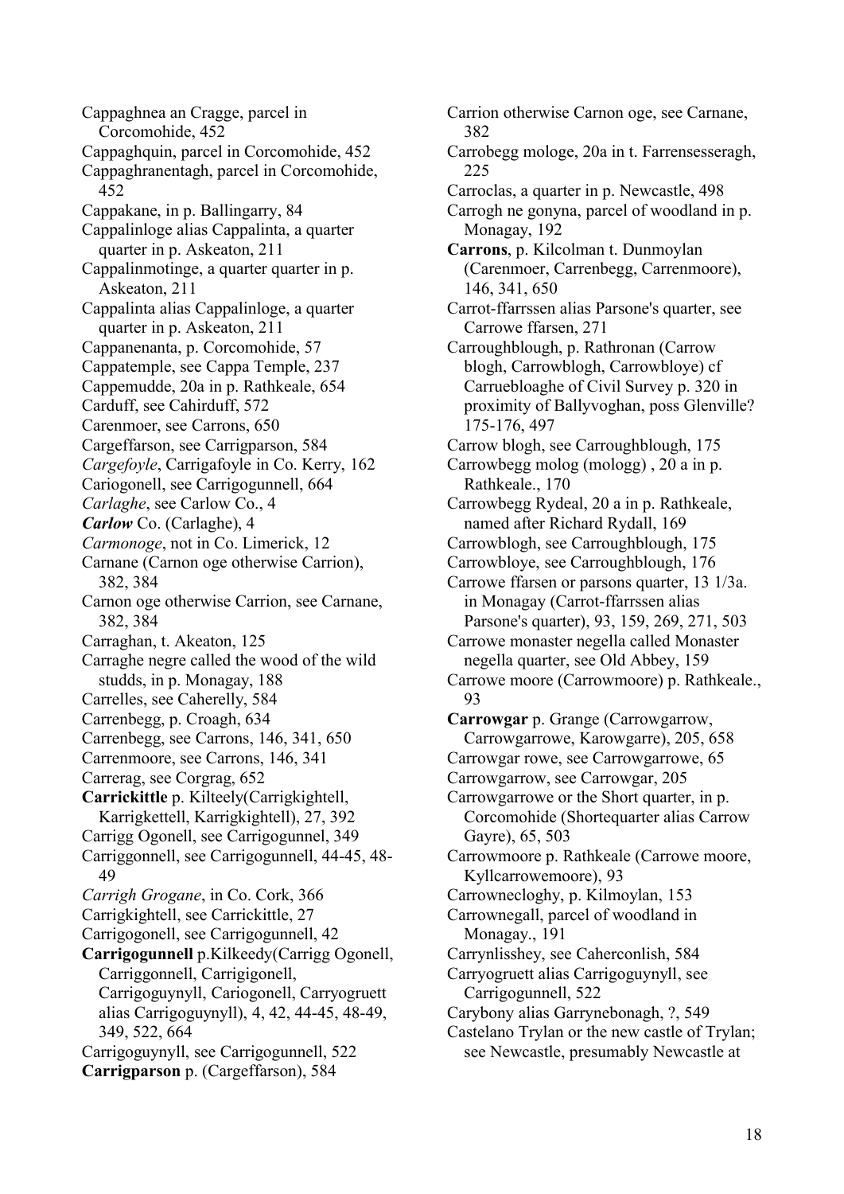Cappaghnea an Cragge, parcel in Corcomohide, 452
Cappaghquin, parcel in Corcomohide, 452
Cappaghranentagh, parcel in Corcomohide, 452
Cappakane, in p. Ballingarry, 84
Cappalinloge alias Cappalinta, a quarter quarter in p. Askeaton, 211
Cappalinmotinge, a quarter quarter in p. Askeaton, 211
Cappalinta alias Cappalinloge, a quarter quarter in p. Askeaton, 211
Cappanenanta, p. Corcomohide, 57
Cappatemple, see Cappa Temple, 237
Cappemudde, 20a in p. Rathkeale, 654
Carduff, see Cahirduff, 572
Carenmoer, see Carrons, 650
Cargeffarson, see Carrigparson, 584
*Cargefoyle*, Carrigafoyle in Co. Kerry, 162
Cariogonell, see Carrigogunnell, 664
*Carlaghe*, see Carlow Co., 4
***Carlow*** Co. (Carlaghe), 4
*Carmonoge*, not in Co. Limerick, 12
Carnane (Carnon oge otherwise Carrion), 382, 384
Carnon oge otherwise Carrion, see Carnane, 382, 384
Carraghan, t. Akeaton, 125
Carraghe negre called the wood of the wild studds, in p. Monagay, 188
Carrelles, see Caherelly, 584
Carrenbegg, p. Croagh, 634
Carrenbegg, see Carrons, 146, 341, 650
Carrenmoore, see Carrons, 146, 341
Carrerag, see Corgrag, 652
**Carrickittle** p. Kilteely(Carrigkightell, Karrigkettell, Karrigkightell), 27, 392
Carrigg Ogonell, see Carrigogunnel, 349
Carriggonnell, see Carrigogunnell, 44-45, 48-49
*Carrigh Grogane*, in Co. Cork, 366
Carrigkightell, see Carrickittle, 27
Carrigogonell, see Carrigogunnell, 42
**Carrigogunnell** p.Kilkeedy(Carrigg Ogonell, Carriggonnell, Carrigigonell, Carrigoguynyll, Cariogonell, Carryogruett alias Carrigoguynyll), 4, 42, 44-45, 48-49, 349, 522, 664
Carrigoguynyll, see Carrigogunnell, 522
**Carrigparson** p. (Cargeffarson), 584
Carrion otherwise Carnon oge, see Carnane, 382
Carrobegg mologe, 20a in t. Farrensesseragh, 225
Carroclas, a quarter in p. Newcastle, 498
Carrogh ne gonyna, parcel of woodland in p. Monagay, 192
**Carrons**, p. Kilcolman t. Dunmoylan (Carenmoer, Carrenbegg, Carrenmoore), 146, 341, 650
Carrot-ffarrssen alias Parsone's quarter, see Carrowe ffarsen, 271
Carroughblough, p. Rathronan (Carrow blogh, Carrowblogh, Carrowbloye) cf Carruebloaghe of Civil Survey p. 320 in proximity of Ballyvoghan, poss Glenville? 175-176, 497
Carrow blogh, see Carroughblough, 175
Carrowbegg molog (mologg) , 20 a in p. Rathkeale., 170
Carrowbegg Rydeal, 20 a in p. Rathkeale, named after Richard Rydall, 169
Carrowblogh, see Carroughblough, 175
Carrowbloye, see Carroughblough, 176
Carrowe ffarsen or parsons quarter, 13 1/3a. in Monagay (Carrot-ffarrssen alias Parsone's quarter), 93, 159, 269, 271, 503
Carrowe monaster negella called Monaster negella quarter, see Old Abbey, 159
Carrowe moore (Carrowmoore) p. Rathkeale., 93
**Carrowgar** p. Grange (Carrowgarrow, Carrowgarrowe, Karowgarre), 205, 658
Carrowgar rowe, see Carrowgarrowe, 65
Carrowgarrow, see Carrowgar, 205
Carrowgarrowe or the Short quarter, in p. Corcomohide (Shortequarter alias Carrow Gayre), 65, 503
Carrowmoore p. Rathkeale (Carrowe moore, Kyllcarrowemoore), 93
Carrownecloghy, p. Kilmoylan, 153
Carrownegall, parcel of woodland in Monagay., 191
Carrynlisshey, see Caherconlish, 584
Carryogruett alias Carrigoguynyll, see Carrigogunnell, 522
Carybony alias Garrynebonagh, ?, 549
Castelano Trylan or the new castle of Trylan; see Newcastle, presumably Newcastle at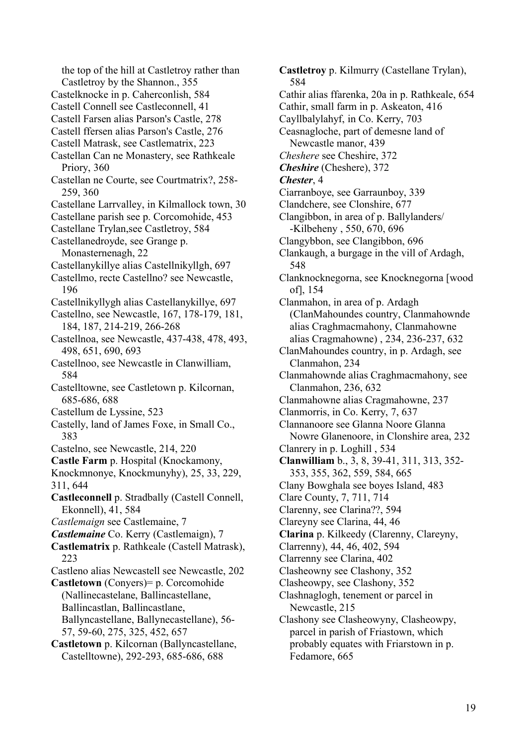the top of the hill at Castletroy rather than Castletroy by the Shannon., 355

Castelknocke in p. Caherconlish, 584

Castell Connell see Castleconnell, 41

Castell Farsen alias Parson's Castle, 278

Castell ffersen alias Parson's Castle, 276

Castell Matrask, see Castlematrix, 223

Castellan Can ne Monastery, see Rathkeale Priory, 360

Castellan ne Courte, see Courtmatrix?, 258-259, 360

Castellane Larrvalley, in Kilmallock town, 30

Castellane parish see p. Corcomohide, 453

Castellane Trylan,see Castletroy, 584

Castellanedroyde, see Grange p. Monasternenagh, 22

Castellanykillye alias Castellnikyllgh, 697

Castellmo, recte Castellno? see Newcastle, 196

Castellnikyllygh alias Castellanykillye, 697

Castellno, see Newcastle, 167, 178-179, 181, 184, 187, 214-219, 266-268

Castellnoa, see Newcastle, 437-438, 478, 493, 498, 651, 690, 693

Castellnoo, see Newcastle in Clanwilliam, 584

Castelltowne, see Castletown p. Kilcornan, 685-686, 688

Castellum de Lyssine, 523

Castelly, land of James Foxe, in Small Co., 383

Castelno, see Newcastle, 214, 220

**Castle Farm** p. Hospital (Knockamony, Knockmnonye, Knockmunyhy), 25, 33, 229, 311, 644

**Castleconnell** p. Stradbally (Castell Connell, Ekonnell), 41, 584

*Castlemaign* see Castlemaine, 7

***Castlemaine*** Co. Kerry (Castlemaign), 7

**Castlematrix** p. Rathkeale (Castell Matrask), 223

Castleno alias Newcastell see Newcastle, 202

**Castletown** (Conyers)= p. Corcomohide (Nallinecastelane, Ballincastellane, Ballincastlan, Ballincastlane, Ballyncastellane, Ballynecastellane), 56-57, 59-60, 275, 325, 452, 657

**Castletown** p. Kilcornan (Ballyncastellane, Castelltowne), 292-293, 685-686, 688

**Castletroy** p. Kilmurry (Castellane Trylan), 584

Cathir alias ffarenka, 20a in p. Rathkeale, 654

Cathir, small farm in p. Askeaton, 416

Cayllbalylahyf, in Co. Kerry, 703

Ceasnagloche, part of demesne land of Newcastle manor, 439

*Cheshere* see Cheshire, 372

***Cheshire*** (Cheshere), 372

***Chester***, 4

Ciarranboye, see Garraunboy, 339

Clandchere, see Clonshire, 677

Clangibbon, in area of p. Ballylanders/ -Kilbeheny , 550, 670, 696

Clangybbon, see Clangibbon, 696

Clankaugh, a burgage in the vill of Ardagh, 548

Clanknocknegorna, see Knocknegorna [wood of], 154

Clanmahon, in area of p. Ardagh (ClanMahoundes country, Clanmahownde alias Craghmacmahony, Clanmahowne alias Cragmahowne) , 234, 236-237, 632

ClanMahoundes country, in p. Ardagh, see Clanmahon, 234

Clanmahownde alias Craghmacmahony, see Clanmahon, 236, 632

Clanmahowne alias Cragmahowne, 237

Clanmorris, in Co. Kerry, 7, 637

Clannanoore see Glanna Noore Glanna Nowre Glanenoore, in Clonshire area, 232

Clanrery in p. Loghill , 534

**Clanwilliam** b., 3, 8, 39-41, 311, 313, 352-353, 355, 362, 559, 584, 665

Clany Bowghala see boyes Island, 483

Clare County, 7, 711, 714

Clarenny, see Clarina??, 594

Clareyny see Clarina, 44, 46

**Clarina** p. Kilkeedy (Clarenny, Clareyny, Clarrenny), 44, 46, 402, 594

Clarrenny see Clarina, 402

Clasheowny see Clashony, 352

Clasheowpy, see Clashony, 352

Clashnaglogh, tenement or parcel in Newcastle, 215

Clashony see Clasheowyny, Clasheowpy, parcel in parish of Friastown, which probably equates with Friarstown in p. Fedamore, 665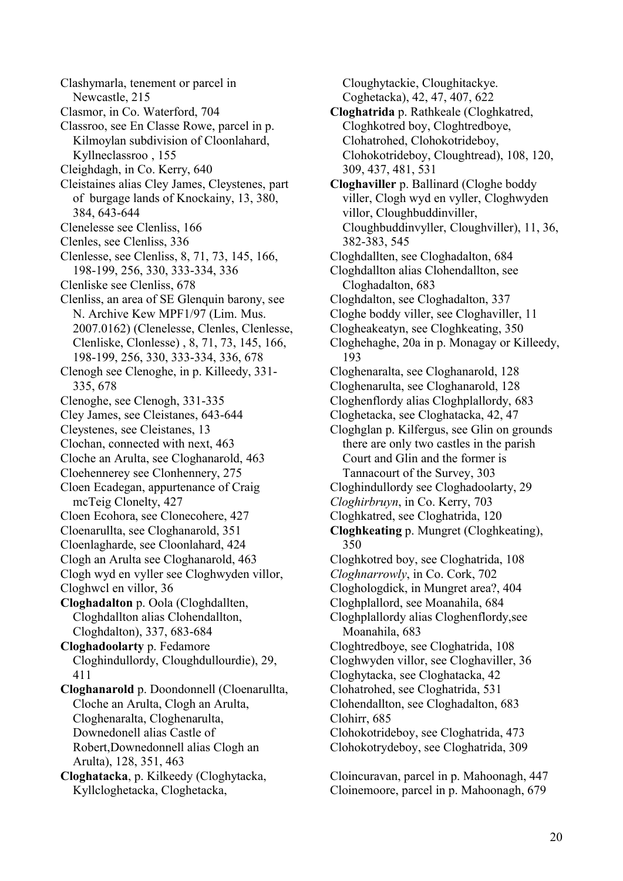Clashymarla, tenement or parcel in Newcastle, 215

Clasmor, in Co. Waterford, 704

Classroo, see En Classe Rowe, parcel in p. Kilmoylan subdivision of Cloonlahard, Kyllneclassroo , 155

Cleighdagh, in Co. Kerry, 640

Cleistaines alias Cley James, Cleystenes, part of burgage lands of Knockainy, 13, 380, 384, 643-644

Clenelesse see Clenliss, 166

Clenles, see Clenliss, 336

Clenlesse, see Clenliss, 8, 71, 73, 145, 166, 198-199, 256, 330, 333-334, 336

Clenliske see Clenliss, 678

Clenliss, an area of SE Glenquin barony, see N. Archive Kew MPF1/97 (Lim. Mus. 2007.0162) (Clenelesse, Clenles, Clenlesse, Clenliske, Clonlesse) , 8, 71, 73, 145, 166, 198-199, 256, 330, 333-334, 336, 678

Clenogh see Clenoghe, in p. Killeedy, 331-335, 678

Clenoghe, see Clenogh, 331-335

Cley James, see Cleistanes, 643-644

Cleystenes, see Cleistanes, 13

Clochan, connected with next, 463

Cloche an Arulta, see Cloghanarold, 463

Cloehennerey see Clonhennery, 275

Cloen Ecadegan, appurtenance of Craig mcTeig Clonelty, 427

Cloen Ecohora, see Clonecohere, 427

Cloenarullta, see Cloghanarold, 351

Cloenlagharde, see Cloonlahard, 424

Clogh an Arulta see Cloghanarold, 463

Clogh wyd en vyller see Cloghwyden villor, Cloghwcl en villor, 36

**Cloghadalton** p. Oola (Cloghdallten, Cloghdallton alias Clohendallton, Cloghdalton), 337, 683-684

**Cloghadoolarty** p. Fedamore Cloghindullordy, Cloughdullourdie), 29, 411

**Cloghanarold** p. Doondonnell (Cloenarullta, Cloche an Arulta, Clogh an Arulta, Cloghenaralta, Cloghenarulta, Downedonell alias Castle of Robert,Downedonnell alias Clogh an Arulta), 128, 351, 463

**Cloghatacka**, p. Kilkeedy (Cloghytacka, Kyllcloghetacka, Cloghetacka, Cloughytackie, Cloughitackye. Coghetacka), 42, 47, 407, 622

**Cloghatrida** p. Rathkeale (Cloghkatred, Cloghkotred boy, Cloghtredboye, Clohatrohed, Clohokotrideboy, Clohokotrideboy, Cloughtread), 108, 120, 309, 437, 481, 531

**Cloghaviller** p. Ballinard (Cloghe boddy viller, Clogh wyd en vyller, Cloghwyden villor, Cloughbuddinviller, Cloughbuddinvyller, Cloughviller), 11, 36, 382-383, 545

Cloghdallten, see Cloghadalton, 684

Cloghdallton alias Clohendallton, see Cloghadalton, 683

Cloghdalton, see Cloghadalton, 337

Cloghe boddy viller, see Cloghaviller, 11

Clogheakeatyn, see Cloghkeating, 350

Cloghehaghe, 20a in p. Monagay or Killeedy, 193

Cloghenaralta, see Cloghanarold, 128

Cloghenarulta, see Cloghanarold, 128

Cloghenflordy alias Cloghplallordy, 683

Cloghetacka, see Cloghatacka, 42, 47

Cloghglan p. Kilfergus, see Glin on grounds there are only two castles in the parish Court and Glin and the former is Tannacourt of the Survey, 303

Cloghindullordy see Cloghadoolarty, 29

*Cloghirbruyn*, in Co. Kerry, 703

Cloghkatred, see Cloghatrida, 120

**Cloghkeating** p. Mungret (Cloghkeating), 350

Cloghkotred boy, see Cloghatrida, 108

*Cloghnarrowly*, in Co. Cork, 702

Clogholog dick, in Mungret area?, 404

Cloghplallord, see Moanahila, 684

Cloghplallordy alias Cloghenflordy,see Moanahila, 683

Cloghtredboye, see Cloghatrida, 108

Cloghwyden villor, see Cloghaviller, 36

Cloghytacka, see Cloghatacka, 42

Clohatrohed, see Cloghatrida, 531

Clohendallton, see Cloghadalton, 683

Clohirr, 685

Clohokotrideboy, see Cloghatrida, 473

Clohokotrydeboy, see Cloghatrida, 309

Cloincuravan, parcel in p. Mahoonagh, 447

Cloinemoore, parcel in p. Mahoonagh, 679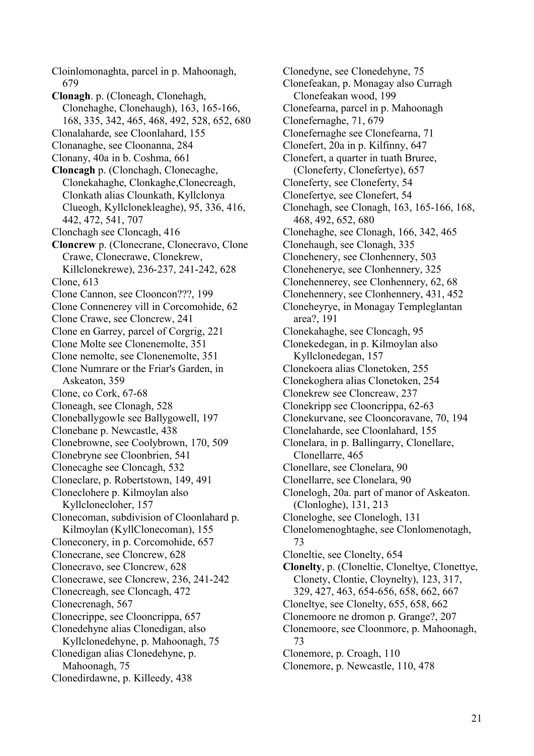Cloinlomonaghta, parcel in p. Mahoonagh, 679

**Clonagh**. p. (Cloneagh, Clonehagh, Clonehaghe, Clonehaugh), 163, 165-166, 168, 335, 342, 465, 468, 492, 528, 652, 680

Clonalaharde, see Cloonlahard, 155

Clonanaghe, see Cloonanna, 284

Clonany, 40a in b. Coshma, 661

**Cloncagh** p. (Clonchagh, Clonecaghe, Clonekahaghe, Clonkaghe,Clonecreagh, Clonkath alias Clounkath, Kyllclonya Clueogh, Kyllclonekleaghe), 95, 336, 416, 442, 472, 541, 707

Clonchagh see Cloncagh, 416

**Cloncrew** p. (Clonecrane, Clonecravo, Clone Crawe, Clonecrawe, Clonekrew, Killclonekrewe), 236-237, 241-242, 628

Clone, 613

Clone Cannon, see Clooncon???, 199

Clone Connenerey vill in Corcomohide, 62

Clone Crawe, see Cloncrew, 241

Clone en Garrey, parcel of Corgrig, 221

Clone Molte see Clonenemolte, 351

Clone nemolte, see Clonenemolte, 351

Clone Numrare or the Friar's Garden, in Askeaton, 359

Clone, co Cork, 67-68

Cloneagh, see Clonagh, 528

Cloneballygowle see Ballygowell, 197

Clonebane p. Newcastle, 438

Clonebrowne, see Coolybrown, 170, 509

Clonebryne see Cloonbrien, 541

Clonecaghe see Cloncagh, 532

Cloneclare, p. Robertstown, 149, 491

Clonecloher p. Kilmoylan also Kyllclonecloher, 157

Clonecoman, subdivision of Cloonlahard p. Kilmoylan (KyllClonecoman), 155

Cloneconery, in p. Corcomohide, 657

Clonecrane, see Cloncrew, 628

Clonecravo, see Cloncrew, 628

Clonecrawe, see Cloncrew, 236, 241-242

Clonecreagh, see Cloncagh, 472

Clonecrenagh, 567

Clonecrippe, see Clooncrippa, 657

Clonedehyne alias Clonedigan, also Kyllclonedehyne, p. Mahoonagh, 75

Clonedigan alias Clonedehyne, p. Mahoonagh, 75

Clonedirdawne, p. Killeedy, 438

Clonedyne, see Clonedehyne, 75

Clonefeakan, p. Monagay also Curragh Clonefeakan wood, 199

Clonefearna, parcel in p. Mahoonagh

Clonefernaghe, 71, 679

Clonefernaghe see Clonefearna, 71

Clonefert, 20a in p. Kilfinny, 647

Clonefert, a quarter in tuath Bruree, (Cloneferty, Clonefertye), 657

Cloneferty, see Cloneferty, 54

Clonefertye, see Clonefert, 54

Clonehagh, see Clonagh, 163, 165-166, 168, 468, 492, 652, 680

Clonehaghe, see Clonagh, 166, 342, 465

Clonehaugh, see Clonagh, 335

Clonehenery, see Clonhennery, 503

Cloneheneyre, see Clonhennery, 325

Clonehennerey, see Clonhennery, 62, 68

Clonehennery, see Clonhennery, 431, 452

Cloneheyrye, in Monagay Templeglantan area?, 191

Clonekahaghe, see Cloncagh, 95

Clonekedegan, in p. Kilmoylan also Kyllclonedegan, 157

Clonekoera alias Clonetoken, 255

Clonekoghera alias Clonetoken, 254

Clonekrew see Cloncreaw, 237

Clonekripp see Clooncrippa, 62-63

Clonekurvane, see Clooncoravane, 70, 194

Clonelaharde, see Cloonlahard, 155

Clonelara, in p. Ballingarry, Clonellare, Clonellarre, 465

Clonellare, see Clonelara, 90

Clonellarre, see Clonelara, 90

Clonelogh, 20a. part of manor of Askeaton. (Clonloghe), 131, 213

Cloneloghe, see Clonelogh, 131

Clonelomenoghtaghe, see Clonlomenotagh, 73

Cloneltie, see Clonelty, 654

**Clonelty**, p. (Cloneltie, Cloneltye, Clonettye, Clonety, Clontie, Cloynelty), 123, 317, 329, 427, 463, 654-656, 658, 662, 667

Cloneltye, see Clonelty, 655, 658, 662

Clonemoore ne dromon p. Grange?, 207

Clonemoore, see Cloonmore, p. Mahoonagh, 73

Clonemore, p. Croagh, 110

Clonemore, p. Newcastle, 110, 478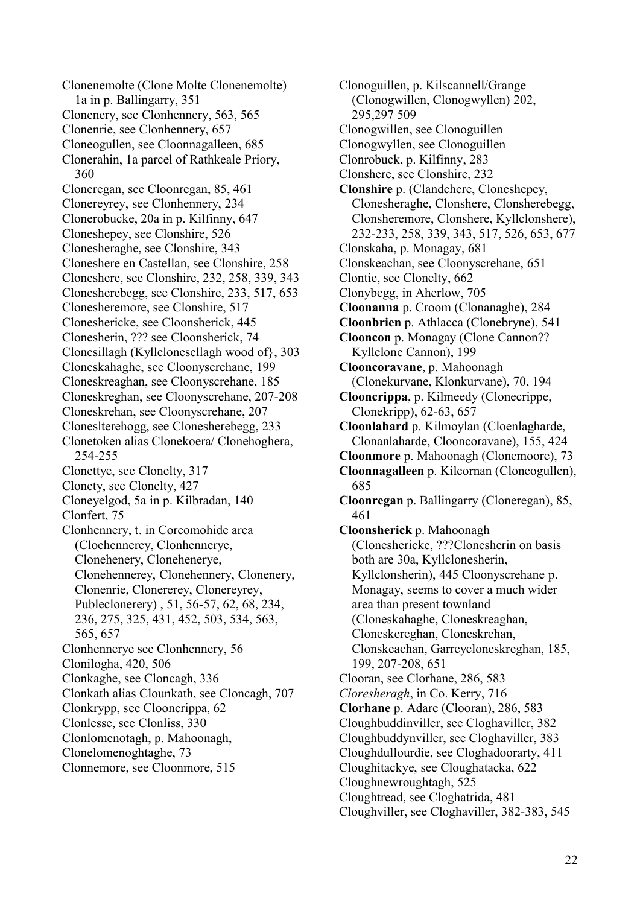Clonenemolte (Clone Molte Clonenemolte) 1a in p. Ballingarry, 351

Clonenery, see Clonhennery, 563, 565

Clonenrie, see Clonhennery, 657

Cloneogullen, see Cloonnagalleen, 685

Clonerahin, 1a parcel of Rathkeale Priory, 360

Cloneregan, see Cloonregan, 85, 461

Clonereyrey, see Clonhennery, 234

Clonerobucke, 20a in p. Kilfinny, 647

Cloneshepey, see Clonshire, 526

Clonesheraghe, see Clonshire, 343

Cloneshere en Castellan, see Clonshire, 258

Cloneshere, see Clonshire, 232, 258, 339, 343

Clonesherebegg, see Clonshire, 233, 517, 653

Clonesheremore, see Clonshire, 517

Cloneshericke, see Cloonsherick, 445

Clonesherin, ??? see Cloonsherick, 74

Clonesillagh (Kyllclonesellagh wood of}, 303

Cloneskahaghe, see Cloonyscrehane, 199

Cloneskreaghan, see Cloonyscrehane, 185

Cloneskreghan, see Cloonyscrehane, 207-208

Cloneskrehan, see Cloonyscrehane, 207

Cloneslterehogg, see Clonesherebegg, 233

Clonetoken alias Clonekoera/ Clonehoghera, 254-255

Clonettye, see Clonelty, 317

Clonety, see Clonelty, 427

Cloneyelgod, 5a in p. Kilbradan, 140

Clonfert, 75

Clonhennery, t. in Corcomohide area (Cloehennerey, Clonhennerye, Clonehenery, Clonehenerye, Clonehennerey, Clonehennery, Clonenery, Clonenrie, Clonererey, Clonereyrey, Publeclonerery) , 51, 56-57, 62, 68, 234, 236, 275, 325, 431, 452, 503, 534, 563, 565, 657

Clonhennerye see Clonhennery, 56

Clonilogha, 420, 506

Clonkaghe, see Cloncagh, 336

Clonkath alias Clounkath, see Cloncagh, 707

Clonkrypp, see Clooncrippa, 62

Clonlesse, see Clonliss, 330

Clonlomenotagh, p. Mahoonagh, Clonelomenoghtaghe, 73

Clonnemore, see Cloonmore, 515

Clonoguillen, p. Kilscannell/Grange (Clonogwillen, Clonogwyllen) 202, 295,297 509

Clonogwillen, see Clonoguillen

Clonogwyllen, see Clonoguillen

Clonrobuck, p. Kilfinny, 283

Clonshere, see Clonshire, 232

**Clonshire** p. (Clandchere, Cloneshepey, Clonesheraghe, Clonshere, Clonsherebegg, Clonsheremore, Clonshere, Kyllclonshere), 232-233, 258, 339, 343, 517, 526, 653, 677

Clonskaha, p. Monagay, 681

Clonskeachan, see Cloonyscrehane, 651

Clontie, see Clonelty, 662

Clonybegg, in Aherlow, 705

**Cloonanna** p. Croom (Clonanaghe), 284

**Cloonbrien** p. Athlacca (Clonebryne), 541

**Clooncon** p. Monagay (Clone Cannon?? Kyllclone Cannon), 199

**Clooncoravane**, p. Mahoonagh (Clonekurvane, Klonkurvane), 70, 194

**Clooncrippa**, p. Kilmeedy (Clonecrippe, Clonekripp), 62-63, 657

**Cloonlahard** p. Kilmoylan (Cloenlagharde, Clonanlaharde, Clooncoravane), 155, 424

**Cloonmore** p. Mahoonagh (Clonemoore), 73

**Cloonnagalleen** p. Kilcornan (Cloneogullen), 685

**Cloonregan** p. Ballingarry (Cloneregan), 85, 461

**Cloonsherick** p. Mahoonagh (Cloneshericke, ???Clonesherin on basis both are 30a, Kyllclonesherin, Kyllclonsherin), 445 Cloonyscrehane p. Monagay, seems to cover a much wider area than present townland (Cloneskahaghe, Cloneskreaghan, Cloneskereghan, Cloneskrehan, Clonskeachan, Garreycloneskreghan, 185, 199, 207-208, 651

Clooran, see Clorhane, 286, 583

*Cloresheragh*, in Co. Kerry, 716

**Clorhane** p. Adare (Clooran), 286, 583

Cloughbuddinviller, see Cloghaviller, 382

Cloughbuddynviller, see Cloghaviller, 383

Cloughdullourdie, see Cloghadoorarty, 411

Cloughitackye, see Cloughatacka, 622

Cloughnewroughtagh, 525

Cloughtread, see Cloghatrida, 481

Cloughviller, see Cloghaviller, 382-383, 545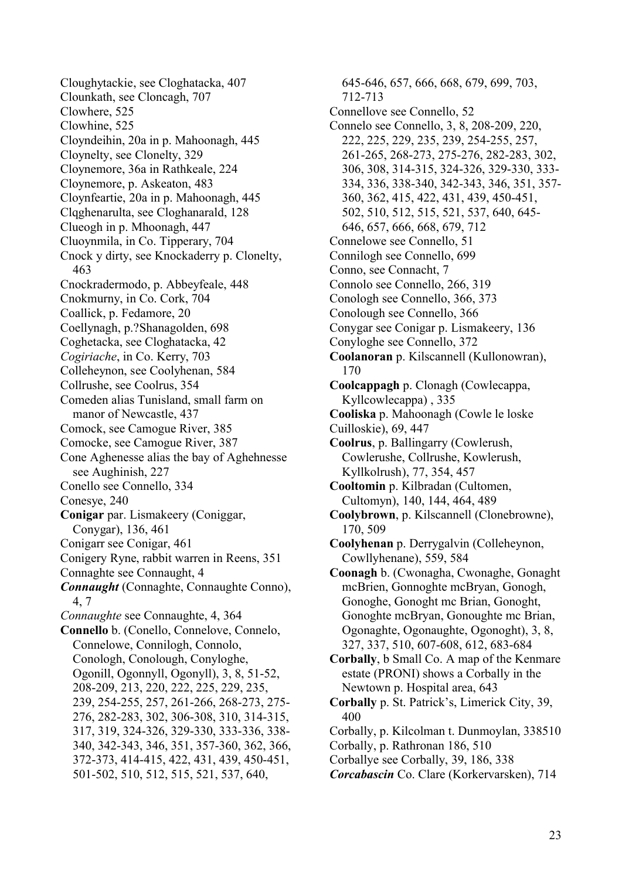Cloughytackie, see Cloghatacka, 407

Clounkath, see Cloncagh, 707

Clowhere, 525

Clowhine, 525

Cloyndeihin, 20a in p. Mahoonagh, 445

Cloynelty, see Clonelty, 329

Cloynemore, 36a in Rathkeale, 224

Cloynemore, p. Askeaton, 483

Cloynfeartie, 20a in p. Mahoonagh, 445

Clqghenarulta, see Cloghanarald, 128

Clueogh in p. Mhoonagh, 447

Cluoynmila, in Co. Tipperary, 704

Cnock y dirty, see Knockaderry p. Clonelty, 463

Cnockradermodo, p. Abbeyfeale, 448

Cnokmurny, in Co. Cork, 704

Coallick, p. Fedamore, 20

Coellynagh, p.?Shanagolden, 698

Coghetacka, see Cloghatacka, 42

*Cogiriache*, in Co. Kerry, 703

Colleheynon, see Coolyhenan, 584

Collrushe, see Coolrus, 354

Comeden alias Tunisland, small farm on manor of Newcastle, 437

Comock, see Camogue River, 385

Comocke, see Camogue River, 387

Cone Aghenesse alias the bay of Aghehnesse see Aughinish, 227

Conello see Connello, 334

Conesye, 240

**Conigar** par. Lismakeery (Coniggar, Conygar), 136, 461

Conigarr see Conigar, 461

Conigery Ryne, rabbit warren in Reens, 351

Connaghte see Connaught, 4

***Connaught*** (Connaghte, Connaughte Conno), 4, 7

*Connaughte* see Connaughte, 4, 364

**Connello** b. (Conello, Connelove, Connelo, Connelowe, Connilogh, Connolo, Conologh, Conolough, Conyloghe, Ogonill, Ogonnyll, Ogonyll), 3, 8, 51-52, 208-209, 213, 220, 222, 225, 229, 235, 239, 254-255, 257, 261-266, 268-273, 275-276, 282-283, 302, 306-308, 310, 314-315, 317, 319, 324-326, 329-330, 333-336, 338-340, 342-343, 346, 351, 357-360, 362, 366, 372-373, 414-415, 422, 431, 439, 450-451, 501-502, 510, 512, 515, 521, 537, 640, 645-646, 657, 666, 668, 679, 699, 703, 712-713

Connellove see Connello, 52

Connelo see Connello, 3, 8, 208-209, 220, 222, 225, 229, 235, 239, 254-255, 257, 261-265, 268-273, 275-276, 282-283, 302, 306, 308, 314-315, 324-326, 329-330, 333-334, 336, 338-340, 342-343, 346, 351, 357-360, 362, 415, 422, 431, 439, 450-451, 502, 510, 512, 515, 521, 537, 640, 645-646, 657, 666, 668, 679, 712

Connelowe see Connello, 51

Connilogh see Connello, 699

Conno, see Connacht, 7

Connolo see Connello, 266, 319

Conologh see Connello, 366, 373

Conolough see Connello, 366

Conygar see Conigar p. Lismakeery, 136

Conyloghe see Connello, 372

**Coolanoran** p. Kilscannell (Kullonowran), 170

**Coolcappagh** p. Clonagh (Cowlecappa, Kyllcowlecappa) , 335

**Cooliska** p. Mahoonagh (Cowle le loske Cuilloskie), 69, 447

**Coolrus**, p. Ballingarry (Cowlerush, Cowlerushe, Collrushe, Kowlerush, Kyllkolrush), 77, 354, 457

**Cooltomin** p. Kilbradan (Cultomen, Cultomyn), 140, 144, 464, 489

**Coolybrown**, p. Kilscannell (Clonebrowne), 170, 509

**Coolyhenan** p. Derrygalvin (Colleheynon, Cowllyhenane), 559, 584

**Coonagh** b. (Cwonagha, Cwonaghe, Gonaght mcBrien, Gonnoghte mcBryan, Gonogh, Gonoghe, Gonoght mc Brian, Gonoght, Gonoghte mcBryan, Gonoughte mc Brian, Ogonaghte, Ogonaughte, Ogonoght), 3, 8, 327, 337, 510, 607-608, 612, 683-684

**Corbally**, b Small Co. A map of the Kenmare estate (PRONI) shows a Corbally in the Newtown p. Hospital area, 643

**Corbally** p. St. Patrick's, Limerick City, 39, 400

Corbally, p. Kilcolman t. Dunmoylan, 338510

Corbally, p. Rathronan 186, 510

Corballye see Corbally, 39, 186, 338

***Corcabascin*** Co. Clare (Korkervarsken), 714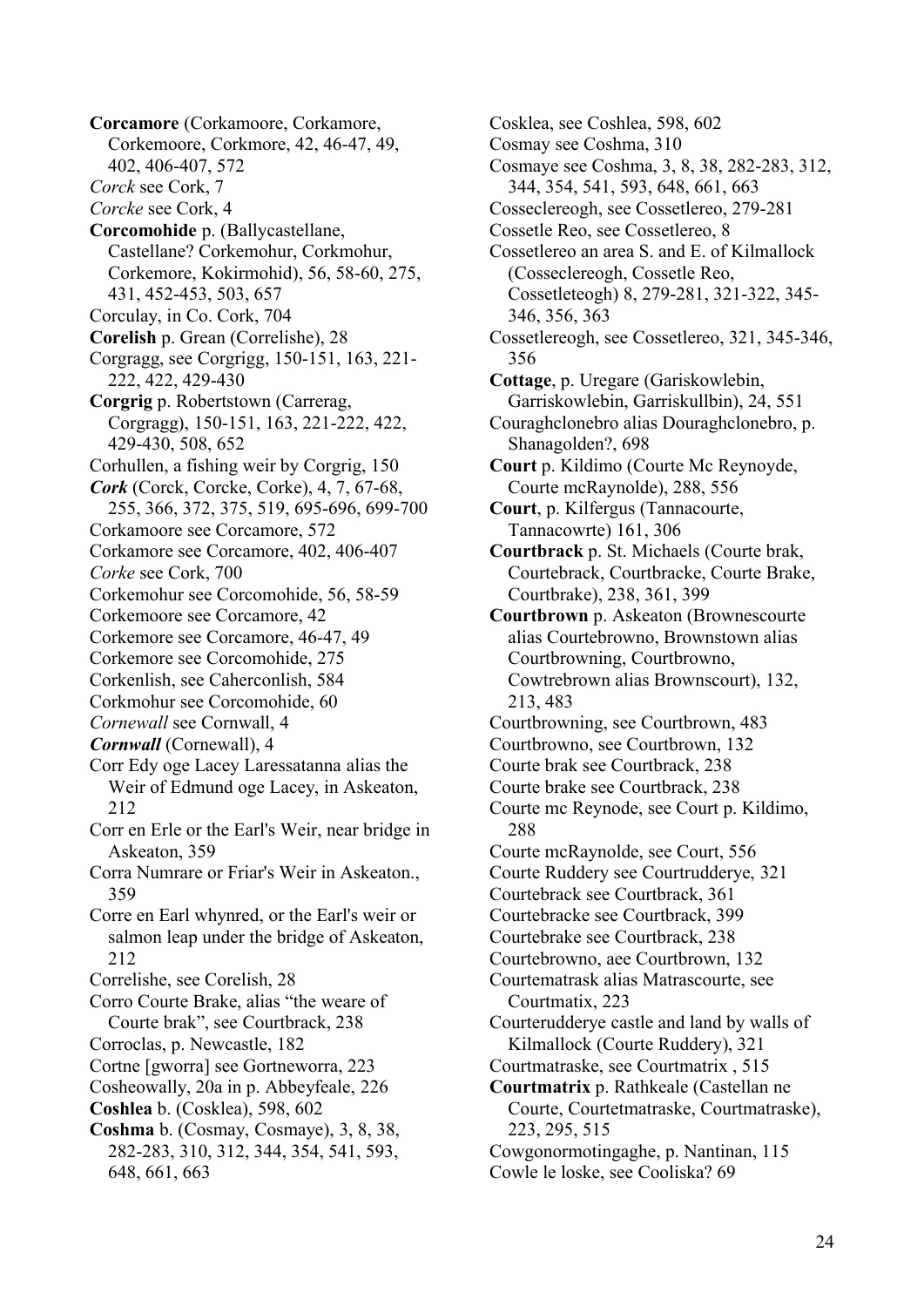**Corcamore** (Corkamoore, Corkamore, Corkemoore, Corkmore, 42, 46-47, 49, 402, 406-407, 572

*Corck* see Cork, 7

*Corcke* see Cork, 4

**Corcomohide** p. (Ballycastellane, Castellane? Corkemohur, Corkmohur, Corkemore, Kokirmohid), 56, 58-60, 275, 431, 452-453, 503, 657

Corculay, in Co. Cork, 704

**Corelish** p. Grean (Correlishe), 28

Corgragg, see Corgrigg, 150-151, 163, 221-222, 422, 429-430

**Corgrig** p. Robertstown (Carrerag, Corgragg), 150-151, 163, 221-222, 422, 429-430, 508, 652

Corhullen, a fishing weir by Corgrig, 150

***Cork*** (Corck, Corcke, Corke), 4, 7, 67-68, 255, 366, 372, 375, 519, 695-696, 699-700

Corkamoore see Corcamore, 572

Corkamore see Corcamore, 402, 406-407

*Corke* see Cork, 700

Corkemohur see Corcomohide, 56, 58-59

Corkemoore see Corcamore, 42

Corkemore see Corcamore, 46-47, 49

Corkemore see Corcomohide, 275

Corkenlish, see Caherconlish, 584

Corkmohur see Corcomohide, 60

*Cornewall* see Cornwall, 4

***Cornwall*** (Cornewall), 4

Corr Edy oge Lacey Laressatanna alias the Weir of Edmund oge Lacey, in Askeaton, 212

Corr en Erle or the Earl's Weir, near bridge in Askeaton, 359

Corra Numrare or Friar's Weir in Askeaton., 359

Corre en Earl whynred, or the Earl's weir or salmon leap under the bridge of Askeaton, 212

Correlishe, see Corelish, 28

Corro Courte Brake, alias “the weare of Courte brak”, see Courtbrack, 238

Corroclas, p. Newcastle, 182

Cortne [gworra] see Gortneworra, 223

Cosheowally, 20a in p. Abbeyfeale, 226

**Coshlea** b. (Cosklea), 598, 602

**Coshma** b. (Cosmay, Cosmaye), 3, 8, 38, 282-283, 310, 312, 344, 354, 541, 593, 648, 661, 663

Cosklea, see Coshlea, 598, 602

Cosmay see Coshma, 310

Cosmaye see Coshma, 3, 8, 38, 282-283, 312, 344, 354, 541, 593, 648, 661, 663

Cosseclereogh, see Cossetlereo, 279-281

Cossetle Reo, see Cossetlereo, 8

Cossetlereo an area S. and E. of Kilmallock (Cosseclereogh, Cossetle Reo, Cossetleteogh) 8, 279-281, 321-322, 345-346, 356, 363

Cossetlereogh, see Cossetlereo, 321, 345-346, 356

**Cottage**, p. Uregare (Gariskowlebin, Garriskowlebin, Garriskullbin), 24, 551

Couraghclonebro alias Douraghclonebro, p. Shanagolden?, 698

**Court** p. Kildimo (Courte Mc Reynoyde, Courte mcRaynolde), 288, 556

**Court**, p. Kilfergus (Tannacourte, Tannacowrte) 161, 306

**Courtbrack** p. St. Michaels (Courte brak, Courtebrack, Courtbracke, Courte Brake, Courtbrake), 238, 361, 399

**Courtbrown** p. Askeaton (Brownescourte alias Courtebrowno, Brownstown alias Courtbrowning, Courtbrowno, Cowtrebrown alias Brownscourt), 132, 213, 483

Courtbrowning, see Courtbrown, 483

Courtbrowno, see Courtbrown, 132

Courte brak see Courtbrack, 238

Courte brake see Courtbrack, 238

Courte mc Reynode, see Court p. Kildimo, 288

Courte mcRaynolde, see Court, 556

Courte Ruddery see Courtrudderye, 321

Courtebrack see Courtbrack, 361

Courtebracke see Courtbrack, 399

Courtebrake see Courtbrack, 238

Courtebrowno, aee Courtbrown, 132

Courtematrask alias Matrascourte, see Courtmatix, 223

Courterudderye castle and land by walls of Kilmallock (Courte Ruddery), 321

Courtmatraske, see Courtmatrix , 515

**Courtmatrix** p. Rathkeale (Castellan ne Courte, Courtetmatraske, Courtmatraske), 223, 295, 515

Cowgonormotingaghe, p. Nantinan, 115

Cowle le loske, see Cooliska? 69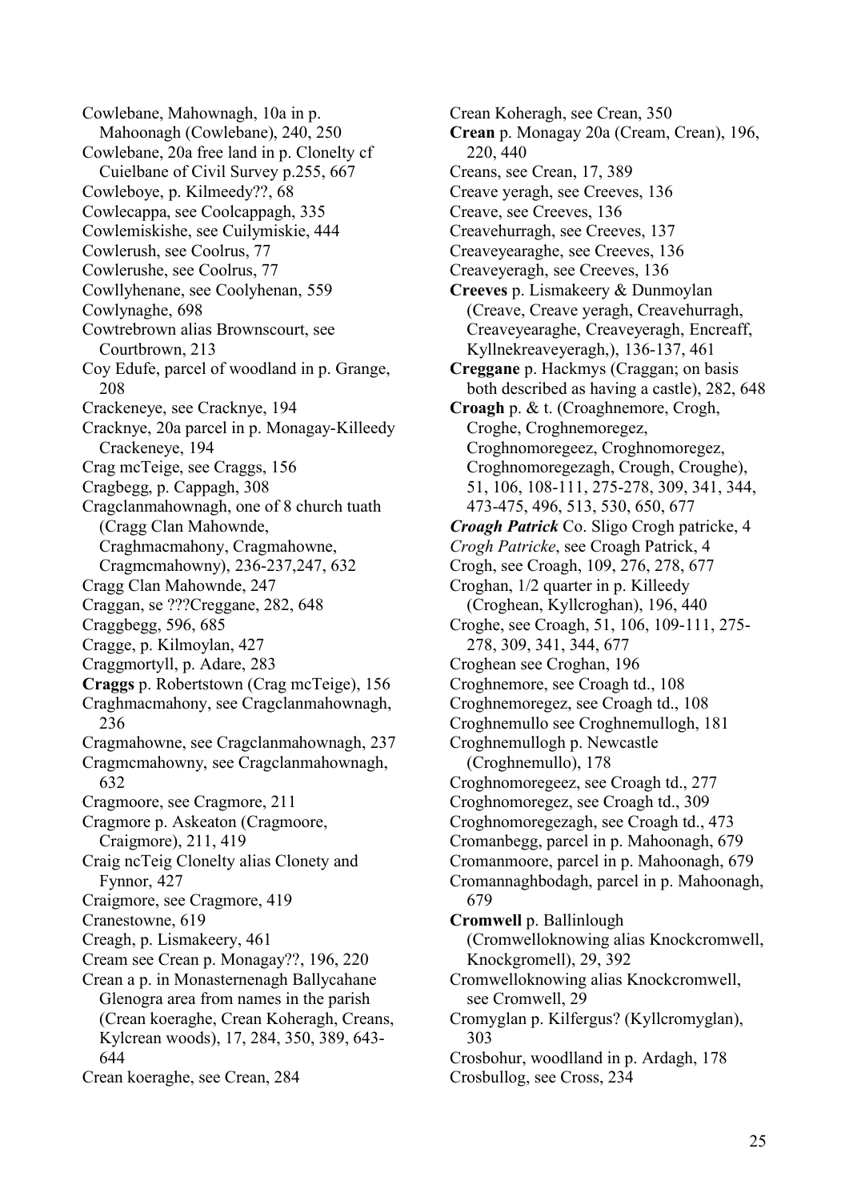Cowlebane, Mahownagh, 10a in p. Mahoonagh (Cowlebane), 240, 250

Cowlebane, 20a free land in p. Clonelty cf Cuielbane of Civil Survey p.255, 667

Cowleboye, p. Kilmeedy??, 68

Cowlecappa, see Coolcappagh, 335

Cowlemiskishe, see Cuilymiskie, 444

Cowlerush, see Coolrus, 77

Cowlerushe, see Coolrus, 77

Cowllyhenane, see Coolyhenan, 559

Cowlynaghe, 698

Cowtrebrown alias Brownscourt, see Courtbrown, 213

Coy Edufe, parcel of woodland in p. Grange, 208

Crackeneye, see Cracknye, 194

Cracknye, 20a parcel in p. Monagay-Killeedy Crackeneye, 194

Crag mcTeige, see Craggs, 156

Cragbegg, p. Cappagh, 308

Cragclanmahownagh, one of 8 church tuath (Cragg Clan Mahownde, Craghmacmahony, Cragmahowne, Cragmcmahowny), 236-237,247, 632

Cragg Clan Mahownde, 247

Craggan, se ???Creggane, 282, 648

Craggbegg, 596, 685

Cragge, p. Kilmoylan, 427

Craggmortyll, p. Adare, 283

**Craggs** p. Robertstown (Crag mcTeige), 156

Craghmacmahony, see Cragclanmahownagh, 236

Cragmahowne, see Cragclanmahownagh, 237

Cragmcmahowny, see Cragclanmahownagh, 632

Cragmoore, see Cragmore, 211

Cragmore p. Askeaton (Cragmoore, Craigmore), 211, 419

Craig ncTeig Clonelty alias Clonety and Fynnor, 427

Craigmore, see Cragmore, 419

Cranestowne, 619

Creagh, p. Lismakeery, 461

Cream see Crean p. Monagay??, 196, 220

Crean a p. in Monasternenagh Ballycahane Glenogra area from names in the parish (Crean koeraghe, Crean Koheragh, Creans, Kylcrean woods), 17, 284, 350, 389, 643-644

Crean koeraghe, see Crean, 284

Crean Koheragh, see Crean, 350

**Crean** p. Monagay 20a (Cream, Crean), 196, 220, 440

Creans, see Crean, 17, 389

Creave yeragh, see Creeves, 136

Creave, see Creeves, 136

Creavehurragh, see Creeves, 137

Creaveyearaghe, see Creeves, 136

Creaveyeragh, see Creeves, 136

**Creeves** p. Lismakeery & Dunmoylan (Creave, Creave yeragh, Creavehurragh, Creaveyearaghe, Creaveyeragh, Encreaff, Kyllnekreaveyeragh,), 136-137, 461

**Creggane** p. Hackmys (Craggan; on basis both described as having a castle), 282, 648

**Croagh** p. & t. (Croaghnemore, Crogh, Croghe, Croghnemoregez, Croghnomoregeez, Croghnomoregez, Croghnomoregezagh, Crough, Croughe), 51, 106, 108-111, 275-278, 309, 341, 344, 473-475, 496, 513, 530, 650, 677

***Croagh Patrick*** Co. Sligo Crogh patricke, 4

*Crogh Patricke*, see Croagh Patrick, 4

Crogh, see Croagh, 109, 276, 278, 677

Croghan, 1/2 quarter in p. Killeedy (Croghean, Kyllcroghan), 196, 440

Croghe, see Croagh, 51, 106, 109-111, 275-278, 309, 341, 344, 677

Croghean see Croghan, 196

Croghnemore, see Croagh td., 108

Croghnemoregez, see Croagh td., 108

Croghnemullo see Croghnemullogh, 181

Croghnemullogh p. Newcastle (Croghnemullo), 178

Croghnomoregeez, see Croagh td., 277

Croghnomoregez, see Croagh td., 309

Croghnomoregezagh, see Croagh td., 473

Cromanbegg, parcel in p. Mahoonagh, 679

Cromanmoore, parcel in p. Mahoonagh, 679

Cromannaghbodagh, parcel in p. Mahoonagh, 679

**Cromwell** p. Ballinlough (Cromwelloknowing alias Knockcromwell, Knockgromell), 29, 392

Cromwelloknowing alias Knockcromwell, see Cromwell, 29

Cromyglan p. Kilfergus? (Kyllcromyglan), 303

Crosbohur, woodlland in p. Ardagh, 178

Crosbullog, see Cross, 234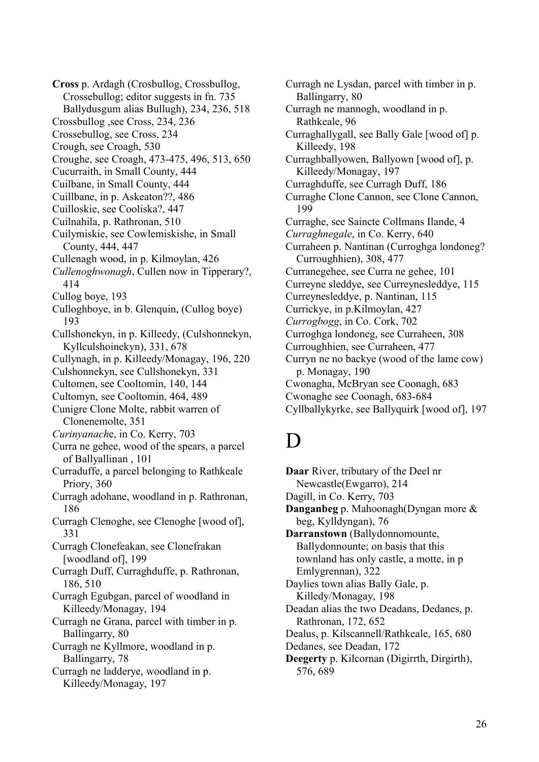**Cross** p. Ardagh (Crosbullog, Crossbullog, Crossebullog; editor suggests in fn. 735 Ballydusgum alias Bullugh), 234, 236, 518

Crossbullog ,see Cross, 234, 236

Crossebullog, see Cross, 234

Crough, see Croagh, 530

Croughe, see Croagh, 473-475, 496, 513, 650

Cucurraith, in Small County, 444

Cuilbane, in Small County, 444

Cuillbane, in p. Askeaton??, 486

Cuilloskie, see Cooliska?, 447

Cuilnahila, p. Rathronan, 510

Cuilymiskie, see Cowlemiskishe, in Small County, 444, 447

Cullenagh wood, in p. Kilmoylan, 426

*Cullenoghwonagh*, Cullen now in Tipperary?, 414

Cullog boye, 193

Culloghboye, in b. Glenquin, (Cullog boye) 193

Cullshonekyn, in p. Killeedy, (Culshonnekyn, Kyllculshoinekyn), 331, 678

Cullynagh, in p. Killeedy/Monagay, 196, 220

Culshonnekyn, see Cullshonekyn, 331

Cultomen, see Cooltomin, 140, 144

Cultomyn, see Cooltomin, 464, 489

Cunigre Clone Molte, rabbit warren of Clonenemolte, 351

*Curinyanach*e, in Co. Kerry, 703

Curra ne gehee, wood of the spears, a parcel of Ballyallinan , 101

Curraduffe, a parcel belonging to Rathkeale Priory, 360

Curragh adohane, woodland in p. Rathronan, 186

Curragh Clenoghe, see Clenoghe [wood of], 331

Curragh Clonefeakan, see Clonefrakan [woodland of], 199

Curragh Duff, Curraghduffe, p. Rathronan, 186, 510

Curragh Egubgan, parcel of woodland in Killeedy/Monagay, 194

Curragh ne Grana, parcel with timber in p. Ballingarry, 80

Curragh ne Kyllmore, woodland in p. Ballingarry, 78

Curragh ne ladderye, woodland in p. Killeedy/Monagay, 197

Curragh ne Lysdan, parcel with timber in p. Ballingarry, 80

Curragh ne mannogh, woodland in p. Rathkeale, 96

Curraghallygall, see Bally Gale [wood of] p. Killeedy, 198

Curraghballyowen, Ballyown [wood of], p. Killeedy/Monagay, 197

Curraghduffe, see Curragh Duff, 186

Curraghe Clone Cannon, see Clone Cannon, 199

Curraghe, see Saincte Collmans Ilande, 4

*Curraghnegale*, in Co. Kerry, 640

Curraheen p. Nantinan (Curroghga londoneg? Curroughhien), 308, 477

Curranegehee, see Curra ne gehee, 101

Curreyne sleddye, see Curreynesleddye, 115

Curreynesleddye, p. Nantinan, 115

Currickye, in p.Kilmoylan, 427

*Currogbogg*, in Co. Cork, 702

Curroghga londoneg, see Curraheen, 308

Curroughhien, see Curraheen, 477

Curryn ne no backye (wood of the lame cow) p. Monagay, 190

Cwonagha, McBryan see Coonagh, 683

Cwonaghe see Coonagh, 683-684

Cyllballykyrke, see Ballyquirk [wood of], 197

# D

**Daar** River, tributary of the Deel nr Newcastle(Ewgarro), 214

Dagill, in Co. Kerry, 703

**Danganbeg** p. Mahoonagh(Dyngan more & beg, Kylldyngan), 76

**Darranstown** (Ballydonnomounte, Ballydonnounte; on basis that this townland has only castle, a motte, in p Emlygrennan), 322

Daylies town alias Bally Gale, p. Killedy/Monagay, 198

Deadan alias the two Deadans, Dedanes, p. Rathronan, 172, 652

Dealus, p. Kilscannell/Rathkeale, 165, 680

Dedanes, see Deadan, 172

**Deegerty** p. Kilcornan (Digirrth, Dirgirth), 576, 689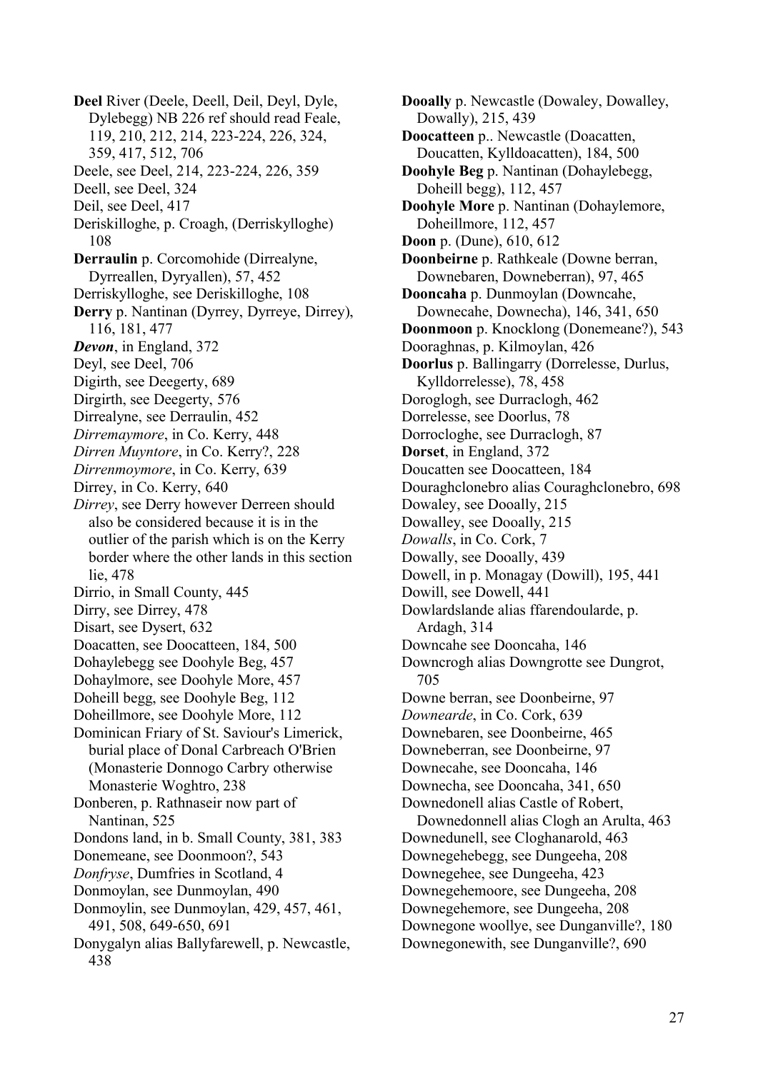**Deel** River (Deele, Deell, Deil, Deyl, Dyle, Dylebegg) NB 226 ref should read Feale, 119, 210, 212, 214, 223-224, 226, 324, 359, 417, 512, 706

Deele, see Deel, 214, 223-224, 226, 359

Deell, see Deel, 324

Deil, see Deel, 417

Deriskilloghe, p. Croagh, (Derriskylloghe) 108

**Derraulin** p. Corcomohide (Dirrealyne, Dyrreallen, Dyryallen), 57, 452

Derriskylloghe, see Deriskilloghe, 108

**Derry** p. Nantinan (Dyrrey, Dyrreye, Dirrey), 116, 181, 477

***Devon***, in England, 372

Deyl, see Deel, 706

Digirth, see Deegerty, 689

Dirgirth, see Deegerty, 576

Dirrealyne, see Derraulin, 452

*Dirremaymore*, in Co. Kerry, 448

*Dirren Muyntore*, in Co. Kerry?, 228

*Dirrenmoymore*, in Co. Kerry, 639

Dirrey, in Co. Kerry, 640

*Dirrey*, see Derry however Derreen should also be considered because it is in the outlier of the parish which is on the Kerry border where the other lands in this section lie, 478

Dirrio, in Small County, 445

Dirry, see Dirrey, 478

Disart, see Dysert, 632

Doacatten, see Doocatteen, 184, 500

Dohaylebegg see Doohyle Beg, 457

Dohaylmore, see Doohyle More, 457

Doheill begg, see Doohyle Beg, 112

Doheillmore, see Doohyle More, 112

Dominican Friary of St. Saviour's Limerick, burial place of Donal Carbreach O'Brien (Monasterie Donnogo Carbry otherwise Monasterie Woghtro, 238

Donberen, p. Rathnaseir now part of Nantinan, 525

Dondons land, in b. Small County, 381, 383

Donemeane, see Doonmoon?, 543

*Donfryse*, Dumfries in Scotland, 4

Donmoylan, see Dunmoylan, 490

Donmoylin, see Dunmoylan, 429, 457, 461, 491, 508, 649-650, 691

Donygalyn alias Ballyfarewell, p. Newcastle, 438

**Dooally** p. Newcastle (Dowaley, Dowalley, Dowally), 215, 439

**Doocatteen** p.. Newcastle (Doacatten, Doucatten, Kylldoacatten), 184, 500

**Doohyle Beg** p. Nantinan (Dohaylebegg, Doheill begg), 112, 457

**Doohyle More** p. Nantinan (Dohaylemore, Doheillmore, 112, 457

**Doon** p. (Dune), 610, 612

**Doonbeirne** p. Rathkeale (Downe berran, Downebaren, Downeberran), 97, 465

**Dooncaha** p. Dunmoylan (Downcahe, Downecahe, Downecha), 146, 341, 650

**Doonmoon** p. Knocklong (Donemeane?), 543

Dooraghnas, p. Kilmoylan, 426

**Doorlus** p. Ballingarry (Dorrelesse, Durlus, Kylldorrelesse), 78, 458

Doroglogh, see Durraclogh, 462

Dorrelesse, see Doorlus, 78

Dorrocloghe, see Durraclogh, 87

**Dorset**, in England, 372

Doucatten see Doocatteen, 184

Douraghclonebro alias Couraghclonebro, 698

Dowaley, see Dooally, 215

Dowalley, see Dooally, 215

*Dowalls*, in Co. Cork, 7

Dowally, see Dooally, 439

Dowell, in p. Monagay (Dowill), 195, 441

Dowill, see Dowell, 441

Dowlardslande alias ffarendoularde, p. Ardagh, 314

Downcahe see Dooncaha, 146

Downcrogh alias Downgrotte see Dungrot, 705

Downe berran, see Doonbeirne, 97

*Downearde*, in Co. Cork, 639

Downebaren, see Doonbeirne, 465

Downeberran, see Doonbeirne, 97

Downecahe, see Dooncaha, 146

Downecha, see Dooncaha, 341, 650

Downedonell alias Castle of Robert, Downedonnell alias Clogh an Arulta, 463

Downedunell, see Cloghanarold, 463

Downegehebegg, see Dungeeha, 208

Downegehee, see Dungeeha, 423

Downegehemoore, see Dungeeha, 208

Downegehemore, see Dungeeha, 208

Downegone woollye, see Dunganville?, 180

Downegonewith, see Dunganville?, 690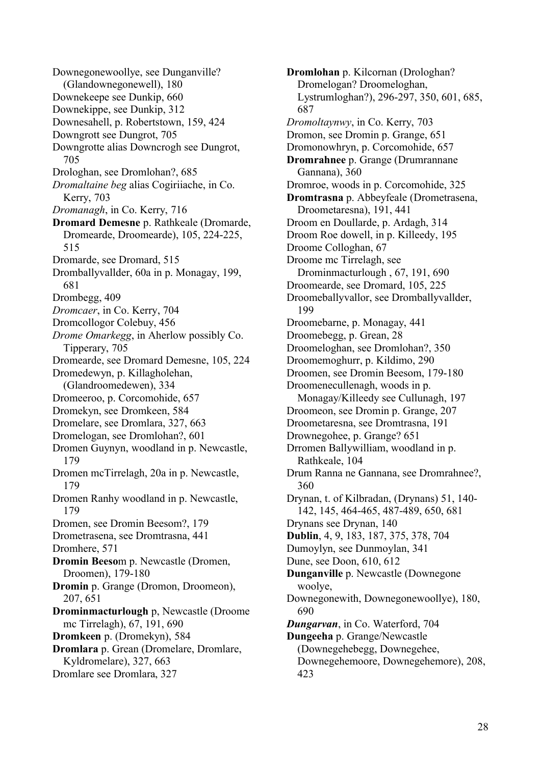Downegonewoollye, see Dunganville? (Glandowonegonewell), 180

Downekeepe see Dunkip, 660

Downekippe, see Dunkip, 312

Downesahell, p. Robertstown, 159, 424

Downgrott see Dungrot, 705

Downgrotte alias Downcrogh see Dungrot, 705

Drologhan, see Dromlohan?, 685

*Dromaltaine beg* alias Cogiriiache, in Co. Kerry, 703

*Dromanagh*, in Co. Kerry, 716

**Dromard Demesne** p. Rathkeale (Dromarde, Dromearde, Droomearde), 105, 224-225, 515

Dromarde, see Dromard, 515

Drombally vallder, 60a in p. Monagay, 199, 681

Drombegg, 409

*Dromcaer*, in Co. Kerry, 704

Dromcollogor Colebuy, 456

*Drome Omarkegg*, in Aherlow possibly Co. Tipperary, 705

Dromearde, see Dromard Demesne, 105, 224

Dromedewyn, p. Killagholehan, (Glandroomedewen), 334

Dromeeroo, p. Corcomohide, 657

Dromekyn, see Dromkeen, 584

Dromelare, see Dromlara, 327, 663

Dromelogan, see Dromlohan?, 601

Dromen Guynyn, woodland in p. Newcastle, 179

Dromen mcTirrelagh, 20a in p. Newcastle, 179

Dromen Ranhy woodland in p. Newcastle, 179

Dromen, see Dromin Beesom?, 179

Drometrasena, see Dromtrasna, 441

Dromhere, 571

**Dromin Beeso**m p. Newcastle (Dromen, Droomen), 179-180

**Dromin** p. Grange (Dromon, Droomeon), 207, 651

**Drominmacturlough** p, Newcastle (Droome mc Tirrelagh), 67, 191, 690

**Dromkeen** p. (Dromekyn), 584

**Dromlara** p. Grean (Dromelare, Dromlare, Kyldromelare), 327, 663

Dromlare see Dromlara, 327

**Dromlohan** p. Kilcornan (Drologhan? Dromelogan? Droomeloghan, Lystrumloghan?), 296-297, 350, 601, 685, 687

*Dromoltaynwy*, in Co. Kerry, 703

Dromon, see Dromin p. Grange, 651

Dromonowhryn, p. Corcomohide, 657

**Dromrahnee** p. Grange (Drumrannane Gannana), 360

Dromroe, woods in p. Corcomohide, 325

**Dromtrasna** p. Abbeyfeale (Drometrasena, Droometaresna), 191, 441

Droom en Doullarde, p. Ardagh, 314

Droom Roe dowell, in p. Killeedy, 195

Droome Colloghan, 67

Droome mc Tirrelagh, see Drominmacturlough , 67, 191, 690

Droomearde, see Dromard, 105, 225

Droomeballyvallor, see Drombally vallder, 199

Droomebarne, p. Monagay, 441

Droomebegg, p. Grean, 28

Droomeloghan, see Dromlohan?, 350

Droomemoghurr, p. Kildimo, 290

Droomen, see Dromin Beesom, 179-180

Droomenecullenagh, woods in p. Monagay/Killeedy see Cullunagh, 197

Droomeon, see Dromin p. Grange, 207

Droometaresna, see Dromtrasna, 191

Drownegohee, p. Grange? 651

Drromen Ballywilliam, woodland in p. Rathkeale, 104

Drum Ranna ne Gannana, see Dromrahnee?, 360

Drynan, t. of Kilbradan, (Drynans) 51, 140-142, 145, 464-465, 487-489, 650, 681

Drynans see Drynan, 140

**Dublin**, 4, 9, 183, 187, 375, 378, 704

Dumoylyn, see Dunmoylan, 341

Dune, see Doon, 610, 612

**Dunganville** p. Newcastle (Downegone woolye, Downegonewith, Downegonewoollye), 180, 690

***Dungarvan***, in Co. Waterford, 704

**Dungeeha** p. Grange/Newcastle (Downegehebegg, Downegehee, Downegehemoore, Downegehemore), 208, 423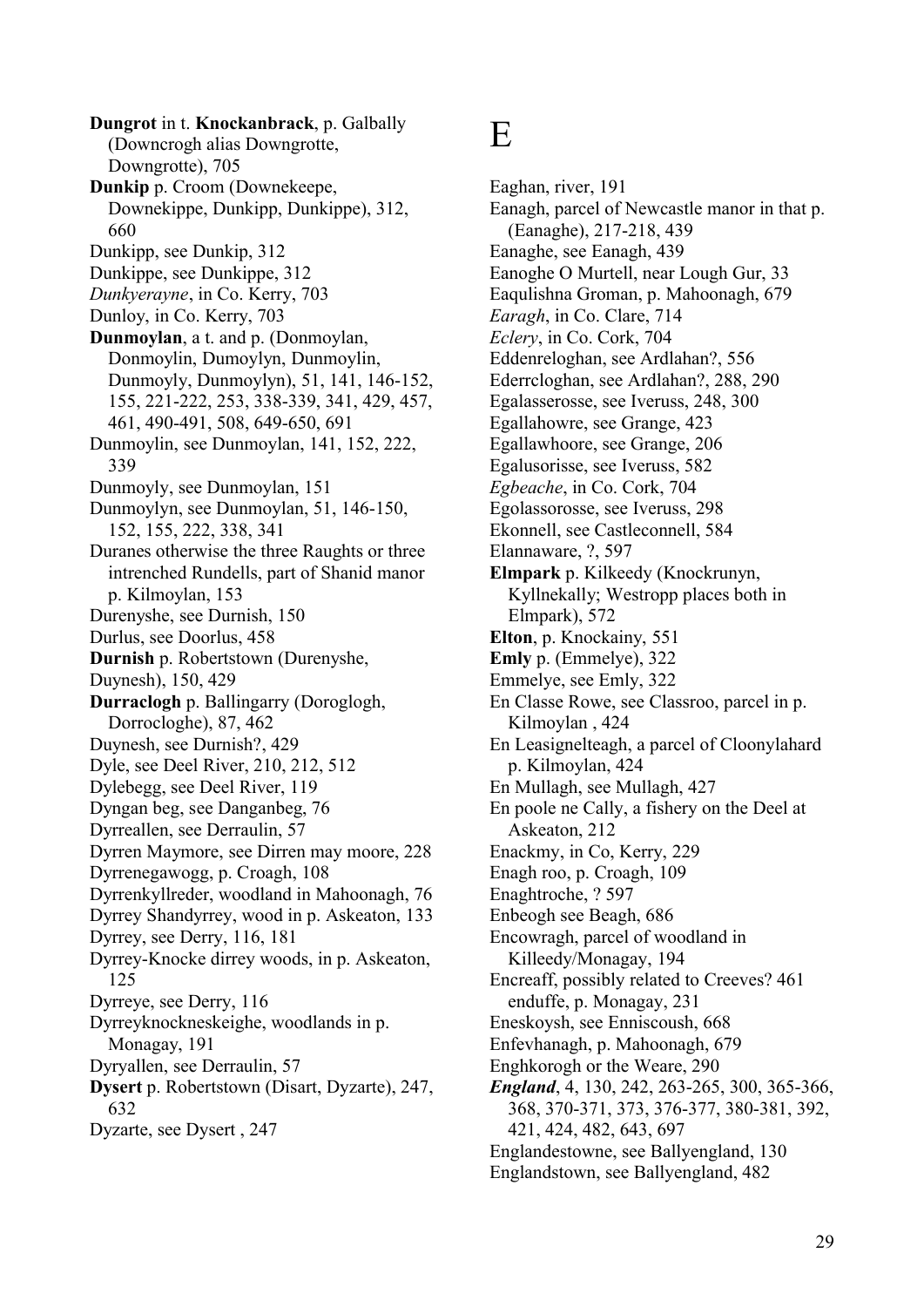**Dungrot** in t. **Knockanbrack**, p. Galbally (Downcrogh alias Downgrotte, Downgrotte), 705

**Dunkip** p. Croom (Downekeepe, Downekippe, Dunkipp, Dunkippe), 312, 660

Dunkipp, see Dunkip, 312

Dunkippe, see Dunkippe, 312

*Dunkyerayne*, in Co. Kerry, 703

Dunloy, in Co. Kerry, 703

**Dunmoylan**, a t. and p. (Donmoylan, Donmoylin, Dumoylyn, Dunmoylin, Dunmoyly, Dunmoylyn), 51, 141, 146-152, 155, 221-222, 253, 338-339, 341, 429, 457, 461, 490-491, 508, 649-650, 691

Dunmoylin, see Dunmoylan, 141, 152, 222, 339

Dunmoyly, see Dunmoylan, 151

Dunmoylyn, see Dunmoylan, 51, 146-150, 152, 155, 222, 338, 341

Duranes otherwise the three Raughts or three intrenched Rundells, part of Shanid manor p. Kilmoylan, 153

Durenyshe, see Durnish, 150

Durlus, see Doorlus, 458

**Durnish** p. Robertstown (Durenyshe, Duynesh), 150, 429

**Durraclogh** p. Ballingarry (Doroglogh, Dorrocloghe), 87, 462

Duynesh, see Durnish?, 429

Dyle, see Deel River, 210, 212, 512

Dylebegg, see Deel River, 119

Dyngan beg, see Danganbeg, 76

Dyrreallen, see Derraulin, 57

Dyrren Maymore, see Dirren may moore, 228

Dyrrenegawogg, p. Croagh, 108

Dyrrenkyllreder, woodland in Mahoonagh, 76

Dyrrey Shandyrrey, wood in p. Askeaton, 133

Dyrrey, see Derry, 116, 181

Dyrrey-Knocke dirrey woods, in p. Askeaton, 125

Dyrreye, see Derry, 116

Dyrreyknockneskeighe, woodlands in p. Monagay, 191

Dyryallen, see Derraulin, 57

**Dysert** p. Robertstown (Disart, Dyzarte), 247, 632

Dyzarte, see Dysert , 247

# E

Eaghan, river, 191

Eanagh, parcel of Newcastle manor in that p. (Eanaghe), 217-218, 439

Eanaghe, see Eanagh, 439

Eanoghe O Murtell, near Lough Gur, 33

Eaqulishna Groman, p. Mahoonagh, 679

*Earagh*, in Co. Clare, 714

*Eclery*, in Co. Cork, 704

Eddenreloghan, see Ardlahan?, 556

Ederrcloghan, see Ardlahan?, 288, 290

Egalasserosse, see Iveruss, 248, 300

Egallahowre, see Grange, 423

Egallawhoore, see Grange, 206

Egalusorisse, see Iveruss, 582

*Egbeache*, in Co. Cork, 704

Egolassorosse, see Iveruss, 298

Ekonnell, see Castleconnell, 584

Elannaware, ?, 597

**Elmpark** p. Kilkeedy (Knockrunyn, Kyllnekally; Westropp places both in Elmpark), 572

**Elton**, p. Knockainy, 551

**Emly** p. (Emmelye), 322

Emmelye, see Emly, 322

En Classe Rowe, see Classroo, parcel in p. Kilmoylan , 424

En Leasignelteagh, a parcel of Cloonylahard p. Kilmoylan, 424

En Mullagh, see Mullagh, 427

En poole ne Cally, a fishery on the Deel at Askeaton, 212

Enackmy, in Co, Kerry, 229

Enagh roo, p. Croagh, 109

Enaghtroche, ? 597

Enbeogh see Beagh, 686

Encowragh, parcel of woodland in Killeedy/Monagay, 194

Encreaff, possibly related to Creeves? 461

enduffe, p. Monagay, 231

Eneskoysh, see Enniscoush, 668

Enfevhanagh, p. Mahoonagh, 679

Enghkorogh or the Weare, 290

***England***, 4, 130, 242, 263-265, 300, 365-366, 368, 370-371, 373, 376-377, 380-381, 392, 421, 424, 482, 643, 697

Englandestowne, see Ballyengland, 130

Englandstown, see Ballyengland, 482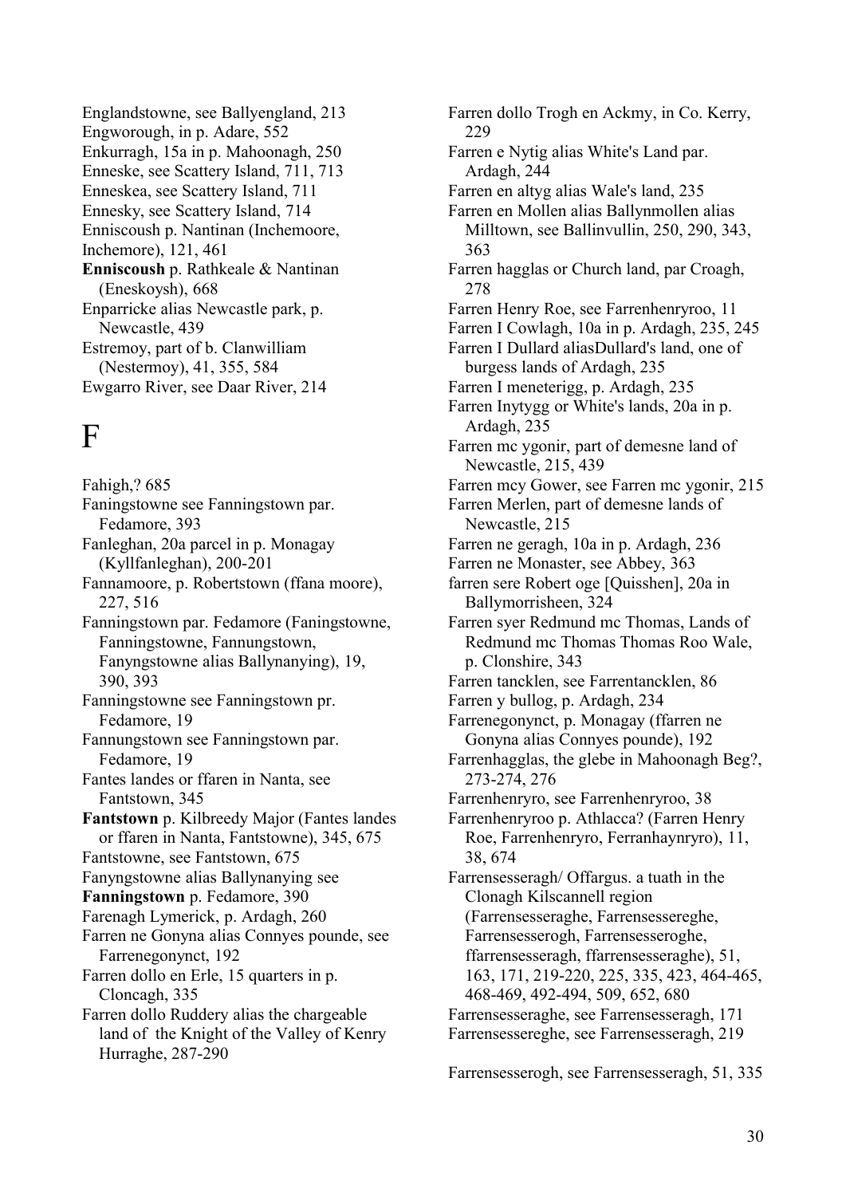Englandstowne, see Ballyengland, 213
Engworough, in p. Adare, 552
Enkurragh, 15a in p. Mahoonagh, 250
Enneske, see Scattery Island, 711, 713
Enneskea, see Scattery Island, 711
Ennesky, see Scattery Island, 714
Enniscoush p. Nantinan (Inchemoore, Inchemore), 121, 461
**Enniscoush** p. Rathkeale & Nantinan (Eneskoysh), 668
Enparricke alias Newcastle park, p. Newcastle, 439
Estremoy, part of b. Clanwilliam (Nestermoy), 41, 355, 584
Ewgarro River, see Daar River, 214

# F

Fahigh,? 685
Faningstowne see Fanningstown par. Fedamore, 393
Fanleghan, 20a parcel in p. Monagay (Kyllfanleghan), 200-201
Fannamoore, p. Robertstown (ffana moore), 227, 516
Fanningstown par. Fedamore (Faningstowne, Fanningstowne, Fannungstown, Fanyngstowne alias Ballynanying), 19, 390, 393
Fanningstowne see Fanningstown pr. Fedamore, 19
Fannungstown see Fanningstown par. Fedamore, 19
Fantes landes or ffaren in Nanta, see Fantstown, 345
**Fantstown** p. Kilbreedy Major (Fantes landes or ffaren in Nanta, Fantstowne), 345, 675
Fantstowne, see Fantstown, 675
Fanyngstowne alias Ballynanying see **Fanningstown** p. Fedamore, 390
Farenagh Lymerick, p. Ardagh, 260
Farren ne Gonyna alias Connyes pounde, see Farrenegonynct, 192
Farren dollo en Erle, 15 quarters in p. Cloncagh, 335
Farren dollo Ruddery alias the chargeable land of the Knight of the Valley of Kenry Hurraghe, 287-290
Farren dollo Trogh en Ackmy, in Co. Kerry, 229
Farren e Nytig alias White's Land par. Ardagh, 244
Farren en altyg alias Wale's land, 235
Farren en Mollen alias Ballynmollen alias Milltown, see Ballinvullin, 250, 290, 343, 363
Farren hagglas or Church land, par Croagh, 278
Farren Henry Roe, see Farrenhenryroo, 11
Farren I Cowlagh, 10a in p. Ardagh, 235, 245
Farren I Dullard aliasDullard's land, one of burgess lands of Ardagh, 235
Farren I meneterigg, p. Ardagh, 235
Farren Inytygg or White's lands, 20a in p. Ardagh, 235
Farren mc ygonir, part of demesne land of Newcastle, 215, 439
Farren mcy Gower, see Farren mc ygonir, 215
Farren Merlen, part of demesne lands of Newcastle, 215
Farren ne geragh, 10a in p. Ardagh, 236
Farren ne Monaster, see Abbey, 363
farren sere Robert oge [Quisshen], 20a in Ballymorrisheen, 324
Farren syer Redmund mc Thomas, Lands of Redmund mc Thomas Thomas Roo Wale, p. Clonshire, 343
Farren tancklen, see Farrentancklen, 86
Farren y bullog, p. Ardagh, 234
Farrenegonynct, p. Monagay (ffarren ne Gonyna alias Connyes pounde), 192
Farrenhagglas, the glebe in Mahoonagh Beg?, 273-274, 276
Farrenhenryro, see Farrenhenryroo, 38
Farrenhenryroo p. Athlacca? (Farren Henry Roe, Farrenhenryro, Ferranhaynryro), 11, 38, 674
Farrensesseragh/ Offargus. a tuath in the Clonagh Kilscannell region (Farrensesseraghe, Farrensessereghe, Farrensesserogh, Farrensesseroghe, ffarrensesseragh, ffarrensesseraghe), 51, 163, 171, 219-220, 225, 335, 423, 464-465, 468-469, 492-494, 509, 652, 680
Farrensesseraghe, see Farrensesseragh, 171
Farrensessereghe, see Farrensesseragh, 219
Farrensesserogh, see Farrensesseragh, 51, 335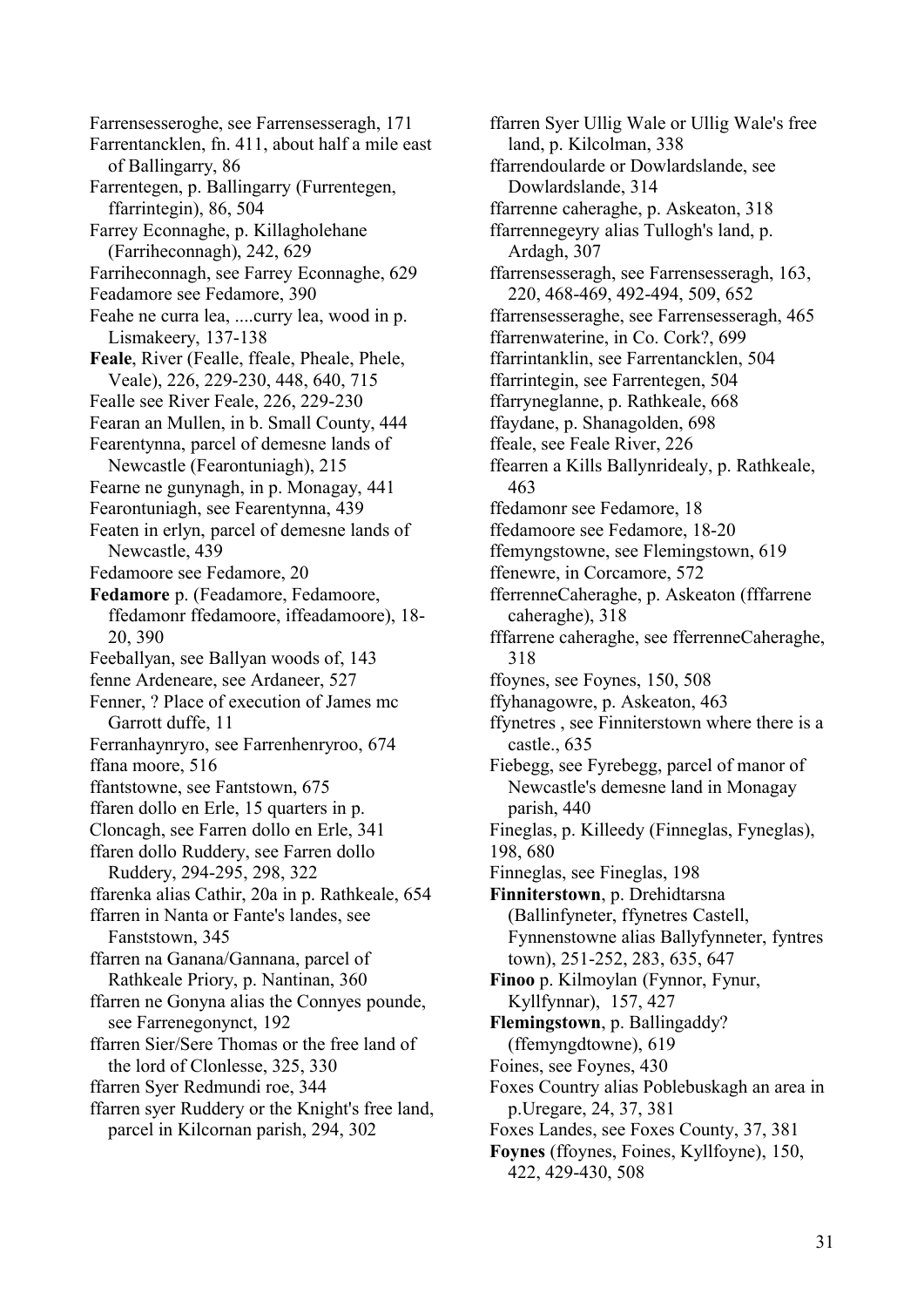Farrensesseroghe, see Farrensesseragh, 171

Farrentancklen, fn. 411, about half a mile east of Ballingarry, 86

Farrentegen, p. Ballingarry (Furrentegen, ffarrintegin), 86, 504

Farrey Econnaghe, p. Killagholehane (Farriheconnagh), 242, 629

Farriheconnagh, see Farrey Econnaghe, 629

Feadamore see Fedamore, 390

Feahe ne curra lea, ....curry lea, wood in p. Lismakeery, 137-138

**Feale**, River (Fealle, ffeale, Pheale, Phele, Veale), 226, 229-230, 448, 640, 715

Fealle see River Feale, 226, 229-230

Fearan an Mullen, in b. Small County, 444

Fearentynna, parcel of demesne lands of Newcastle (Fearontuniagh), 215

Fearne ne gunynagh, in p. Monagay, 441

Fearontuniagh, see Fearentynna, 439

Featen in erlyn, parcel of demesne lands of Newcastle, 439

Fedamoore see Fedamore, 20

**Fedamore** p. (Feadamore, Fedamoore, ffedamonr ffedamoore, iffeadamoore), 18-20, 390

Feeballyan, see Ballyan woods of, 143

fenne Ardeneare, see Ardaneer, 527

Fenner, ? Place of execution of James mc Garrott duffe, 11

Ferranhaynryro, see Farrenhenryroo, 674

ffana moore, 516

ffantstowne, see Fantstown, 675

ffaren dollo en Erle, 15 quarters in p. Cloncagh, see Farren dollo en Erle, 341

ffaren dollo Ruddery, see Farren dollo Ruddery, 294-295, 298, 322

ffarenka alias Cathir, 20a in p. Rathkeale, 654

ffarren in Nanta or Fante's landes, see Fanstown, 345

ffarren na Ganana/Gannana, parcel of Rathkeale Priory, p. Nantinan, 360

ffarren ne Gonyna alias the Connyes pounde, see Farrenegonynct, 192

ffarren Sier/Sere Thomas or the free land of the lord of Clonlesse, 325, 330

ffarren Syer Redmundi roe, 344

ffarren syer Ruddery or the Knight's free land, parcel in Kilcornan parish, 294, 302

ffarren Syer Ullig Wale or Ullig Wale's free land, p. Kilcolman, 338

ffarrendoularde or Dowlardslande, see Dowlardslande, 314

ffarrenne caheraghe, p. Askeaton, 318

ffarrennegeyry alias Tullogh's land, p. Ardagh, 307

ffarrensesseragh, see Farrensesseragh, 163, 220, 468-469, 492-494, 509, 652

ffarrensesseraghe, see Farrensesseragh, 465

ffarrenwaterine, in Co. Cork?, 699

ffarrintanklin, see Farrentancklen, 504

ffarrintegin, see Farrentegen, 504

ffarryneglanne, p. Rathkeale, 668

ffaydane, p. Shanagolden, 698

ffeale, see Feale River, 226

ffearren a Kills Ballynridealy, p. Rathkeale, 463

ffedamonr see Fedamore, 18

ffedamoore see Fedamore, 18-20

ffemyngstowne, see Flemingstown, 619

ffenewre, in Corcamore, 572

fferrenneCaheraghe, p. Askeaton (fffarrene caheraghe), 318

fffarrene caheraghe, see fferrenneCaheraghe, 318

ffoynes, see Foynes, 150, 508

ffyhanagowre, p. Askeaton, 463

ffynetres , see Finniterstown where there is a castle., 635

Fiebegg, see Fyrebegg, parcel of manor of Newcastle's demesne land in Monagay parish, 440

Fineglas, p. Killeedy (Finneglas, Fyneglas), 198, 680

Finneglas, see Fineglas, 198

**Finniterstown**, p. Drehidtarsna (Ballinfyneter, ffynetres Castell, Fynnenstowne alias Ballyfynneter, fyntres town), 251-252, 283, 635, 647

**Finoo** p. Kilmoylan (Fynnor, Fynur, Kyllfynnar), 157, 427

**Flemingstown**, p. Ballingaddy? (ffemyngdtowne), 619

Foines, see Foynes, 430

Foxes Country alias Poblebuskagh an area in p.Uregare, 24, 37, 381

Foxes Landes, see Foxes County, 37, 381

**Foynes** (ffoynes, Foines, Kyllfoyne), 150, 422, 429-430, 508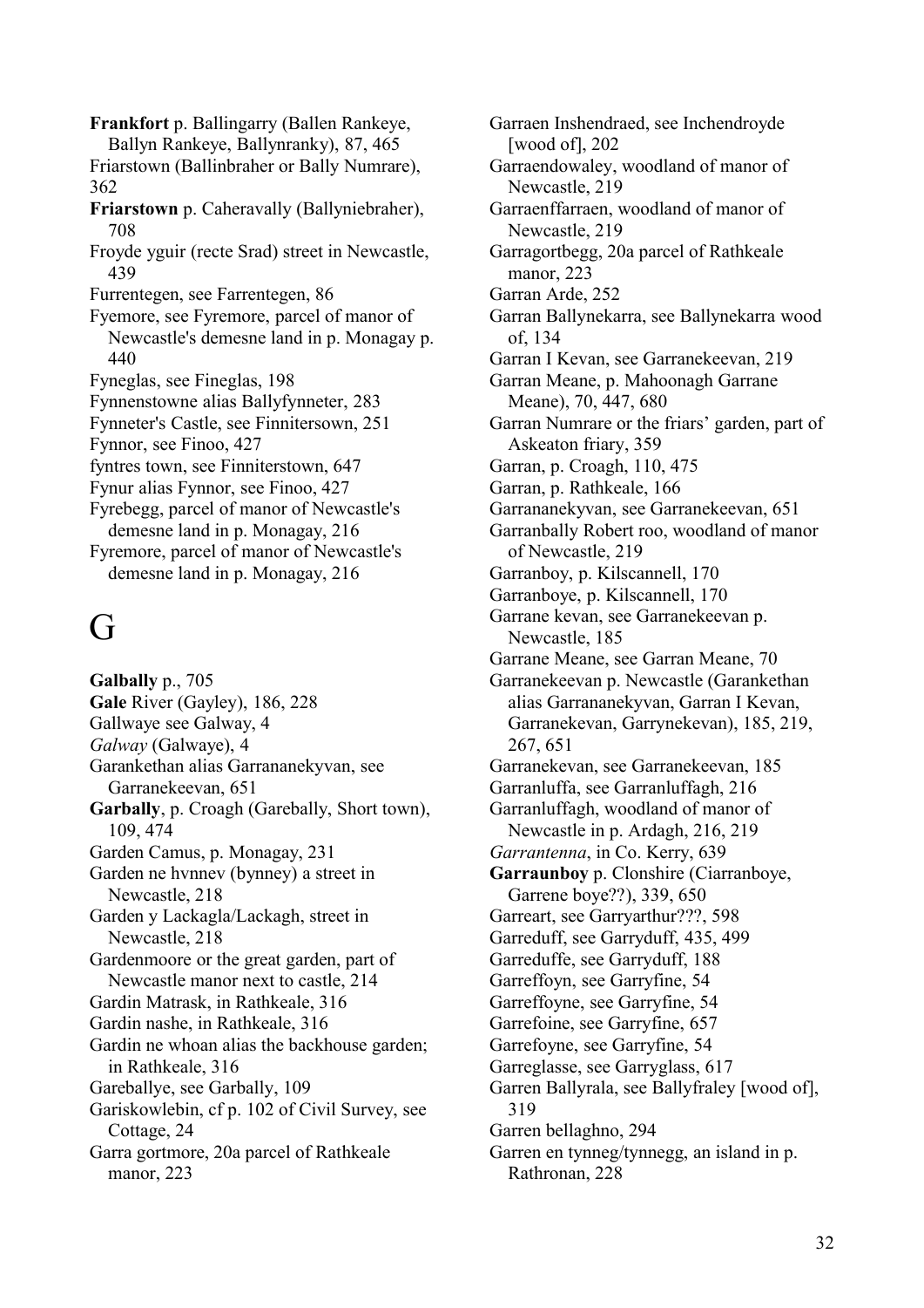**Frankfort** p. Ballingarry (Ballen Rankeye, Ballyn Rankeye, Ballynranky), 87, 465

Friarstown (Ballinbraher or Bally Numrare), 362

**Friarstown** p. Caheravally (Ballyniebraher), 708

Froyde yguir (recte Srad) street in Newcastle, 439

Furrentegen, see Farrentegen, 86

Fyemore, see Fyremore, parcel of manor of Newcastle's demesne land in p. Monagay p. 440

Fyneglas, see Fineglas, 198

Fynnenstowne alias Ballyfynneter, 283

Fynneter's Castle, see Finnitersown, 251

Fynnor, see Finoo, 427

fyntres town, see Finniterstown, 647

Fynur alias Fynnor, see Finoo, 427

Fyrebegg, parcel of manor of Newcastle's demesne land in p. Monagay, 216

Fyremore, parcel of manor of Newcastle's demesne land in p. Monagay, 216

# G

**Galbally** p., 705

**Gale** River (Gayley), 186, 228

Gallwaye see Galway, 4

*Galway* (Galwaye), 4

Garankethan alias Garrananekyvan, see Garranekeevan, 651

**Garbally**, p. Croagh (Garebally, Short town), 109, 474

Garden Camus, p. Monagay, 231

Garden ne hvnnev (bynney) a street in Newcastle, 218

Garden y Lackagla/Lackagh, street in Newcastle, 218

Gardenmoore or the great garden, part of Newcastle manor next to castle, 214

Gardin Matrask, in Rathkeale, 316

Gardin nashe, in Rathkeale, 316

Gardin ne whoan alias the backhouse garden; in Rathkeale, 316

Gareballye, see Garbally, 109

Gariskowlebin, cf p. 102 of Civil Survey, see Cottage, 24

Garra gortmore, 20a parcel of Rathkeale manor, 223

Garraen Inshendraed, see Inchendroyde [wood of], 202

Garraendowaley, woodland of manor of Newcastle, 219

Garraenffarraen, woodland of manor of Newcastle, 219

Garragortbegg, 20a parcel of Rathkeale manor, 223

Garran Arde, 252

Garran Ballynekarra, see Ballynekarra wood of, 134

Garran I Kevan, see Garranekeevan, 219

Garran Meane, p. Mahoonagh Garrane Meane), 70, 447, 680

Garran Numrare or the friars' garden, part of Askeaton friary, 359

Garran, p. Croagh, 110, 475

Garran, p. Rathkeale, 166

Garrananekyvan, see Garranekeevan, 651

Garranbally Robert roo, woodland of manor of Newcastle, 219

Garranboy, p. Kilscannell, 170

Garranboye, p. Kilscannell, 170

Garrane kevan, see Garranekeevan p. Newcastle, 185

Garrane Meane, see Garran Meane, 70

Garranekeevan p. Newcastle (Garankethan alias Garrananekyvan, Garran I Kevan, Garranekevan, Garrynekevan), 185, 219, 267, 651

Garranekevan, see Garranekeevan, 185

Garranluffa, see Garranluffagh, 216

Garranluffagh, woodland of manor of Newcastle in p. Ardagh, 216, 219

*Garrantenna*, in Co. Kerry, 639

**Garraunboy** p. Clonshire (Ciarranboye, Garrene boye??), 339, 650

Garreart, see Garryarthur???, 598

Garreduff, see Garryduff, 435, 499

Garreduffe, see Garryduff, 188

Garreffoyn, see Garryfine, 54

Garreffoyne, see Garryfine, 54

Garrefoine, see Garryfine, 657

Garrefoyne, see Garryfine, 54

Garreglasse, see Garryglass, 617

Garren Ballyrala, see Ballyfraley [wood of], 319

Garren bellaghno, 294

Garren en tynneg/tynnegg, an island in p. Rathronan, 228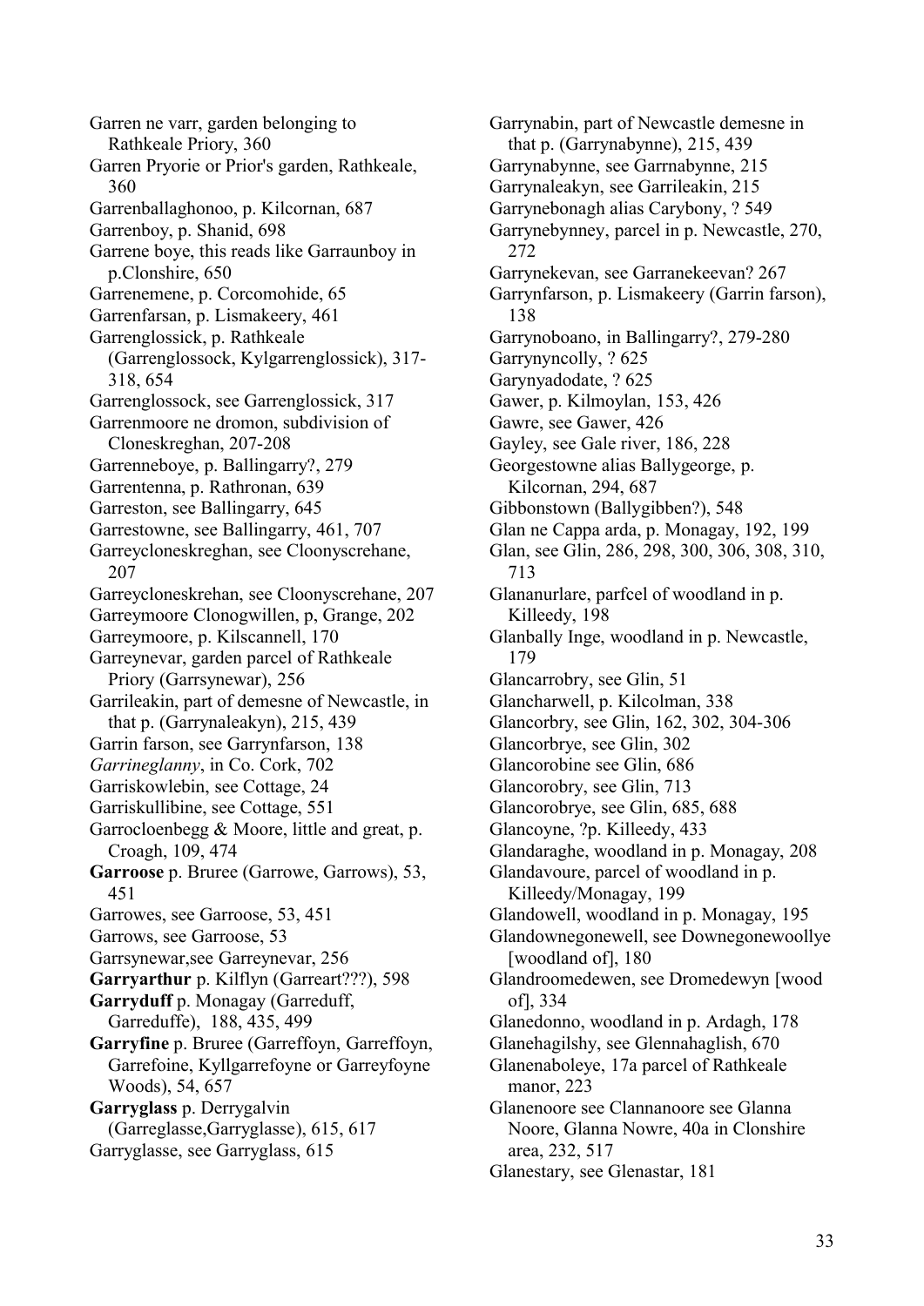Garren ne varr, garden belonging to Rathkeale Priory, 360

Garren Pryorie or Prior's garden, Rathkeale, 360

Garrenballaghonoo, p. Kilcornan, 687

Garrenboy, p. Shanid, 698

Garrene boye, this reads like Garraunboy in p.Clonshire, 650

Garrenemene, p. Corcomohide, 65

Garrenfarsan, p. Lismakeery, 461

Garrenglossick, p. Rathkeale (Garrenglossock, Kylgarrenglossick), 317-318, 654

Garrenglossock, see Garrenglossick, 317

Garrenmoore ne dromon, subdivision of Cloneskreghan, 207-208

Garrenneboye, p. Ballingarry?, 279

Garrentenna, p. Rathronan, 639

Garreston, see Ballingarry, 645

Garrestowne, see Ballingarry, 461, 707

Garreycloneskreghan, see Cloonyscrehane, 207

Garreycloneskrehan, see Cloonyscrehane, 207

Garreymoore Clonogwillen, p, Grange, 202

Garreymoore, p. Kilscannell, 170

Garreynevar, garden parcel of Rathkeale Priory (Garrsynewar), 256

Garrileakin, part of demesne of Newcastle, in that p. (Garrynaleakyn), 215, 439

Garrin farson, see Garrynfarson, 138

*Garrineglanny*, in Co. Cork, 702

Garriskowlebin, see Cottage, 24

Garriskullibine, see Cottage, 551

Garrocloenbegg & Moore, little and great, p. Croagh, 109, 474

**Garroose** p. Bruree (Garrowe, Garrows), 53, 451

Garrowes, see Garroose, 53, 451

Garrows, see Garroose, 53

Garrsynewar,see Garreynevar, 256

**Garryarthur** p. Kilflyn (Garreart???), 598

**Garryduff** p. Monagay (Garreduff, Garreduffe), 188, 435, 499

**Garryfine** p. Bruree (Garreffoyn, Garreffoyn, Garrefoine, Kyllgarrefoyne or Garreyfoyne Woods), 54, 657

**Garryglass** p. Derrygalvin (Garreglasse,Garryglasse), 615, 617

Garryglasse, see Garryglass, 615

Garrynabin, part of Newcastle demesne in that p. (Garrynabynne), 215, 439

Garrynabynne, see Garrnabynne, 215

Garrynaleakyn, see Garrileakin, 215

Garrynebonagh alias Carybony, ? 549

Garrynebynney, parcel in p. Newcastle, 270, 272

Garrynekevan, see Garranekeevan? 267

Garrynfarson, p. Lismakeery (Garrin farson), 138

Garrynoboano, in Ballingarry?, 279-280

Garrynyncolly, ? 625

Garynyadodate, ? 625

Gawer, p. Kilmoylan, 153, 426

Gawre, see Gawer, 426

Gayley, see Gale river, 186, 228

Georgestowne alias Ballygeorge, p. Kilcornan, 294, 687

Gibbonstown (Ballygibben?), 548

Glan ne Cappa arda, p. Monagay, 192, 199

Glan, see Glin, 286, 298, 300, 306, 308, 310, 713

Glananurlare, parfcel of woodland in p. Killeedy, 198

Glanbally Inge, woodland in p. Newcastle, 179

Glancarrobry, see Glin, 51

Glancharwell, p. Kilcolman, 338

Glancorbry, see Glin, 162, 302, 304-306

Glancorbrye, see Glin, 302

Glancorobine see Glin, 686

Glancorobry, see Glin, 713

Glancorobrye, see Glin, 685, 688

Glancoyne, ?p. Killeedy, 433

Glandaraghe, woodland in p. Monagay, 208

Glandavoure, parcel of woodland in p. Killeedy/Monagay, 199

Glandowell, woodland in p. Monagay, 195

Glandownegonewell, see Downegonewoollye [woodland of], 180

Glandroomedewen, see Dromedewyn [wood of], 334

Glanedonno, woodland in p. Ardagh, 178

Glanehagilshy, see Glennahaglish, 670

Glanenaboleye, 17a parcel of Rathkeale manor, 223

Glanenoore see Clannanoore see Glanna Noore, Glanna Nowre, 40a in Clonshire area, 232, 517

Glanestary, see Glenastar, 181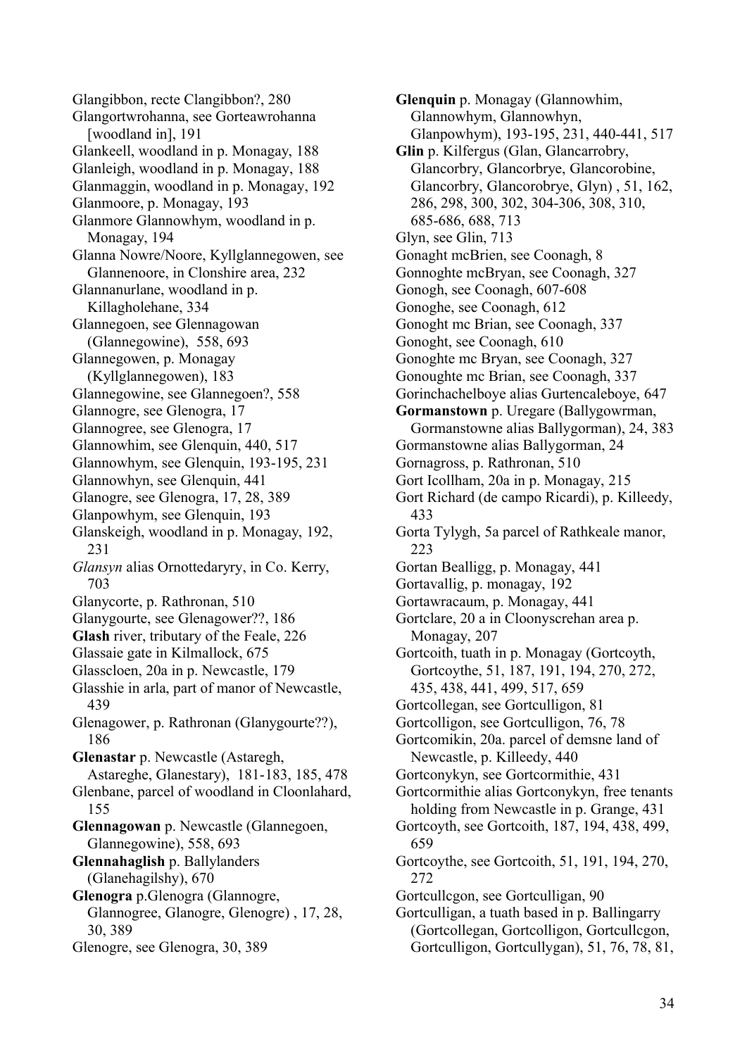Glangibbon, recte Clangibbon?, 280
Glangortwrohanna, see Gorteawrohanna [woodland in], 191
Glankeell, woodland in p. Monagay, 188
Glanleigh, woodland in p. Monagay, 188
Glanmaggin, woodland in p. Monagay, 192
Glanmoore, p. Monagay, 193
Glanmore Glannowhym, woodland in p. Monagay, 194
Glanna Nowre/Noore, Kyllglannegowen, see Glannenoore, in Clonshire area, 232
Glannanurlane, woodland in p. Killagholehane, 334
Glannegoen, see Glennagowan (Glannegowine), 558, 693
Glannegowen, p. Monagay (Kyllglannegowen), 183
Glannegowine, see Glannegoen?, 558
Glannogre, see Glenogra, 17
Glannogree, see Glenogra, 17
Glannowhim, see Glenquin, 440, 517
Glannowhym, see Glenquin, 193-195, 231
Glannowhyn, see Glenquin, 441
Glanogre, see Glenogra, 17, 28, 389
Glanpowhym, see Glenquin, 193
Glanskeigh, woodland in p. Monagay, 192, 231
*Glansyn* alias Ornottedaryry, in Co. Kerry, 703
Glanycorte, p. Rathronan, 510
Glanygourte, see Glenagower??, 186
**Glash** river, tributary of the Feale, 226
Glassaie gate in Kilmallock, 675
Glasscloen, 20a in p. Newcastle, 179
Glasshie in arla, part of manor of Newcastle, 439
Glenagower, p. Rathronan (Glanygourte??), 186
**Glenastar** p. Newcastle (Astaregh, Astareghe, Glanestary), 181-183, 185, 478
Glenbane, parcel of woodland in Cloonlahard, 155
**Glennagowan** p. Newcastle (Glannegoen, Glannegowine), 558, 693
**Glennahaglish** p. Ballylanders (Glanehagilshy), 670
**Glenogra** p.Glenogra (Glannogre, Glannogree, Glanogre, Glenogre) , 17, 28, 30, 389
Glenogre, see Glenogra, 30, 389
**Glenquin** p. Monagay (Glannowhim, Glannowhym, Glannowhyn, Glanpowhym), 193-195, 231, 440-441, 517
**Glin** p. Kilfergus (Glan, Glancarrobry, Glancorbry, Glancorbrye, Glancorobine, Glancorbry, Glancorobrye, Glyn) , 51, 162, 286, 298, 300, 302, 304-306, 308, 310, 685-686, 688, 713
Glyn, see Glin, 713
Gonaght mcBrien, see Coonagh, 8
Gonnoghte mcBryan, see Coonagh, 327
Gonogh, see Coonagh, 607-608
Gonoghe, see Coonagh, 612
Gonoght mc Brian, see Coonagh, 337
Gonoght, see Coonagh, 610
Gonoghte mc Bryan, see Coonagh, 327
Gonoughte mc Brian, see Coonagh, 337
Gorinchachelboye alias Gurtencaleboye, 647
**Gormanstown** p. Uregare (Ballygowrman, Gormanstowne alias Ballygorman), 24, 383
Gormanstowne alias Ballygorman, 24
Gornagross, p. Rathronan, 510
Gort Icollham, 20a in p. Monagay, 215
Gort Richard (de campo Ricardi), p. Killeedy, 433
Gorta Tylygh, 5a parcel of Rathkeale manor, 223
Gortan Bealligg, p. Monagay, 441
Gortavallig, p. monagay, 192
Gortawracaum, p. Monagay, 441
Gortclare, 20 a in Cloonyscrehan area p. Monagay, 207
Gortcoith, tuath in p. Monagay (Gortcoyth, Gortcoythe, 51, 187, 191, 194, 270, 272, 435, 438, 441, 499, 517, 659
Gortcollegan, see Gortculligon, 81
Gortcolligon, see Gortculligon, 76, 78
Gortcomikin, 20a. parcel of demsne land of Newcastle, p. Killeedy, 440
Gortconykyn, see Gortcormithie, 431
Gortcormithie alias Gortconykyn, free tenants holding from Newcastle in p. Grange, 431
Gortcoyth, see Gortcoith, 187, 194, 438, 499, 659
Gortcoythe, see Gortcoith, 51, 191, 194, 270, 272
Gortcullcgon, see Gortculligan, 90
Gortculligan, a tuath based in p. Ballingarry (Gortcollegan, Gortcolligon, Gortcullcgon, Gortculligon, Gortcullygan), 51, 76, 78, 81,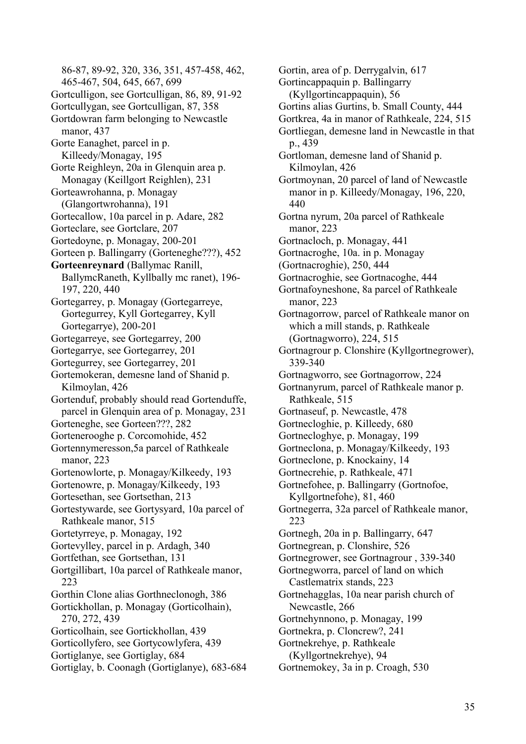86-87, 89-92, 320, 336, 351, 457-458, 462, 465-467, 504, 645, 667, 699

Gortculligon, see Gortculligan, 86, 89, 91-92

Gortcullygan, see Gortculligan, 87, 358

Gortdowran farm belonging to Newcastle manor, 437

Gorte Eanaghet, parcel in p. Killeedy/Monagay, 195

Gorte Reighleyn, 20a in Glenquin area p. Monagay (Keillgort Reighlen), 231

Gorteawrohanna, p. Monagay (Glangortwrohanna), 191

Gortecallow, 10a parcel in p. Adare, 282

Gorteclare, see Gortclare, 207

Gortedoyne, p. Monagay, 200-201

Gorteen p. Ballingarry (Gorteneghe???), 452

**Gorteenreynard** (Ballymac Ranill, BallymcRaneth, Kyllbally mc ranet), 196-197, 220, 440

Gortegarrey, p. Monagay (Gortegarreye, Gortegurrey, Kyll Gortegarrey, Kyll Gortegarrye), 200-201

Gortegarreye, see Gortegarrey, 200

Gortegarrye, see Gortegarrey, 201

Gortegurrey, see Gortegarrey, 201

Gortemokeran, demesne land of Shanid p. Kilmoylan, 426

Gortenduf, probably should read Gortenduffe, parcel in Glenquin area of p. Monagay, 231

Gorteneghe, see Gorteen???, 282

Gorteneroooghe p. Corcomohide, 452

Gortennymeresson,5a parcel of Rathkeale manor, 223

Gortenowlorte, p. Monagay/Kilkeedy, 193

Gortenowre, p. Monagay/Kilkeedy, 193

Gortesethan, see Gortsethan, 213

Gortestywarde, see Gortysyard, 10a parcel of Rathkeale manor, 515

Gortetyrreye, p. Monagay, 192

Gortevylley, parcel in p. Ardagh, 340

Gortfethan, see Gortsethan, 131

Gortgillibart, 10a parcel of Rathkeale manor, 223

Gorthin Clone alias Gorthneclonogh, 386

Gortickhollan, p. Monagay (Gorticolhain), 270, 272, 439

Gorticolhain, see Gortickhollan, 439

Gorticollyfero, see Gortycowlyfera, 439

Gortiglanye, see Gortiglay, 684

Gortiglay, b. Coonagh (Gortiglanye), 683-684

Gortin, area of p. Derrygalvin, 617

Gortincappaquin p. Ballingarry (Kyllgortincappaquin), 56

Gortins alias Gurtins, b. Small County, 444

Gortkrea, 4a in manor of Rathkeale, 224, 515

Gortliegan, demesne land in Newcastle in that p., 439

Gortloman, demesne land of Shanid p. Kilmoylan, 426

Gortmoynan, 20 parcel of land of Newcastle manor in p. Killeedy/Monagay, 196, 220, 440

Gortna nyrum, 20a parcel of Rathkeale manor, 223

Gortnacloch, p. Monagay, 441

Gortnacroghe, 10a. in p. Monagay (Gortnacroghie), 250, 444

Gortnacroghie, see Gortnacoghe, 444

Gortnafoyneshone, 8a parcel of Rathkeale manor, 223

Gortnagorrow, parcel of Rathkeale manor on which a mill stands, p. Rathkeale (Gortnagworro), 224, 515

Gortnagrour p. Clonshire (Kyllgortnegrower), 339-340

Gortnagworro, see Gortnagorrow, 224

Gortnanyrum, parcel of Rathkeale manor p. Rathkeale, 515

Gortnaseuf, p. Newcastle, 478

Gortnecloghie, p. Killeedy, 680

Gortnecloghye, p. Monagay, 199

Gortneclona, p. Monagay/Kilkeedy, 193

Gortneclone, p. Knockainy, 14

Gortnecrehie, p. Rathkeale, 471

Gortnefohee, p. Ballingarry (Gortnofoe, Kyllgortnefohe), 81, 460

Gortnegerra, 32a parcel of Rathkeale manor, 223

Gortnegh, 20a in p. Ballingarry, 647

Gortnegrean, p. Clonshire, 526

Gortnegrower, see Gortnagrour , 339-340

Gortnegworra, parcel of land on which Castlematrix stands, 223

Gortnehagglas, 10a near parish church of Newcastle, 266

Gortnehynnono, p. Monagay, 199

Gortnekra, p. Cloncrew?, 241

Gortnekrehye, p. Rathkeale (Kyllgortnekrehye), 94

Gortnemokey, 3a in p. Croagh, 530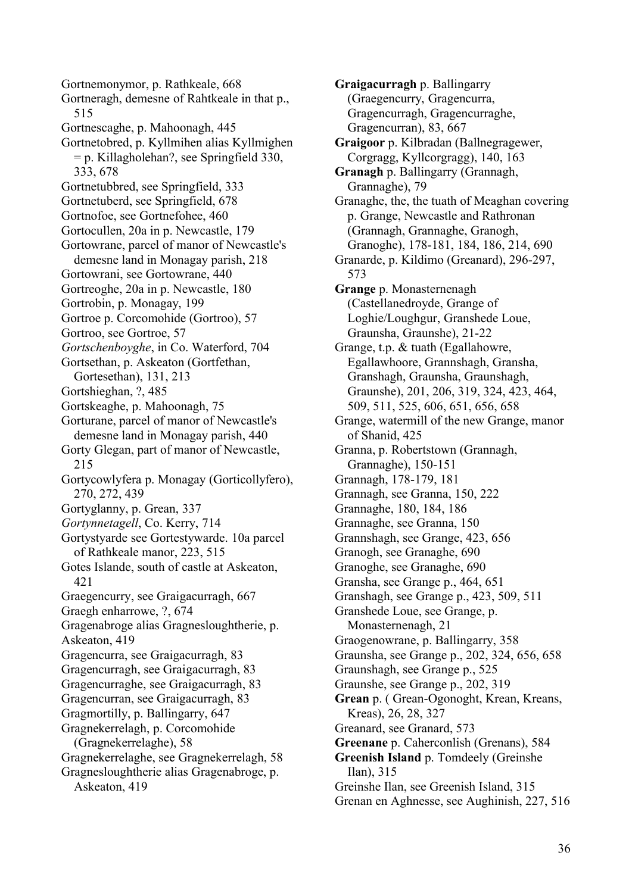Gortnemonymor, p. Rathkeale, 668

Gortneragh, demesne of Rahtkeale in that p., 515

Gortnescaghe, p. Mahoonagh, 445

Gortnetobred, p. Kyllmihen alias Kyllmighen = p. Killagholehan?, see Springfield 330, 333, 678

Gortnetubbred, see Springfield, 333

Gortnetuberd, see Springfield, 678

Gortnofoe, see Gortnefohee, 460

Gortocullen, 20a in p. Newcastle, 179

Gortowrane, parcel of manor of Newcastle's demesne land in Monagay parish, 218

Gortowrani, see Gortowrane, 440

Gortreoghe, 20a in p. Newcastle, 180

Gortrobin, p. Monagay, 199

Gortroe p. Corcomohide (Gortroo), 57

Gortroo, see Gortroe, 57

*Gortschenboyghe*, in Co. Waterford, 704

Gortsethan, p. Askeaton (Gortfethan, Gortesethan), 131, 213

Gortshieghan, ?, 485

Gortskeaghe, p. Mahoonagh, 75

Gorturane, parcel of manor of Newcastle's demesne land in Monagay parish, 440

Gorty Glegan, part of manor of Newcastle, 215

Gortycowlyfera p. Monagay (Gorticollyfero), 270, 272, 439

Gortyglanny, p. Grean, 337

*Gortynnetagell*, Co. Kerry, 714

Gortystyarde see Gortestywarde. 10a parcel of Rathkeale manor, 223, 515

Gotes Islande, south of castle at Askeaton, 421

Graegencurry, see Graigacurragh, 667

Graegh enharrowe, ?, 674

Gragenabroge alias Gragnesloughtherie, p. Askeaton, 419

Gragencurra, see Graigacurragh, 83

Gragencurragh, see Graigacurragh, 83

Gragencurraghe, see Graigacurragh, 83

Gragencurran, see Graigacurragh, 83

Gragmortilly, p. Ballingarry, 647

Gragnekerrelagh, p. Corcomohide (Gragnekerrelaghe), 58

Gragnekerrelaghe, see Gragnekerrelagh, 58

Gragnesloughtherie alias Gragenabroge, p. Askeaton, 419

**Graigacurragh** p. Ballingarry (Graegencurry, Gragencurra, Gragencurragh, Gragencurraghe, Gragencurran), 83, 667

**Graigoor** p. Kilbradan (Ballnegragewer, Corgragg, Kyllcorgragg), 140, 163

**Granagh** p. Ballingarry (Grannagh, Grannaghe), 79

Granaghe, the, the tuath of Meaghan covering p. Grange, Newcastle and Rathronan (Grannagh, Grannaghe, Granogh, Granoghe), 178-181, 184, 186, 214, 690

Granarde, p. Kildimo (Greanard), 296-297, 573

**Grange** p. Monasternenagh (Castellanedroyde, Grange of Loghie/Loughgur, Granshede Loue, Graunsha, Graunshe), 21-22

Grange, t.p. & tuath (Egallahowre, Egallawhoore, Grannshagh, Gransha, Granshagh, Graunsha, Graunshagh, Graunshe), 201, 206, 319, 324, 423, 464, 509, 511, 525, 606, 651, 656, 658

Grange, watermill of the new Grange, manor of Shanid, 425

Granna, p. Robertstown (Grannagh, Grannaghe), 150-151

Grannagh, 178-179, 181

Grannagh, see Granna, 150, 222

Grannaghe, 180, 184, 186

Grannaghe, see Granna, 150

Grannshagh, see Grange, 423, 656

Granogh, see Granaghe, 690

Granoghe, see Granaghe, 690

Gransha, see Grange p., 464, 651

Granshagh, see Grange p., 423, 509, 511

Granshede Loue, see Grange, p. Monasternenagh, 21

Graogenowrane, p. Ballingarry, 358

Graunsha, see Grange p., 202, 324, 656, 658

Graunshagh, see Grange p., 525

Graunshe, see Grange p., 202, 319

**Grean** p. ( Grean-Ogonoght, Krean, Kreans, Kreas), 26, 28, 327

Greanard, see Granard, 573

**Greenane** p. Caherconlish (Grenans), 584

**Greenish Island** p. Tomdeely (Greinshe Ilan), 315

Greinshe Ilan, see Greenish Island, 315

Grenan en Aghnesse, see Aughinish, 227, 516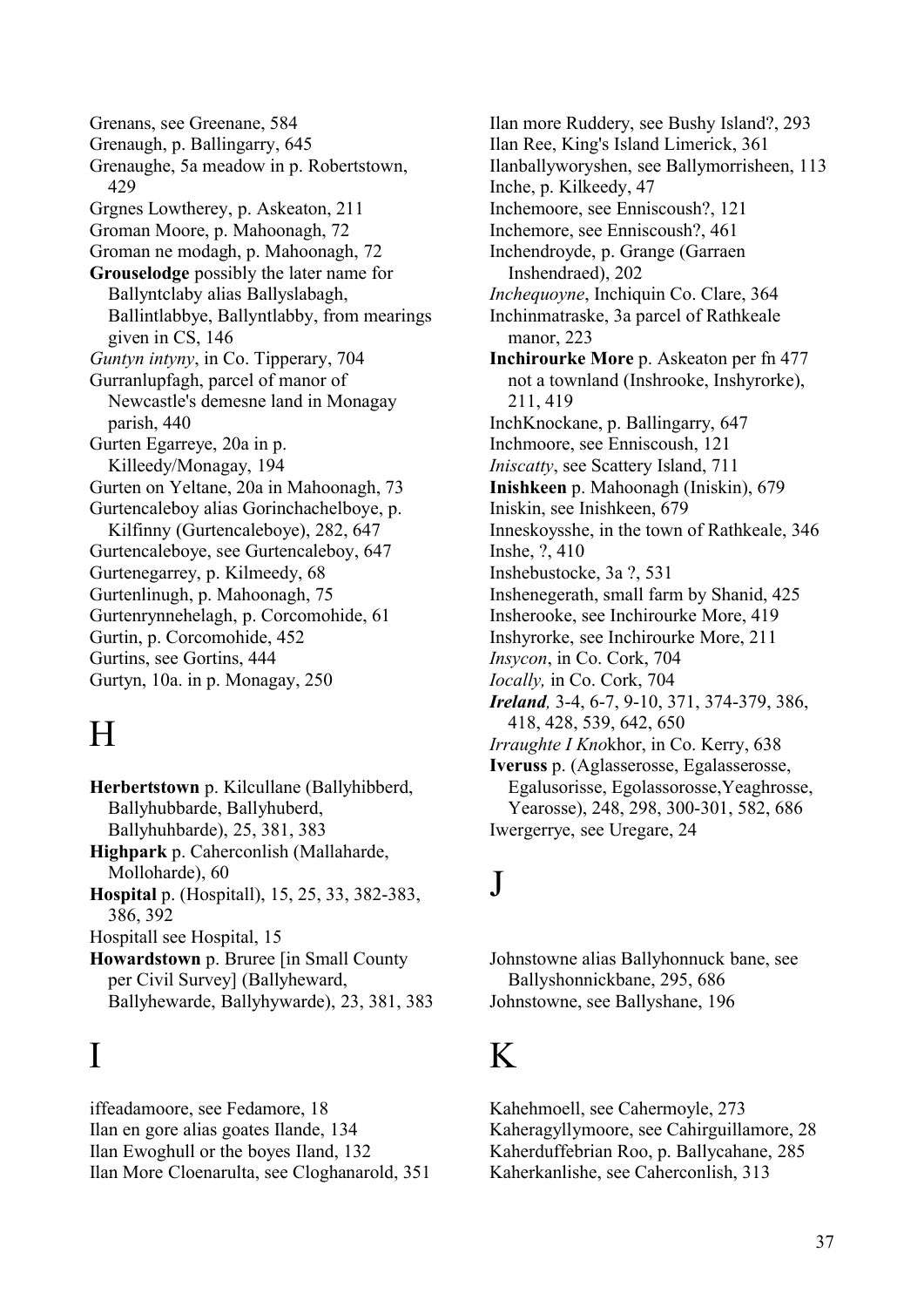Grenans, see Greenane, 584
Grenaugh, p. Ballingarry, 645
Grenaughe, 5a meadow in p. Robertstown, 429
Grgnes Lowtherey, p. Askeaton, 211
Groman Moore, p. Mahoonagh, 72
Groman ne modagh, p. Mahoonagh, 72
**Grouselodge** possibly the later name for Ballyntclaby alias Ballyslabagh, Ballintlabbye, Ballyntlabby, from mearings given in CS, 146
*Guntyn intyny*, in Co. Tipperary, 704
Gurranlupfagh, parcel of manor of Newcastle's demesne land in Monagay parish, 440
Gurten Egarreye, 20a in p. Killeedy/Monagay, 194
Gurten on Yeltane, 20a in Mahoonagh, 73
Gurtencaleboy alias Gorinchachelboye, p. Kilfinny (Gurtencaleboye), 282, 647
Gurtencaleboye, see Gurtencaleboy, 647
Gurtenegarrey, p. Kilmeedy, 68
Gurtenlinugh, p. Mahoonagh, 75
Gurtenrynnehelagh, p. Corcomohide, 61
Gurtin, p. Corcomohide, 452
Gurtins, see Gortins, 444
Gurtyn, 10a. in p. Monagay, 250

# H

**Herbertstown** p. Kilcullane (Ballyhibberd, Ballyhubbarde, Ballyhuberd, Ballyhuhbarde), 25, 381, 383
**Highpark** p. Caherconlish (Mallaharde, Molloharde), 60
**Hospital** p. (Hospitall), 15, 25, 33, 382-383, 386, 392
Hospitall see Hospital, 15
**Howardstown** p. Bruree [in Small County per Civil Survey] (Ballyheward, Ballyhewarde, Ballyhywarde), 23, 381, 383

# I

iffeadamoore, see Fedamore, 18
Ilan en gore alias goates Ilande, 134
Ilan Ewoghull or the boyes Iland, 132
Ilan More Cloenarulta, see Cloghanarold, 351
Ilan more Ruddery, see Bushy Island?, 293
Ilan Ree, King's Island Limerick, 361
Ilanballyworyshen, see Ballymorrisheen, 113
Inche, p. Kilkeedy, 47
Inchemoore, see Enniscoush?, 121
Inchemore, see Enniscoush?, 461
Inchendroyde, p. Grange (Garraen Inshendraed), 202
*Inchequoyne*, Inchiquin Co. Clare, 364
Inchinmatraske, 3a parcel of Rathkeale manor, 223
**Inchirourke More** p. Askeaton per fn 477 not a townland (Inshrooke, Inshyrorke), 211, 419
InchKnockane, p. Ballingarry, 647
Inchmoore, see Enniscoush, 121
*Iniscatty*, see Scattery Island, 711
**Inishkeen** p. Mahoonagh (Iniskin), 679
Iniskin, see Inishkeen, 679
Inneskoysshe, in the town of Rathkeale, 346
Inshe, ?, 410
Inshebustocke, 3a ?, 531
Inshenegerath, small farm by Shanid, 425
Insherooke, see Inchirourke More, 419
Inshyrorke, see Inchirourke More, 211
*Insycon*, in Co. Cork, 704
*Iocally,* in Co. Cork, 704
***Ireland,*** 3-4, 6-7, 9-10, 371, 374-379, 386, 418, 428, 539, 642, 650
*Irraughte I Kno*khor, in Co. Kerry, 638
**Iveruss** p. (Aglasserosse, Egalasserosse, Egalusorisse, Egolassorosse,Yeaghrosse, Yearosse), 248, 298, 300-301, 582, 686
Iwergerrye, see Uregare, 24

# J

Johnstowne alias Ballyhonnuck bane, see Ballyshonnickbane, 295, 686
Johnstowne, see Ballyshane, 196

# K

Kahehmoell, see Cahermoyle, 273
Kaheragyllymoore, see Cahirguillamore, 28
Kaherduffebrian Roo, p. Ballycahane, 285
Kaherkanlishe, see Caherconlish, 313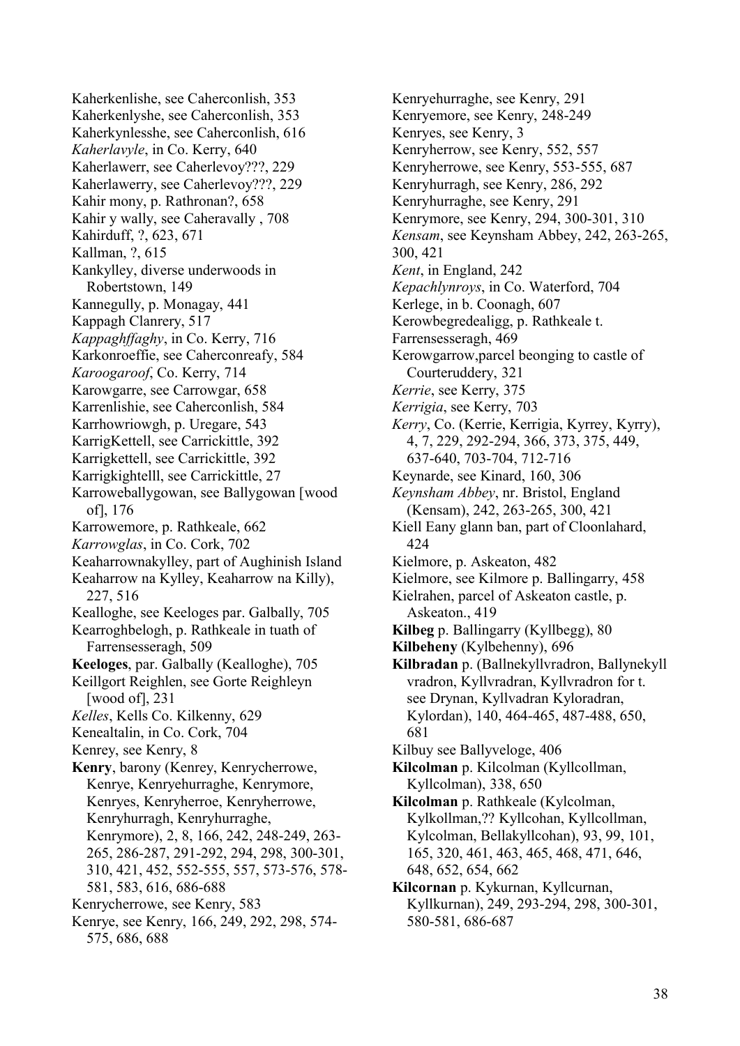Kaherkenlishe, see Caherconlish, 353
Kaherkenlyshe, see Caherconlish, 353
Kaherkynlesshe, see Caherconlish, 616
*Kaherlavyle*, in Co. Kerry, 640
Kaherlawerr, see Caherlevoy???, 229
Kaherlawerry, see Caherlevoy???, 229
Kahir mony, p. Rathronan?, 658
Kahir y wally, see Caheravally , 708
Kahirduff, ?, 623, 671
Kallman, ?, 615
Kankylley, diverse underwoods in Robertstown, 149
Kannegully, p. Monagay, 441
Kappagh Clanrery, 517
*Kappaghffaghy*, in Co. Kerry, 716
Karkonroeffie, see Caherconreafy, 584
*Karoogaroof*, Co. Kerry, 714
Karowgarre, see Carrowgar, 658
Karrenlishie, see Caherconlish, 584
Karrhowriowgh, p. Uregare, 543
KarrigKettell, see Carrickittle, 392
Karrigkettell, see Carrickittle, 392
Karrigkightelll, see Carrickittle, 27
Karroweballygowan, see Ballygowan [wood of], 176
Karrowemore, p. Rathkeale, 662
*Karrowglas*, in Co. Cork, 702
Keaharrownakylley, part of Aughinish Island Keaharrow na Kylley, Keaharrow na Killy), 227, 516
Kealloghe, see Keeloges par. Galbally, 705
Kearroghbelogh, p. Rathkeale in tuath of Farrensesseragh, 509
**Keeloges**, par. Galbally (Kealloghe), 705
Keillgort Reighlen, see Gorte Reighleyn [wood of], 231
*Kelles*, Kells Co. Kilkenny, 629
Kenealtalin, in Co. Cork, 704
Kenrey, see Kenry, 8
**Kenry**, barony (Kenrey, Kenrycherrowe, Kenrye, Kenryehurraghe, Kenrymore, Kenryes, Kenryherroe, Kenryherrowe, Kenryhurragh, Kenryhurraghe, Kenrymore), 2, 8, 166, 242, 248-249, 263-265, 286-287, 291-292, 294, 298, 300-301, 310, 421, 452, 552-555, 557, 573-576, 578-581, 583, 616, 686-688
Kenrycherrowe, see Kenry, 583
Kenrye, see Kenry, 166, 249, 292, 298, 574-575, 686, 688
Kenryehurraghe, see Kenry, 291
Kenryemore, see Kenry, 248-249
Kenryes, see Kenry, 3
Kenryherrow, see Kenry, 552, 557
Kenryherrowe, see Kenry, 553-555, 687
Kenryhurragh, see Kenry, 286, 292
Kenryhurraghe, see Kenry, 291
Kenrymore, see Kenry, 294, 300-301, 310
*Kensam*, see Keynsham Abbey, 242, 263-265, 300, 421
*Kent*, in England, 242
*Kepachlynroys*, in Co. Waterford, 704
Kerlege, in b. Coonagh, 607
Kerowbegredealigg, p. Rathkeale t. Farrensesseragh, 469
Kerowgarrow,parcel beonging to castle of Courteruddery, 321
*Kerrie*, see Kerry, 375
*Kerrigia*, see Kerry, 703
*Kerry*, Co. (Kerrie, Kerrigia, Kyrrey, Kyrry), 4, 7, 229, 292-294, 366, 373, 375, 449, 637-640, 703-704, 712-716
Keynarde, see Kinard, 160, 306
*Keynsham Abbey*, nr. Bristol, England (Kensam), 242, 263-265, 300, 421
Kiell Eany glann ban, part of Cloonlahard, 424
Kielmore, p. Askeaton, 482
Kielmore, see Kilmore p. Ballingarry, 458
Kielrahen, parcel of Askeaton castle, p. Askeaton., 419
**Kilbeg** p. Ballingarry (Kyllbegg), 80
**Kilbeheny** (Kylbehenny), 696
**Kilbradan** p. (Ballnekyllvradron, Ballynekyll vradron, Kyllvradran, Kyllvradron for t. see Drynan, Kyllvadran Kyloradran, Kylordan), 140, 464-465, 487-488, 650, 681
Kilbuy see Ballyveloge, 406
**Kilcolman** p. Kilcolman (Kyllcollman, Kyllcolman), 338, 650
**Kilcolman** p. Rathkeale (Kylcolman, Kylkollman,?? Kyllcohan, Kyllcollman, Kylcolman, Bellakyllcohan), 93, 99, 101, 165, 320, 461, 463, 465, 468, 471, 646, 648, 652, 654, 662
**Kilcornan** p. Kykurnan, Kyllcurnan, Kyllkurnan), 249, 293-294, 298, 300-301, 580-581, 686-687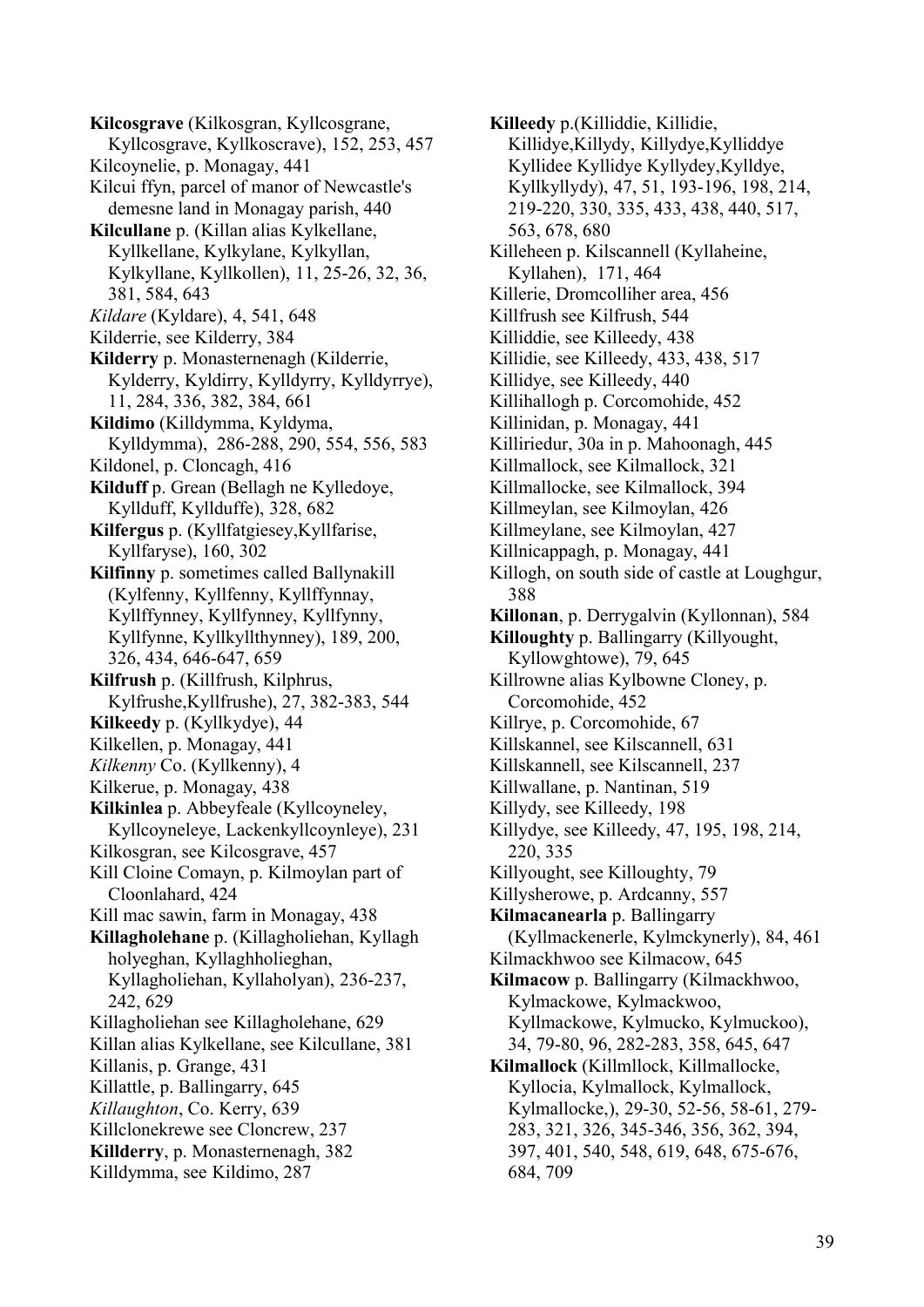**Kilcosgrave** (Kilkosgran, Kyllcosgrane, Kyllcosgrave, Kyllkoscrave), 152, 253, 457
Kilcoynelie, p. Monagay, 441
Kilcui ffyn, parcel of manor of Newcastle's demesne land in Monagay parish, 440
**Kilcullane** p. (Killan alias Kylkellane, Kyllkellane, Kylkylane, Kylkyllan, Kylkyllane, Kyllkollen), 11, 25-26, 32, 36, 381, 584, 643
*Kildare* (Kyldare), 4, 541, 648
Kilderrie, see Kilderry, 384
**Kilderry** p. Monasternenagh (Kilderrie, Kylderry, Kyldirry, Kylldyrry, Kylldyrrye), 11, 284, 336, 382, 384, 661
**Kildimo** (Killdymma, Kyldyma, Kylldymma), 286-288, 290, 554, 556, 583
Kildonel, p. Cloncagh, 416
**Kilduff** p. Grean (Bellagh ne Kylledoye, Kyllduff, Kyllduffe), 328, 682
**Kilfergus** p. (Kyllfatgiesey,Kyllfarise, Kyllfaryse), 160, 302
**Kilfinny** p. sometimes called Ballynakill (Kylfenny, Kyllfenny, Kyllffynnay, Kyllffynney, Kyllfynney, Kyllfynny, Kyllfynne, Kyllkyllthynney), 189, 200, 326, 434, 646-647, 659
**Kilfrush** p. (Killfrush, Kilphrus, Kylfrushe,Kyllfrushe), 27, 382-383, 544
**Kilkeedy** p. (Kyllkydye), 44
Kilkellen, p. Monagay, 441
*Kilkenny* Co. (Kyllkenny), 4
Kilkerue, p. Monagay, 438
**Kilkinlea** p. Abbeyfeale (Kyllcoyneley, Kyllcoyneleye, Lackenkyllcoynleye), 231
Kilkosgran, see Kilcosgrave, 457
Kill Cloine Comayn, p. Kilmoylan part of Cloonlahard, 424
Kill mac sawin, farm in Monagay, 438
**Killagholehane** p. (Killagholiehan, Kyllagh holyeghan, Kyllaghholieghan, Kyllagholiehan, Kyllaholyan), 236-237, 242, 629
Killagholiehan see Killagholehane, 629
Killan alias Kylkellane, see Kilcullane, 381
Killanis, p. Grange, 431
Killattle, p. Ballingarry, 645
*Killaughton*, Co. Kerry, 639
Killclonekrewe see Cloncrew, 237
**Killderry**, p. Monasternenagh, 382
Killdymma, see Kildimo, 287
**Killeedy** p.(Killiddie, Killidie, Killidye,Killydy, Killydye,Kylliddye Kyllidee Kyllidye Kyllydey,Kylldye, Kyllkyllydy), 47, 51, 193-196, 198, 214, 219-220, 330, 335, 433, 438, 440, 517, 563, 678, 680
Killeheen p. Kilscannell (Kyllaheine, Kyllahen), 171, 464
Killerie, Dromcolliher area, 456
Killfrush see Kilfrush, 544
Killiddie, see Killeedy, 438
Killidie, see Killeedy, 433, 438, 517
Killidye, see Killeedy, 440
Killihallogh p. Corcomohide, 452
Killinidan, p. Monagay, 441
Killiriedur, 30a in p. Mahoonagh, 445
Killmallock, see Kilmallock, 321
Killmallocke, see Kilmallock, 394
Killmeylan, see Kilmoylan, 426
Killmeylane, see Kilmoylan, 427
Killnicappagh, p. Monagay, 441
Killogh, on south side of castle at Loughgur, 388
**Killonan**, p. Derrygalvin (Kyllonnan), 584
**Killoughty** p. Ballingarry (Killyought, Kyllowghtowe), 79, 645
Killrowne alias Kylbowne Cloney, p. Corcomohide, 452
Killrye, p. Corcomohide, 67
Killskannel, see Kilscannell, 631
Killskannell, see Kilscannell, 237
Killwallane, p. Nantinan, 519
Killydy, see Killeedy, 198
Killydye, see Killeedy, 47, 195, 198, 214, 220, 335
Killyought, see Killoughty, 79
Killysherowe, p. Ardcanny, 557
**Kilmacanearla** p. Ballingarry (Kyllmackenerle, Kylmckynerly), 84, 461
Kilmackhwoo see Kilmacow, 645
**Kilmacow** p. Ballingarry (Kilmackhwoo, Kylmackowe, Kylmackwoo, Kyllmackowe, Kylmucko, Kylmuckoo), 34, 79-80, 96, 282-283, 358, 645, 647
**Kilmallock** (Killmllock, Killmallocke, Kyllocia, Kylmallock, Kylmallock, Kylmallocke,), 29-30, 52-56, 58-61, 279-283, 321, 326, 345-346, 356, 362, 394, 397, 401, 540, 548, 619, 648, 675-676, 684, 709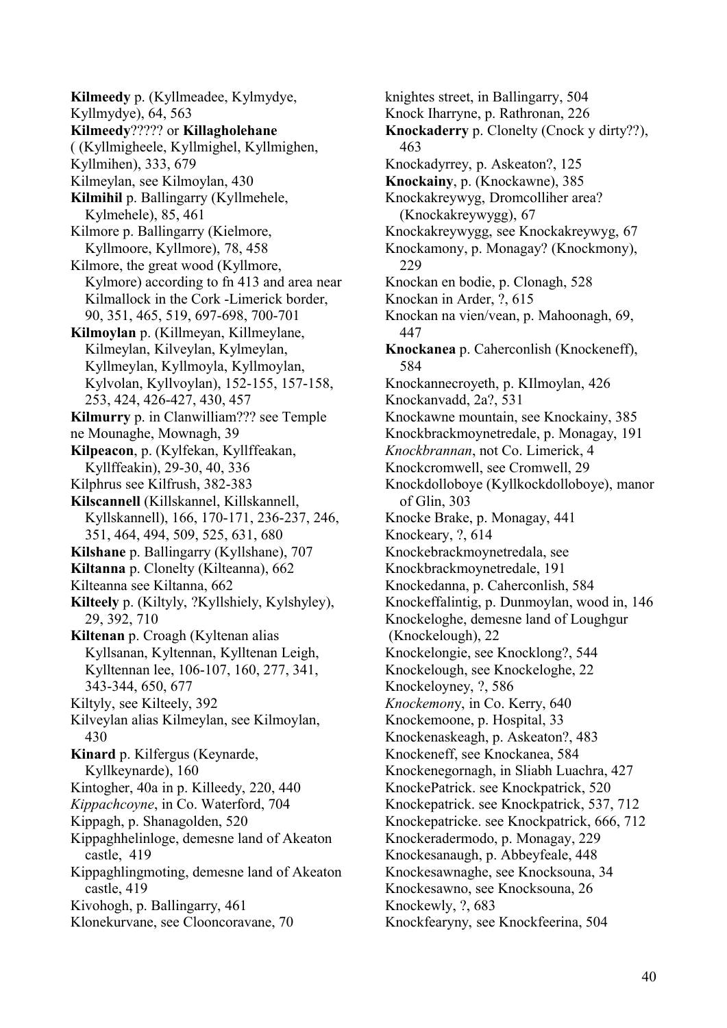**Kilmeedy** p. (Kyllmeadee, Kylmydye, Kyllmydye), 64, 563

**Kilmeedy**????? or **Killagholehane** ( (Kyllmigheele, Kyllmighel, Kyllmighen, Kyllmihen), 333, 679

Kilmeylan, see Kilmoylan, 430

**Kilmihil** p. Ballingarry (Kyllmehele, Kylmehele), 85, 461

Kilmore p. Ballingarry (Kielmore, Kyllmoore, Kyllmore), 78, 458

Kilmore, the great wood (Kyllmore, Kylmore) according to fn 413 and area near Kilmallock in the Cork -Limerick border, 90, 351, 465, 519, 697-698, 700-701

**Kilmoylan** p. (Killmeyan, Killmeylane, Kilmeylan, Kilveylan, Kylmeylan, Kyllmeylan, Kyllmoyla, Kyllmoylan, Kylvolan, Kyllvoylan), 152-155, 157-158, 253, 424, 426-427, 430, 457

**Kilmurry** p. in Clanwilliam??? see Temple ne Mounaghe, Mownagh, 39

**Kilpeacon**, p. (Kylfekan, Kyllffeakan, Kyllffeakin), 29-30, 40, 336

Kilphrus see Kilfrush, 382-383

**Kilscannell** (Killskannel, Killskannell, Kyllskannell), 166, 170-171, 236-237, 246, 351, 464, 494, 509, 525, 631, 680

**Kilshane** p. Ballingarry (Kyllshane), 707

**Kiltanna** p. Clonelty (Kilteanna), 662

Kilteanna see Kiltanna, 662

**Kilteely** p. (Kiltyly, ?Kyllshiely, Kylshyley), 29, 392, 710

**Kiltenan** p. Croagh (Kyltenan alias Kyllsanan, Kyltennan, Kylltenan Leigh, Kylltennan lee, 106-107, 160, 277, 341, 343-344, 650, 677

Kiltyly, see Kilteely, 392

Kilveylan alias Kilmeylan, see Kilmoylan, 430

**Kinard** p. Kilfergus (Keynarde, Kyllkeynarde), 160

Kintogher, 40a in p. Killeedy, 220, 440

*Kippachcoyne*, in Co. Waterford, 704

Kippagh, p. Shanagolden, 520

Kippaghhelinloge, demesne land of Akeaton castle, 419

Kippaghlingmoting, demesne land of Akeaton castle, 419

Kivohogh, p. Ballingarry, 461

Klonekurvane, see Clooncoravane, 70

knightes street, in Ballingarry, 504

Knock Iharryne, p. Rathronan, 226

**Knockaderry** p. Clonelty (Cnock y dirty??), 463

Knockadyrrey, p. Askeaton?, 125

**Knockainy**, p. (Knockawne), 385

Knockakreywyg, Dromcolliher area? (Knockakreywygg), 67

Knockakreywygg, see Knockakreywyg, 67

Knockamony, p. Monagay? (Knockmony), 229

Knockan en bodie, p. Clonagh, 528

Knockan in Arder, ?, 615

Knockan na vien/vean, p. Mahoonagh, 69, 447

**Knockanea** p. Caherconlish (Knockeneff), 584

Knockannecroyeth, p. KIlmoylan, 426

Knockanvadd, 2a?, 531

Knockawne mountain, see Knockainy, 385

Knockbrackmoynetredale, p. Monagay, 191

*Knockbrannan*, not Co. Limerick, 4

Knockcromwell, see Cromwell, 29

Knockdolloboye (Kyllkockdolloboye), manor of Glin, 303

Knocke Brake, p. Monagay, 441

Knockeary, ?, 614

Knockebrackmoynetredala, see Knockbrackmoynetredale, 191

Knockedanna, p. Caherconlish, 584

Knockeffalintig, p. Dunmoylan, wood in, 146

Knockeloghe, demesne land of Loughgur (Knockelough), 22

Knockelongie, see Knocklong?, 544

Knockelough, see Knockeloghe, 22

Knockeloyney, ?, 586

*Knockemony*, in Co. Kerry, 640

Knockemoone, p. Hospital, 33

Knockenaskeagh, p. Askeaton?, 483

Knockeneff, see Knockanea, 584

Knockenegornagh, in Sliabh Luachra, 427

KnockePatrick. see Knockpatrick, 520

Knockepatrick. see Knockpatrick, 537, 712

Knockepatricke. see Knockpatrick, 666, 712

Knockeradermodo, p. Monagay, 229

Knockesanaugh, p. Abbeyfeale, 448

Knockesawnaghe, see Knocksouna, 34

Knockesawno, see Knocksouna, 26

Knockewly, ?, 683

Knockfearyny, see Knockfeerina, 504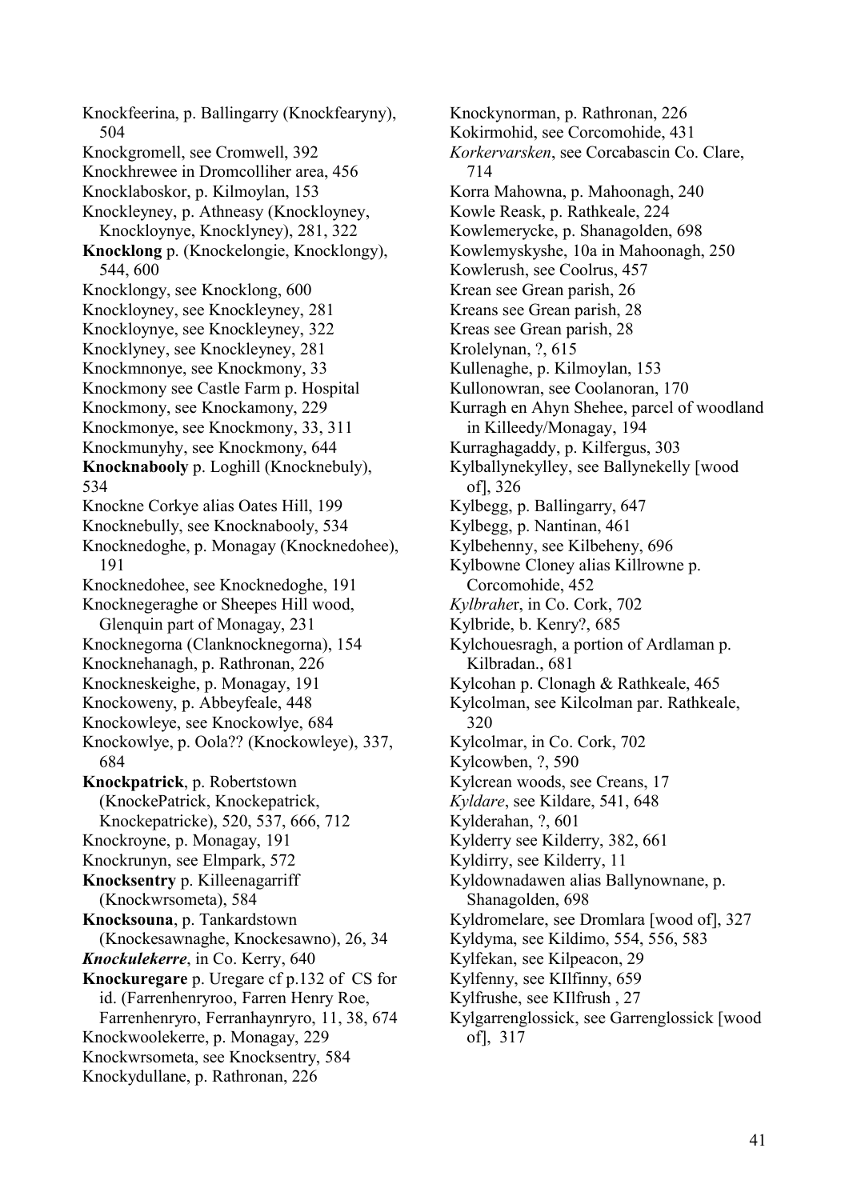Knockfeerina, p. Ballingarry (Knockfearyny), 504
Knockgromell, see Cromwell, 392
Knockhrewee in Dromcolliher area, 456
Knocklaboskor, p. Kilmoylan, 153
Knockleyney, p. Athneasy (Knockloyney, Knockloynye, Knocklyney), 281, 322
**Knocklong** p. (Knockelongie, Knocklongy), 544, 600
Knocklongy, see Knocklong, 600
Knockloyney, see Knockleyney, 281
Knockloynye, see Knockleyney, 322
Knocklyney, see Knockleyney, 281
Knockmnonye, see Knockmony, 33
Knockmony see Castle Farm p. Hospital
Knockmony, see Knockamony, 229
Knockmonye, see Knockmony, 33, 311
Knockmunyhy, see Knockmony, 644
**Knocknabooly** p. Loghill (Knocknebuly), 534
Knockne Corkye alias Oates Hill, 199
Knocknebully, see Knocknabooly, 534
Knocknedoghe, p. Monagay (Knocknedohee), 191
Knocknedohee, see Knocknedoghe, 191
Knocknegeraghe or Sheepes Hill wood, Glenquin part of Monagay, 231
Knocknegorna (Clanknocknegorna), 154
Knocknehanagh, p. Rathronan, 226
Knockneskeighe, p. Monagay, 191
Knockoweny, p. Abbeyfeale, 448
Knockowleye, see Knockowlye, 684
Knockowlye, p. Oola?? (Knockowleye), 337, 684
**Knockpatrick**, p. Robertstown (KnockePatrick, Knockepatrick, Knockepatricke), 520, 537, 666, 712
Knockroyne, p. Monagay, 191
Knockrunyn, see Elmpark, 572
**Knocksentry** p. Killeenagarriff (Knockwrsometa), 584
**Knocksouna**, p. Tankardstown (Knockesawnaghe, Knockesawno), 26, 34
***Knockulekerre***, in Co. Kerry, 640
**Knockuregare** p. Uregare cf p.132 of CS for id. (Farrenhenryroo, Farren Henry Roe, Farrenhenryro, Ferranhaynryro, 11, 38, 674
Knockwoolekerre, p. Monagay, 229
Knockwrsometa, see Knocksentry, 584
Knockydullane, p. Rathronan, 226
Knockynorman, p. Rathronan, 226
Kokirmohid, see Corcomohide, 431
*Korkervarsken*, see Corcabascin Co. Clare, 714
Korra Mahowna, p. Mahoonagh, 240
Kowle Reask, p. Rathkeale, 224
Kowlemerycke, p. Shanagolden, 698
Kowlemyskyshe, 10a in Mahoonagh, 250
Kowlerush, see Coolrus, 457
Krean see Grean parish, 26
Kreans see Grean parish, 28
Kreas see Grean parish, 28
Krolelynan, ?, 615
Kullenaghe, p. Kilmoylan, 153
Kullonowran, see Coolanoran, 170
Kurragh en Ahyn Shehee, parcel of woodland in Killeedy/Monagay, 194
Kurraghagaddy, p. Kilfergus, 303
Kylballynekylley, see Ballynekelly [wood of], 326
Kylbegg, p. Ballingarry, 647
Kylbegg, p. Nantinan, 461
Kylbehenny, see Kilbeheny, 696
Kylbowne Cloney alias Killrowne p. Corcomohide, 452
*Kylbrahe*r, in Co. Cork, 702
Kylbride, b. Kenry?, 685
Kylchouesragh, a portion of Ardlaman p. Kilbradan., 681
Kylcohan p. Clonagh & Rathkeale, 465
Kylcolman, see Kilcolman par. Rathkeale, 320
Kylcolmar, in Co. Cork, 702
Kylcowben, ?, 590
Kylcrean woods, see Creans, 17
*Kyldare*, see Kildare, 541, 648
Kylderahan, ?, 601
Kylderry see Kilderry, 382, 661
Kyldirry, see Kilderry, 11
Kyldownadawen alias Ballynownane, p. Shanagolden, 698
Kyldromelare, see Dromlara [wood of], 327
Kyldyma, see Kildimo, 554, 556, 583
Kylfekan, see Kilpeacon, 29
Kylfenny, see KIlfinny, 659
Kylfrushe, see KIlfrush , 27
Kylgarrenglossick, see Garrenglossick [wood of], 317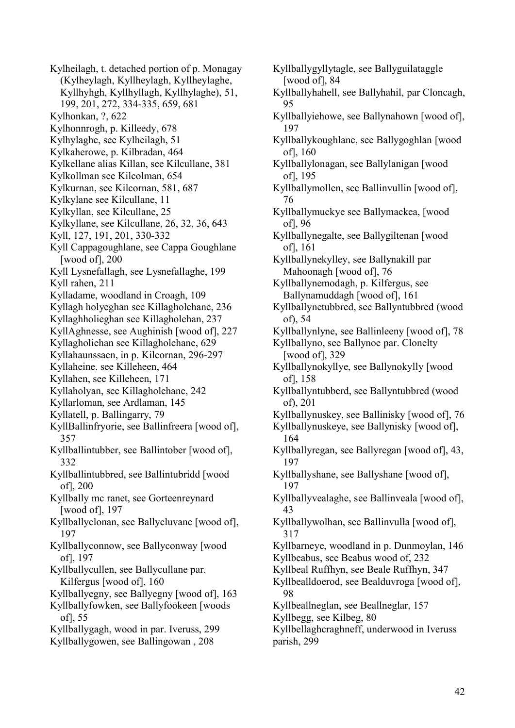Kylheilagh, t. detached portion of p. Monagay (Kylheylagh, Kyllheylagh, Kyllheylaghe, Kyllhyhgh, Kyllhyllagh, Kyllhylaghe), 51, 199, 201, 272, 334-335, 659, 681
Kylhonkan, ?, 622
Kylhonnrogh, p. Killeedy, 678
Kylhylaghe, see Kylheilagh, 51
Kylkaherowe, p. Kilbradan, 464
Kylkellane alias Killan, see Kilcullane, 381
Kylkollman see Kilcolman, 654
Kylkurnan, see Kilcornan, 581, 687
Kylkylane see Kilcullane, 11
Kylkyllan, see Kilcullane, 25
Kylkyllane, see Kilcullane, 26, 32, 36, 643
Kyll, 127, 191, 201, 330-332
Kyll Cappagoughlane, see Cappa Goughlane [wood of], 200
Kyll Lysnefallagh, see Lysnefallaghe, 199
Kyll rahen, 211
Kylladame, woodland in Croagh, 109
Kyllagh holyeghan see Killagholehane, 236
Kyllaghholieghan see Killagholehan, 237
KyllAghnesse, see Aughinish [wood of], 227
Kyllagholiehan see Killagholehane, 629
Kyllahaunssaen, in p. Kilcornan, 296-297
Kyllaheine. see Killeheen, 464
Kyllahen, see Killeheen, 171
Kyllaholyan, see Killagholehane, 242
Kyllarloman, see Ardlaman, 145
Kyllatell, p. Ballingarry, 79
KyllBallinfryorie, see Ballinfreera [wood of], 357
Kyllballintubber, see Ballintober [wood of], 332
Kyllballintubbred, see Ballintubridd [wood of], 200
Kyllbally mc ranet, see Gorteenreynard [wood of], 197
Kyllballyclonan, see Ballycluvane [wood of], 197
Kyllballyconnow, see Ballyconway [wood of], 197
Kyllballycullen, see Ballycullane par. Kilfergus [wood of], 160
Kyllballyegny, see Ballyegny [wood of], 163
Kyllballyfowken, see Ballyfookeen [woods of], 55
Kyllballygagh, wood in par. Iveruss, 299
Kyllballygowen, see Ballingowan , 208
Kyllballygyllytagle, see Ballyguilataggle [wood of], 84
Kyllballyhahell, see Ballyhahil, par Cloncagh, 95
Kyllballyiehowe, see Ballynahown [wood of], 197
Kyllballykoughlane, see Ballygoghlan [wood of], 160
Kyllballylonagan, see Ballylanigan [wood of], 195
Kyllballymollen, see Ballinvullin [wood of], 76
Kyllballymuckye see Ballymackea, [wood of], 96
Kyllballynegalte, see Ballygiltenan [wood of], 161
Kyllballynekylley, see Ballynakill par Mahoonagh [wood of], 76
Kyllballynemodagh, p. Kilfergus, see Ballynamuddagh [wood of], 161
Kyllballynetubbred, see Ballyntubbred (wood of), 54
Kyllballynlyne, see Ballinleeny [wood of], 78
Kyllballyno, see Ballynoe par. Clonelty [wood of], 329
Kyllballynokyllye, see Ballynokylly [wood of], 158
Kyllballyntubberd, see Ballyntubbred (wood of), 201
Kyllballynuskey, see Ballinisky [wood of], 76
Kyllballynuskeye, see Ballynisky [wood of], 164
Kyllballyregan, see Ballyregan [wood of], 43, 197
Kyllballyshane, see Ballyshane [wood of], 197
Kyllballyvealaghe, see Ballinveala [wood of], 43
Kyllballywolhan, see Ballinvulla [wood of], 317
Kyllbarneye, woodland in p. Dunmoylan, 146
Kyllbeabus, see Beabus wood of, 232
Kyllbeal Ruffhyn, see Beale Ruffhyn, 347
Kyllbealldoerod, see Bealduvroga [wood of], 98
Kyllbeallneglan, see Beallneglar, 157
Kyllbegg, see Kilbeg, 80
Kyllbellaghcraghneff, underwood in Iveruss parish, 299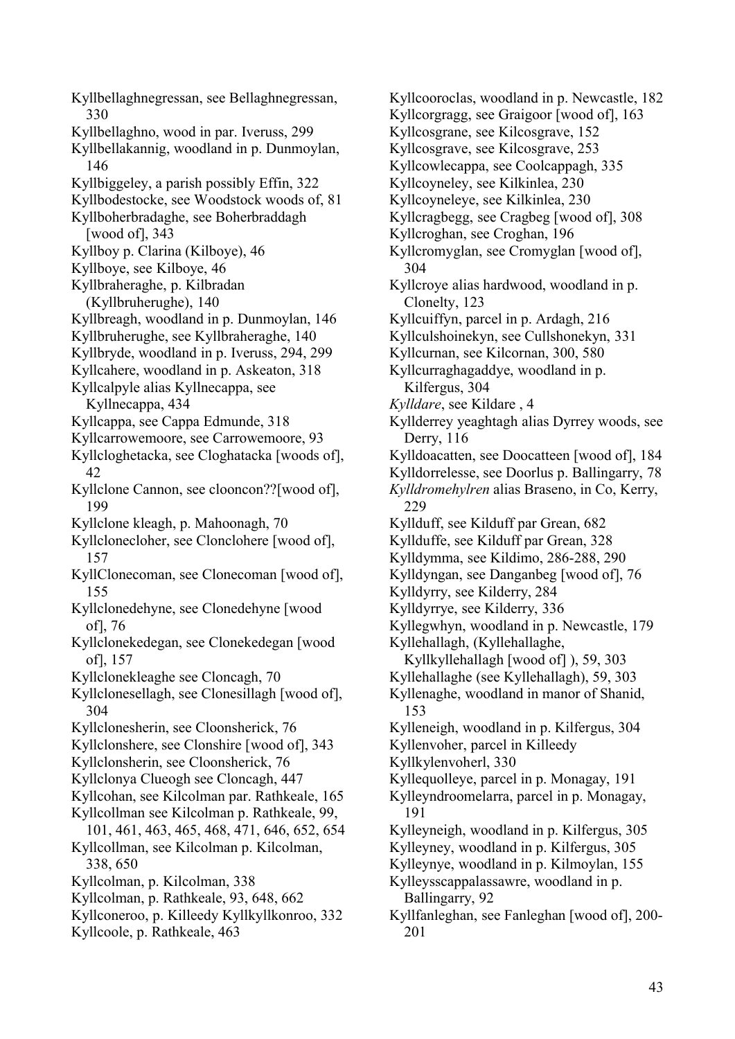Kyllbellaghnegressan, see Bellaghnegressan, 330

Kyllbellaghno, wood in par. Iveruss, 299

Kyllbellakannig, woodland in p. Dunmoylan, 146

Kyllbiggeley, a parish possibly Effin, 322

Kyllbodestocke, see Woodstock woods of, 81

Kyllboherbradaghe, see Boherbraddagh [wood of], 343

Kyllboy p. Clarina (Kilboye), 46

Kyllboye, see Kilboye, 46

Kyllbraheraghe, p. Kilbradan (Kyllbruherughe), 140

Kyllbreagh, woodland in p. Dunmoylan, 146

Kyllbruherughe, see Kyllbraheraghe, 140

Kyllbryde, woodland in p. Iveruss, 294, 299

Kyllcahere, woodland in p. Askeaton, 318

Kyllcalpyle alias Kyllnecappa, see Kyllnecappa, 434

Kyllcappa, see Cappa Edmunde, 318

Kyllcarrowemoore, see Carrowemoore, 93

Kyllcloghetacka, see Cloghatacka [woods of], 42

Kyllclone Cannon, see clooncon??[wood of], 199

Kyllclone kleagh, p. Mahoonagh, 70

Kyllclonecloher, see Clonclohere [wood of], 157

KyllClonecoman, see Clonecoman [wood of], 155

Kyllclonedehyne, see Clonedehyne [wood of], 76

Kyllclonekedegan, see Clonekedegan [wood of], 157

Kyllclonekleaghe see Cloncagh, 70

Kyllclonesellagh, see Clonesillagh [wood of], 304

Kyllclonesherin, see Cloonsherick, 76

Kyllclonshere, see Clonshire [wood of], 343

Kyllclonsherin, see Cloonsherick, 76

Kyllclonya Clueogh see Cloncagh, 447

Kyllcohan, see Kilcolman par. Rathkeale, 165

Kyllcollman see Kilcolman p. Rathkeale, 99, 101, 461, 463, 465, 468, 471, 646, 652, 654

Kyllcollman, see Kilcolman p. Kilcolman, 338, 650

Kyllcolman, p. Kilcolman, 338

Kyllcolman, p. Rathkeale, 93, 648, 662

Kyllconeroo, p. Killeedy Kyllkyllkonroo, 332

Kyllcoole, p. Rathkeale, 463

Kyllcooroclas, woodland in p. Newcastle, 182

Kyllcorgragg, see Graigoor [wood of], 163

Kyllcosgrane, see Kilcosgrave, 152

Kyllcosgrave, see Kilcosgrave, 253

Kyllcowlecappa, see Coolcappagh, 335

Kyllcoyneley, see Kilkinlea, 230

Kyllcoyneleye, see Kilkinlea, 230

Kyllcragbegg, see Cragbeg [wood of], 308

Kyllcroghan, see Croghan, 196

Kyllcromyglan, see Cromyglan [wood of], 304

Kyllcroye alias hardwood, woodland in p. Clonelty, 123

Kyllcuiffyn, parcel in p. Ardagh, 216

Kyllculshoinekyn, see Cullshonekyn, 331

Kyllcurnan, see Kilcornan, 300, 580

Kyllcurraghagaddye, woodland in p. Kilfergus, 304

*Kylldare*, see Kildare , 4

Kyllderrey yeaghtagh alias Dyrrey woods, see Derry, 116

Kylldoacatten, see Doocatteen [wood of], 184

Kylldorrelesse, see Doorlus p. Ballingarry, 78

*Kylldromehylren* alias Braseno, in Co, Kerry, 229

Kyllduff, see Kilduff par Grean, 682

Kyllduffe, see Kilduff par Grean, 328

Kylldymma, see Kildimo, 286-288, 290

Kylldyngan, see Danganbeg [wood of], 76

Kylldyrry, see Kilderry, 284

Kylldyrrye, see Kilderry, 336

Kyllegwhyn, woodland in p. Newcastle, 179

Kyllehallagh, (Kyllehallaghe, Kyllkyllehallagh [wood of] ), 59, 303

Kyllehallaghe (see Kyllehallagh), 59, 303

Kyllenaghe, woodland in manor of Shanid, 153

Kylleneigh, woodland in p. Kilfergus, 304

Kyllenvoher, parcel in Killeedy

Kyllkylenvoherl, 330

Kyllequolleye, parcel in p. Monagay, 191

Kylleyndroomelarra, parcel in p. Monagay, 191

Kylleyneigh, woodland in p. Kilfergus, 305

Kylleyney, woodland in p. Kilfergus, 305

Kylleynye, woodland in p. Kilmoylan, 155

Kylleysscappalassawre, woodland in p. Ballingarry, 92

Kyllfanleghan, see Fanleghan [wood of], 200-201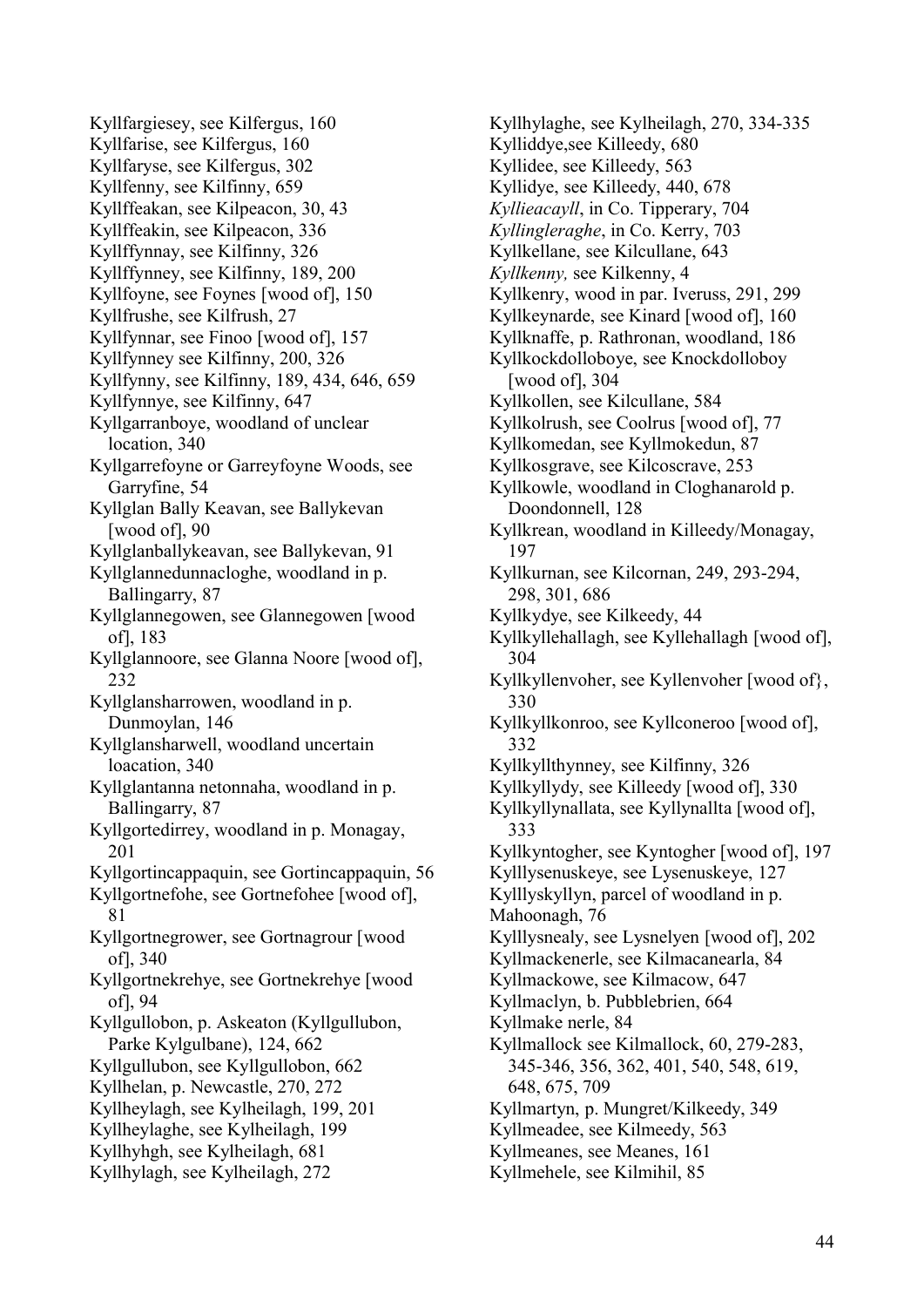Kyllfargiesey, see Kilfergus, 160
Kyllfarise, see Kilfergus, 160
Kyllfaryse, see Kilfergus, 302
Kyllfenny, see Kilfinny, 659
Kyllffeakan, see Kilpeacon, 30, 43
Kyllffeakin, see Kilpeacon, 336
Kyllffynnay, see Kilfinny, 326
Kyllffynney, see Kilfinny, 189, 200
Kyllfoyne, see Foynes [wood of], 150
Kyllfrushe, see Kilfrush, 27
Kyllfynnar, see Finoo [wood of], 157
Kyllfynney see Kilfinny, 200, 326
Kyllfynny, see Kilfinny, 189, 434, 646, 659
Kyllfynnye, see Kilfinny, 647
Kyllgarranboye, woodland of unclear location, 340
Kyllgarrefoyne or Garreyfoyne Woods, see Garryfine, 54
Kyllglan Bally Keavan, see Ballykevan [wood of], 90
Kyllglanballykeavan, see Ballykevan, 91
Kyllglannedunnacloghe, woodland in p. Ballingarry, 87
Kyllglannegowen, see Glannegowen [wood of], 183
Kyllglannoore, see Glanna Noore [wood of], 232
Kyllglansharrowen, woodland in p. Dunmoylan, 146
Kyllglansharwell, woodland uncertain loacation, 340
Kyllglantanna netonnaha, woodland in p. Ballingarry, 87
Kyllgortedirrey, woodland in p. Monagay, 201
Kyllgortincappaquin, see Gortincappaquin, 56
Kyllgortnefohe, see Gortnefohee [wood of], 81
Kyllgortnegrower, see Gortnagrour [wood of], 340
Kyllgortnekrehye, see Gortnekrehye [wood of], 94
Kyllgullobon, p. Askeaton (Kyllgullubon, Parke Kylgulbane), 124, 662
Kyllgullubon, see Kyllgullobon, 662
Kyllhelan, p. Newcastle, 270, 272
Kyllheylagh, see Kylheilagh, 199, 201
Kyllheylaghe, see Kylheilagh, 199
Kyllhyhgh, see Kylheilagh, 681
Kyllhylagh, see Kylheilagh, 272
Kyllhylaghe, see Kylheilagh, 270, 334-335
Kylliddye,see Killeedy, 680
Kyllidee, see Killeedy, 563
Kyllidye, see Killeedy, 440, 678
*Kyllieacayll*, in Co. Tipperary, 704
*Kyllingleraghe*, in Co. Kerry, 703
Kyllkellane, see Kilcullane, 643
*Kyllkenny,* see Kilkenny, 4
Kyllkenry, wood in par. Iveruss, 291, 299
Kyllkeynarde, see Kinard [wood of], 160
Kyllknaffe, p. Rathronan, woodland, 186
Kyllkockdolloboye, see Knockdolloboy [wood of], 304
Kyllkollen, see Kilcullane, 584
Kyllkolrush, see Coolrus [wood of], 77
Kyllkomedan, see Kyllmokedun, 87
Kyllkosgrave, see Kilcoscrave, 253
Kyllkowle, woodland in Cloghanarold p. Doondonnell, 128
Kyllkrean, woodland in Killeedy/Monagay, 197
Kyllkurnan, see Kilcornan, 249, 293-294, 298, 301, 686
Kyllkydye, see Kilkeedy, 44
Kyllkyllehallagh, see Kyllehallagh [wood of], 304
Kyllkyllenvoher, see Kyllenvoher [wood of}, 330
Kyllkyllkonroo, see Kyllconeroo [wood of], 332
Kyllkyllthynney, see Kilfinny, 326
Kyllkyllydy, see Killeedy [wood of], 330
Kyllkyllynallata, see Kyllynallta [wood of], 333
Kyllkyntogher, see Kyntogher [wood of], 197
Kylllysenuskeye, see Lysenuskeye, 127
Kylllyskyllyn, parcel of woodland in p. Mahoonagh, 76
Kylllysnealy, see Lysnelyen [wood of], 202
Kyllmackenerle, see Kilmacanearla, 84
Kyllmackowe, see Kilmacow, 647
Kyllmaclyn, b. Pubblebrien, 664
Kyllmake nerle, 84
Kyllmallock see Kilmallock, 60, 279-283, 345-346, 356, 362, 401, 540, 548, 619, 648, 675, 709
Kyllmartyn, p. Mungret/Kilkeedy, 349
Kyllmeadee, see Kilmeedy, 563
Kyllmeanes, see Meanes, 161
Kyllmehele, see Kilmihil, 85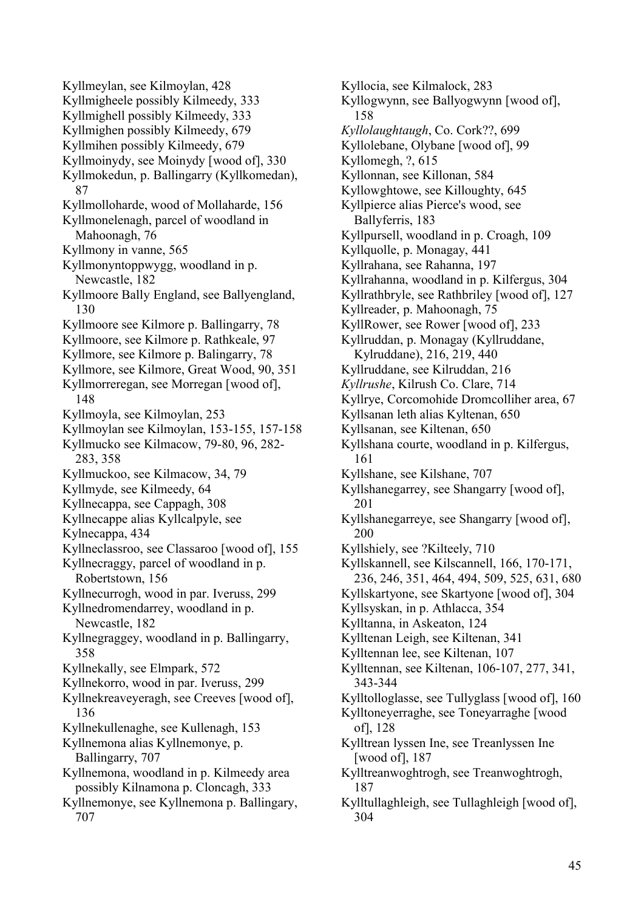Kyllmeylan, see Kilmoylan, 428
Kyllmigheele possibly Kilmeedy, 333
Kyllmighell possibly Kilmeedy, 333
Kyllmighen possibly Kilmeedy, 679
Kyllmihen possibly Kilmeedy, 679
Kyllmoinydy, see Moinydy [wood of], 330
Kyllmokedun, p. Ballingarry (Kyllkomedan), 87
Kyllmolloharde, wood of Mollaharde, 156
Kyllmonelenagh, parcel of woodland in Mahoonagh, 76
Kyllmony in vanne, 565
Kyllmonyntoppwygg, woodland in p. Newcastle, 182
Kyllmoore Bally England, see Ballyengland, 130
Kyllmoore see Kilmore p. Ballingarry, 78
Kyllmoore, see Kilmore p. Rathkeale, 97
Kyllmore, see Kilmore p. Balingarry, 78
Kyllmore, see Kilmore, Great Wood, 90, 351
Kyllmorreregan, see Morregan [wood of], 148
Kyllmoyla, see Kilmoylan, 253
Kyllmoylan see Kilmoylan, 153-155, 157-158
Kyllmucko see Kilmacow, 79-80, 96, 282-283, 358
Kyllmuckoo, see Kilmacow, 34, 79
Kyllmyde, see Kilmeedy, 64
Kyllnecappa, see Cappagh, 308
Kyllnecappe alias Kyllcalpyle, see Kylnecappa, 434
Kyllneclassroo, see Classaroo [wood of], 155
Kyllnecraggy, parcel of woodland in p. Robertstown, 156
Kyllnecurrogh, wood in par. Iveruss, 299
Kyllnedromendarrey, woodland in p. Newcastle, 182
Kyllnegraggey, woodland in p. Ballingarry, 358
Kyllnekally, see Elmpark, 572
Kyllnekorro, wood in par. Iveruss, 299
Kyllnekreaveyeragh, see Creeves [wood of], 136
Kyllnekullenaghe, see Kullenagh, 153
Kyllnemona alias Kyllnemonye, p. Ballingarry, 707
Kyllnemona, woodland in p. Kilmeedy area possibly Kilnamona p. Cloncagh, 333
Kyllnemonye, see Kyllnemona p. Ballingary, 707
Kyllocia, see Kilmalock, 283
Kyllogwynn, see Ballyogwynn [wood of], 158
*Kyllolaughtaugh*, Co. Cork??, 699
Kyllolebane, Olybane [wood of], 99
Kyllomegh, ?, 615
Kyllonnan, see Killonan, 584
Kyllowghtowe, see Killoughty, 645
Kyllpierce alias Pierce's wood, see Ballyferris, 183
Kyllpursell, woodland in p. Croagh, 109
Kyllquolle, p. Monagay, 441
Kyllrahana, see Rahanna, 197
Kyllrahanna, woodland in p. Kilfergus, 304
Kyllrathbryle, see Rathbriley [wood of], 127
Kyllreader, p. Mahoonagh, 75
KyllRower, see Rower [wood of], 233
Kyllruddan, p. Monagay (Kyllruddane, Kylruddane), 216, 219, 440
Kyllruddane, see Kilruddan, 216
*Kyllrushe*, Kilrush Co. Clare, 714
Kyllrye, Corcomohide Dromcolliher area, 67
Kyllsanan leth alias Kyltenan, 650
Kyllsanan, see Kiltenan, 650
Kyllshana courte, woodland in p. Kilfergus, 161
Kyllshane, see Kilshane, 707
Kyllshanegarrey, see Shangarry [wood of], 201
Kyllshanegarreye, see Shangarry [wood of], 200
Kyllshiely, see ?Kilteely, 710
Kyllskannell, see Kilscannell, 166, 170-171, 236, 246, 351, 464, 494, 509, 525, 631, 680
Kyllskartyone, see Skartyone [wood of], 304
Kyllsyskan, in p. Athlacca, 354
Kylltanna, in Askeaton, 124
Kylltenan Leigh, see Kiltenan, 341
Kylltennan lee, see Kiltenan, 107
Kylltennan, see Kiltenan, 106-107, 277, 341, 343-344
Kylltolloglasse, see Tullyglass [wood of], 160
Kylltoneyerraghe, see Toneyarraghe [wood of], 128
Kylltrean lyssen Ine, see Treanlyssen Ine [wood of], 187
Kylltreanwoghtrogh, see Treanwoghtrogh, 187
Kylltullaghleigh, see Tullaghleigh [wood of], 304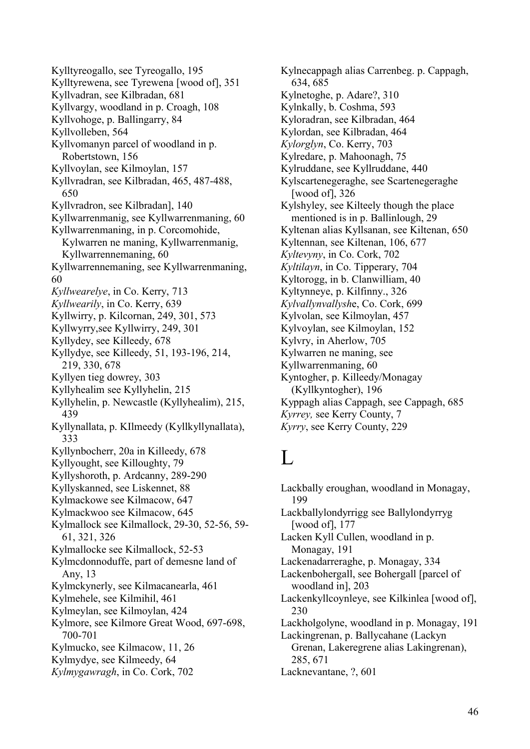Kylltyreogallo, see Tyreogallo, 195
Kylltyrewena, see Tyrewena [wood of], 351
Kyllvadran, see Kilbradan, 681
Kyllvargy, woodland in p. Croagh, 108
Kyllvohoge, p. Ballingarry, 84
Kyllvolleben, 564
Kyllvomanyn parcel of woodland in p. Robertstown, 156
Kyllvoylan, see Kilmoylan, 157
Kyllvradran, see Kilbradan, 465, 487-488, 650
Kyllvradron, see Kilbradan], 140
Kyllwarrenmanig, see Kyllwarrenmaning, 60
Kyllwarrenmaning, in p. Corcomohide, Kylwarren ne maning, Kyllwarrenmanig, Kyllwarrennemaning, 60
Kyllwarrennemaning, see Kyllwarrenmaning, 60
*Kyllwearelye*, in Co. Kerry, 713
*Kyllwearily*, in Co. Kerry, 639
Kyllwirry, p. Kilcornan, 249, 301, 573
Kyllwyrry,see Kyllwirry, 249, 301
Kyllydey, see Killeedy, 678
Kyllydye, see Killeedy, 51, 193-196, 214, 219, 330, 678
Kyllyen tieg dowrey, 303
Kyllyhealim see Kyllyhelin, 215
Kyllyhelin, p. Newcastle (Kyllyhealim), 215, 439
Kyllynallata, p. KIlmeedy (Kyllkyllynallata), 333
Kyllynbocherr, 20a in Killeedy, 678
Kyllyought, see Killoughty, 79
Kyllyshoroth, p. Ardcanny, 289-290
Kyllyskanned, see Liskennet, 88
Kylmackowe see Kilmacow, 647
Kylmackwoo see Kilmacow, 645
Kylmallock see Kilmallock, 29-30, 52-56, 59-61, 321, 326
Kylmallocke see Kilmallock, 52-53
Kylmcdonnoduffe, part of demesne land of Any, 13
Kylmckynerly, see Kilmacanearla, 461
Kylmehele, see Kilmihil, 461
Kylmeylan, see Kilmoylan, 424
Kylmore, see Kilmore Great Wood, 697-698, 700-701
Kylmucko, see Kilmacow, 11, 26
Kylmydye, see Kilmeedy, 64
*Kylmygawragh*, in Co. Cork, 702
Kylnecappagh alias Carrenbeg. p. Cappagh, 634, 685
Kylnetoghe, p. Adare?, 310
Kylnkally, b. Coshma, 593
Kyloradran, see Kilbradan, 464
Kylordan, see Kilbradan, 464
*Kylorglyn*, Co. Kerry, 703
Kylredare, p. Mahoonagh, 75
Kylruddane, see Kyllruddane, 440
Kylscartenegeraghe, see Scartenegeraghe [wood of], 326
Kylshyley, see Kilteely though the place mentioned is in p. Ballinlough, 29
Kyltenan alias Kyllsanan, see Kiltenan, 650
Kyltennan, see Kiltenan, 106, 677
*Kyltevyny*, in Co. Cork, 702
*Kyltilayn*, in Co. Tipperary, 704
Kyltorogg, in b. Clanwilliam, 40
Kyltynneye, p. Kilfinny., 326
*Kylvallynvallysh*e, Co. Cork, 699
Kylvolan, see Kilmoylan, 457
Kylvoylan, see Kilmoylan, 152
Kylvry, in Aherlow, 705
Kylwarren ne maning, see Kyllwarrenmaning, 60
Kyntogher, p. Killeedy/Monagay (Kyllkyntogher), 196
Kyppagh alias Cappagh, see Cappagh, 685
*Kyrrey,* see Kerry County, 7
*Kyrry*, see Kerry County, 229

# L

Lackbally eroughan, woodland in Monagay, 199
Lackballylondyrrigg see Ballylondyrryg [wood of], 177
Lacken Kyll Cullen, woodland in p. Monagay, 191
Lackenadarreraghe, p. Monagay, 334
Lackenbohergall, see Bohergall [parcel of woodland in], 203
Lackenkyllcoynleye, see Kilkinlea [wood of], 230
Lackholgolyne, woodland in p. Monagay, 191
Lackingrenan, p. Ballycahane (Lackyn Grenan, Lakeregrene alias Lakingrenan), 285, 671
Lacknevantane, ?, 601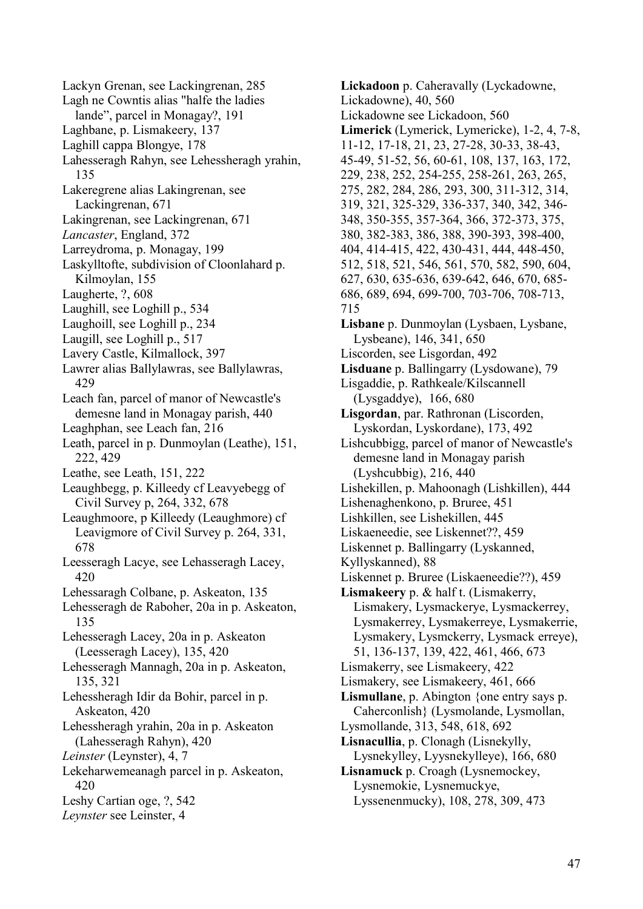Lackyn Grenan, see Lackingrenan, 285

Lagh ne Cowntis alias "halfe the ladies lande", parcel in Monagay?, 191

Laghbane, p. Lismakeery, 137

Laghill cappa Blongye, 178

Lahesseragh Rahyn, see Lehessheragh yrahin, 135

Lakeregrene alias Lakingrenan, see Lackingrenan, 671

Lakingrenan, see Lackingrenan, 671

*Lancaster*, England, 372

Larreydroma, p. Monagay, 199

Laskylltofte, subdivision of Cloonlahard p. Kilmoylan, 155

Laugherte, ?, 608

Laughill, see Loghill p., 534

Laughoill, see Loghill p., 234

Laugill, see Loghill p., 517

Lavery Castle, Kilmallock, 397

Lawrer alias Ballylawras, see Ballylawras, 429

Leach fan, parcel of manor of Newcastle's demesne land in Monagay parish, 440

Leaghphan, see Leach fan, 216

Leath, parcel in p. Dunmoylan (Leathe), 151, 222, 429

Leathe, see Leath, 151, 222

Leaughbegg, p. Killeedy cf Leavyebegg of Civil Survey p, 264, 332, 678

Leaughmoore, p Killeedy (Leaughmore) cf Leavigmore of Civil Survey p. 264, 331, 678

Leesseragh Lacye, see Lehasseragh Lacey, 420

Lehessaragh Colbane, p. Askeaton, 135

Lehesseragh de Raboher, 20a in p. Askeaton, 135

Lehesseragh Lacey, 20a in p. Askeaton (Leesseragh Lacey), 135, 420

Lehesseragh Mannagh, 20a in p. Askeaton, 135, 321

Lehessheragh Idir da Bohir, parcel in p. Askeaton, 420

Lehessheragh yrahin, 20a in p. Askeaton (Lahesseragh Rahyn), 420

*Leinster* (Leynster), 4, 7

Lekeharwemeanagh parcel in p. Askeaton, 420

Leshy Cartian oge, ?, 542

*Leynster* see Leinster, 4

**Lickadoon** p. Caheravally (Lyckadowne, Lickadowne), 40, 560

Lickadowne see Lickadoon, 560

**Limerick** (Lymerick, Lymericke), 1-2, 4, 7-8, 11-12, 17-18, 21, 23, 27-28, 30-33, 38-43, 45-49, 51-52, 56, 60-61, 108, 137, 163, 172, 229, 238, 252, 254-255, 258-261, 263, 265, 275, 282, 284, 286, 293, 300, 311-312, 314, 319, 321, 325-329, 336-337, 340, 342, 346-348, 350-355, 357-364, 366, 372-373, 375, 380, 382-383, 386, 388, 390-393, 398-400, 404, 414-415, 422, 430-431, 444, 448-450, 512, 518, 521, 546, 561, 570, 582, 590, 604, 627, 630, 635-636, 639-642, 646, 670, 685-686, 689, 694, 699-700, 703-706, 708-713, 715

**Lisbane** p. Dunmoylan (Lysbaen, Lysbane, Lysbeane), 146, 341, 650

Liscorden, see Lisgordan, 492

**Lisduane** p. Ballingarry (Lysdowane), 79

Lisgaddie, p. Rathkeale/Kilscannell (Lysgaddye), 166, 680

**Lisgordan**, par. Rathronan (Liscorden, Lyskordan, Lyskordane), 173, 492

Lishcubbigg, parcel of manor of Newcastle's demesne land in Monagay parish (Lyshcubbig), 216, 440

Lishekillen, p. Mahoonagh (Lishkillen), 444

Lishenaghenkono, p. Bruree, 451

Lishkillen, see Lishekillen, 445

Liskaeneedie, see Liskennet??, 459

Liskennet p. Ballingarry (Lyskanned, Kyllyskanned), 88

Liskennet p. Bruree (Liskaeneedie??), 459

**Lismakeery** p. & half t. (Lismakerry, Lismakery, Lysmackerye, Lysmackerrey, Lysmakerrey, Lysmakerreye, Lysmakerrie, Lysmakery, Lysmckerry, Lysmack erreye), 51, 136-137, 139, 422, 461, 466, 673

Lismakerry, see Lismakeery, 422

Lismakery, see Lismakeery, 461, 666

**Lismullane**, p. Abington {one entry says p. Caherconlish} (Lysmolande, Lysmollan, Lysmollande, 313, 548, 618, 692

**Lisnacullia**, p. Clonagh (Lisnekylly, Lysnekylley, Lyysnekylleye), 166, 680

**Lisnamuck** p. Croagh (Lysnemockey, Lysnemokie, Lysnemuckye, Lyssenenmucky), 108, 278, 309, 473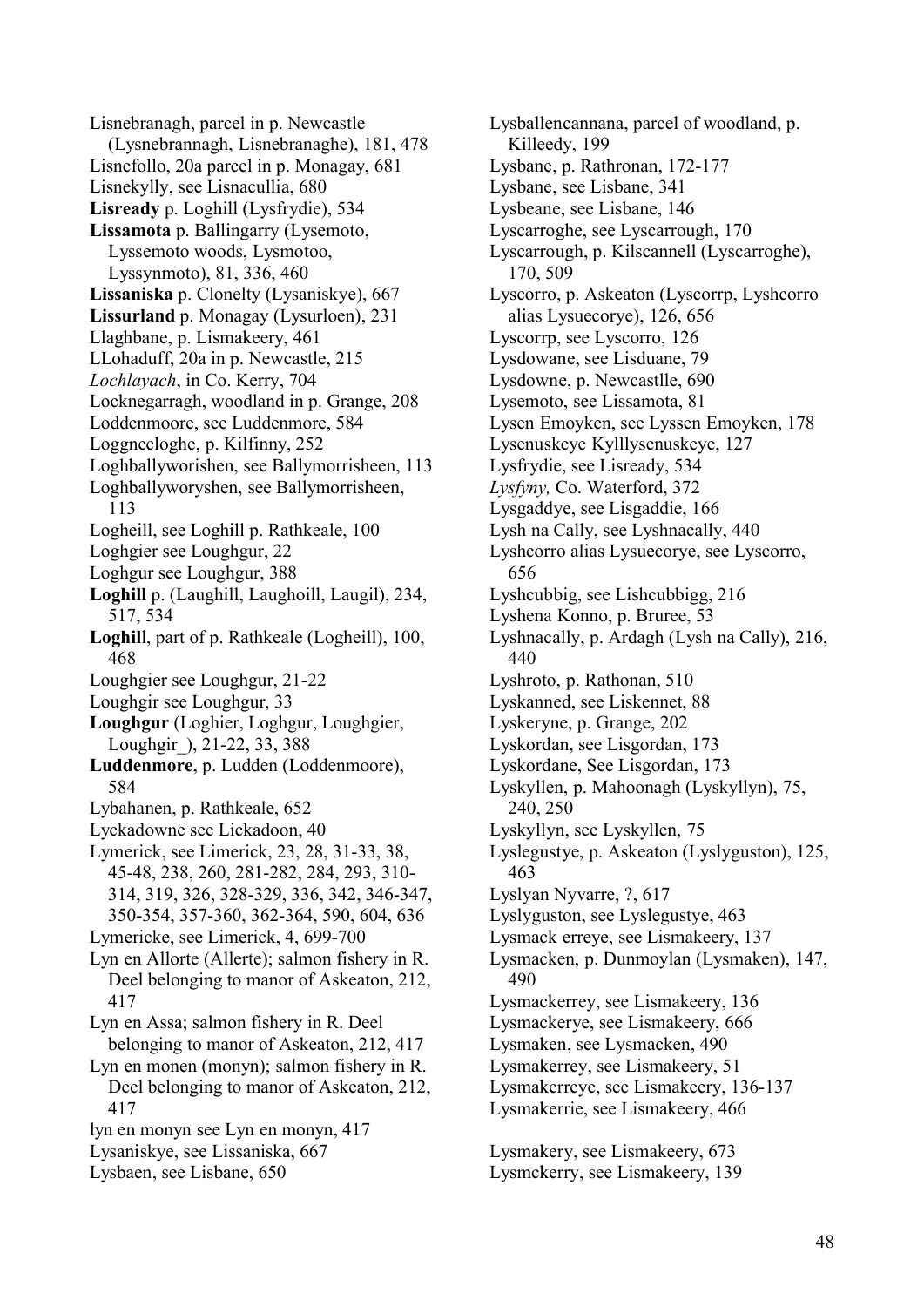Lisnebranagh, parcel in p. Newcastle (Lysnebrannagh, Lisnebranaghe), 181, 478

Lisnefollo, 20a parcel in p. Monagay, 681

Lisnekylly, see Lisnacullia, 680

**Lisready** p. Loghill (Lysfrydie), 534

**Lissamota** p. Ballingarry (Lysemoto, Lyssemoto woods, Lysmotoo, Lyssynmoto), 81, 336, 460

**Lissaniska** p. Clonelty (Lysaniskye), 667

**Lissurland** p. Monagay (Lysurloen), 231

Llaghbane, p. Lismakeery, 461

LLohaduff, 20a in p. Newcastle, 215

*Lochlayach*, in Co. Kerry, 704

Locknegarragh, woodland in p. Grange, 208

Loddenmoore, see Luddenmore, 584

Loggnecloghe, p. Kilfinny, 252

Loghballyworishen, see Ballymorrisheen, 113

Loghballyworyshen, see Ballymorrisheen, 113

Logheill, see Loghill p. Rathkeale, 100

Loghgier see Loughgur, 22

Loghgur see Loughgur, 388

**Loghill** p. (Laughill, Laughoill, Laugil), 234, 517, 534

**Loghil**l, part of p. Rathkeale (Logheill), 100, 468

Loughgier see Loughgur, 21-22

Loughgir see Loughgur, 33

**Loughgur** (Loghier, Loghgur, Loughgier, Loughgir_), 21-22, 33, 388

**Luddenmore**, p. Ludden (Loddenmoore), 584

Lybahanen, p. Rathkeale, 652

Lyckadowne see Lickadoon, 40

Lymerick, see Limerick, 23, 28, 31-33, 38, 45-48, 238, 260, 281-282, 284, 293, 310-314, 319, 326, 328-329, 336, 342, 346-347, 350-354, 357-360, 362-364, 590, 604, 636

Lymericke, see Limerick, 4, 699-700

Lyn en Allorte (Allerte); salmon fishery in R. Deel belonging to manor of Askeaton, 212, 417

Lyn en Assa; salmon fishery in R. Deel belonging to manor of Askeaton, 212, 417

Lyn en monen (monyn); salmon fishery in R. Deel belonging to manor of Askeaton, 212, 417

lyn en monyn see Lyn en monyn, 417

Lysaniskye, see Lissaniska, 667

Lysbaen, see Lisbane, 650

Lysballencannana, parcel of woodland, p. Killeedy, 199

Lysbane, p. Rathronan, 172-177

Lysbane, see Lisbane, 341

Lysbeane, see Lisbane, 146

Lyscarroghe, see Lyscarrough, 170

Lyscarrough, p. Kilscannell (Lyscarroghe), 170, 509

Lyscorro, p. Askeaton (Lyscorrp, Lyshcorro alias Lysuecorye), 126, 656

Lyscorrp, see Lyscorro, 126

Lysdowane, see Lisduane, 79

Lysdowne, p. Newcastlle, 690

Lysemoto, see Lissamota, 81

Lysen Emoyken, see Lyssen Emoyken, 178

Lysenuskeye Kylllysenuskeye, 127

Lysfrydie, see Lisready, 534

*Lysfyny,* Co. Waterford, 372

Lysgaddye, see Lisgaddie, 166

Lysh na Cally, see Lyshnacally, 440

Lyshcorro alias Lysuecorye, see Lyscorro, 656

Lyshcubbig, see Lishcubbigg, 216

Lyshena Konno, p. Bruree, 53

Lyshnacally, p. Ardagh (Lysh na Cally), 216, 440

Lyshroto, p. Rathonan, 510

Lyskanned, see Liskennet, 88

Lyskeryne, p. Grange, 202

Lyskordan, see Lisgordan, 173

Lyskordane, See Lisgordan, 173

Lyskyllen, p. Mahoonagh (Lyskyllyn), 75, 240, 250

Lyskyllyn, see Lyskyllen, 75

Lyslegustye, p. Askeaton (Lyslyguston), 125, 463

Lyslyan Nyvarre, ?, 617

Lyslyguston, see Lyslegustye, 463

Lysmack erreye, see Lismakeery, 137

Lysmacken, p. Dunmoylan (Lysmaken), 147, 490

Lysmackerrey, see Lismakeery, 136

Lysmackerye, see Lismakeery, 666

Lysmaken, see Lysmacken, 490

Lysmakerrey, see Lismakeery, 51

Lysmakerreye, see Lismakeery, 136-137

Lysmakerrie, see Lismakeery, 466

Lysmakery, see Lismakeery, 673

Lysmckerry, see Lismakeery, 139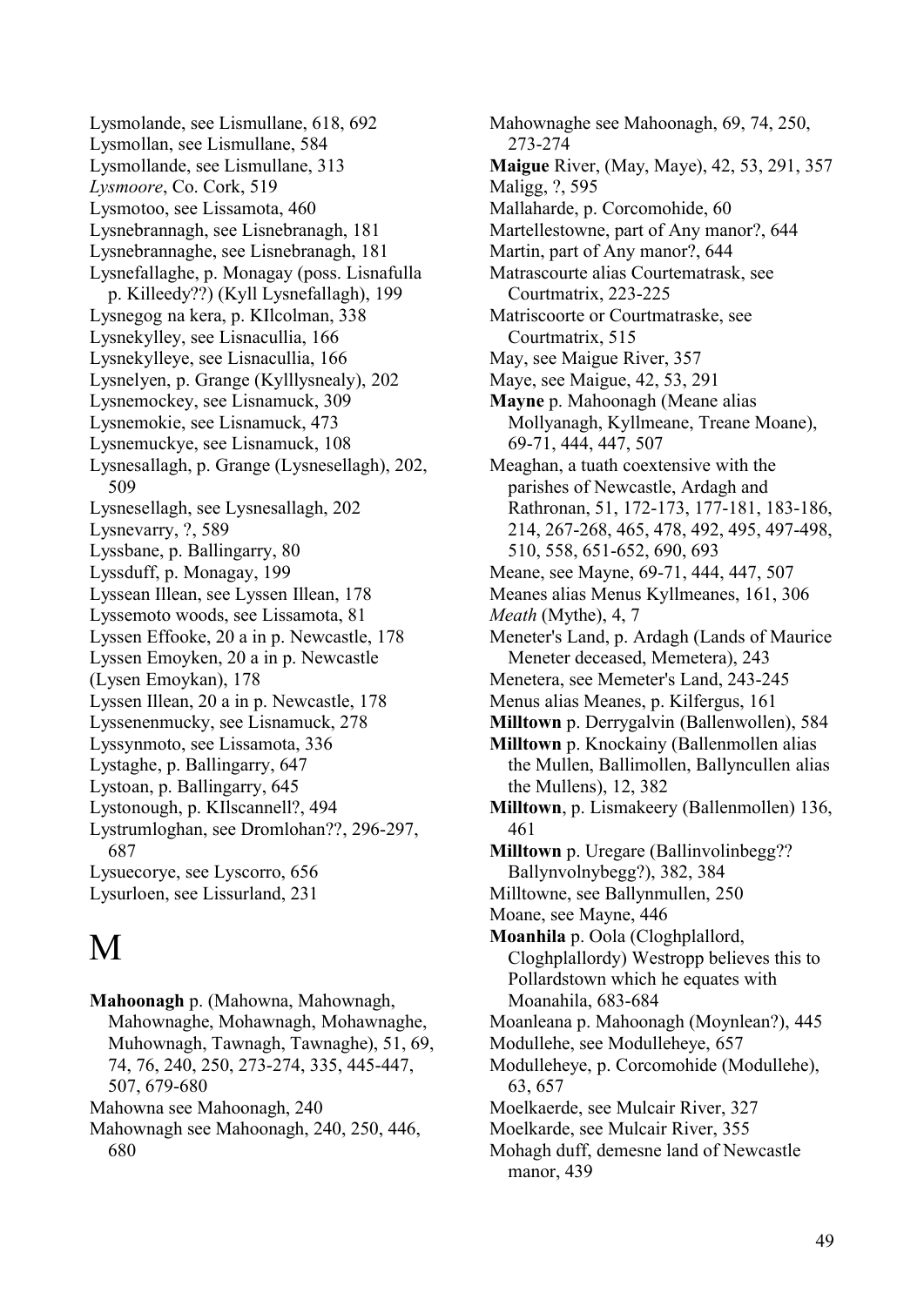Lysmolande, see Lismullane, 618, 692
Lysmollan, see Lismullane, 584
Lysmollande, see Lismullane, 313
*Lysmoore*, Co. Cork, 519
Lysmotoo, see Lissamota, 460
Lysnebrannagh, see Lisnebranagh, 181
Lysnebrannaghe, see Lisnebranagh, 181
Lysnefallaghe, p. Monagay (poss. Lisnafulla p. Killeedy??) (Kyll Lysnefallagh), 199
Lysnegog na kera, p. KIlcolman, 338
Lysnekylley, see Lisnacullia, 166
Lysnekylleye, see Lisnacullia, 166
Lysnelyen, p. Grange (Kylllysnealy), 202
Lysnemockey, see Lisnamuck, 309
Lysnemokie, see Lisnamuck, 473
Lysnemuckye, see Lisnamuck, 108
Lysnesallagh, p. Grange (Lysnesellagh), 202, 509
Lysnesellagh, see Lysnesallagh, 202
Lysnevarry, ?, 589
Lyssbane, p. Ballingarry, 80
Lyssduff, p. Monagay, 199
Lyssean Illean, see Lyssen Illean, 178
Lyssemoto woods, see Lissamota, 81
Lyssen Effooke, 20 a in p. Newcastle, 178
Lyssen Emoyken, 20 a in p. Newcastle (Lysen Emoykan), 178
Lyssen Illean, 20 a in p. Newcastle, 178
Lyssenenmucky, see Lisnamuck, 278
Lyssynmoto, see Lissamota, 336
Lystaghe, p. Ballingarry, 647
Lystoan, p. Ballingarry, 645
Lystonough, p. KIlscannell?, 494
Lystrumloghan, see Dromlohan??, 296-297, 687
Lysuecorye, see Lyscorro, 656
Lysurloen, see Lissurland, 231

# M

**Mahoonagh** p. (Mahowna, Mahownagh, Mahownaghe, Mohawnagh, Mohawnaghe, Muhownagh, Tawnagh, Tawnaghe), 51, 69, 74, 76, 240, 250, 273-274, 335, 445-447, 507, 679-680
Mahowna see Mahoonagh, 240
Mahownagh see Mahoonagh, 240, 250, 446, 680
Mahownaghe see Mahoonagh, 69, 74, 250, 273-274
**Maigue** River, (May, Maye), 42, 53, 291, 357
Maligg, ?, 595
Mallaharde, p. Corcomohide, 60
Martellestowne, part of Any manor?, 644
Martin, part of Any manor?, 644
Matrascourte alias Courtematrask, see Courtmatrix, 223-225
Matriscoorte or Courtmatraske, see Courtmatrix, 515
May, see Maigue River, 357
Maye, see Maigue, 42, 53, 291
**Mayne** p. Mahoonagh (Meane alias Mollyanagh, Kyllmeane, Treane Moane), 69-71, 444, 447, 507
Meaghan, a tuath coextensive with the parishes of Newcastle, Ardagh and Rathronan, 51, 172-173, 177-181, 183-186, 214, 267-268, 465, 478, 492, 495, 497-498, 510, 558, 651-652, 690, 693
Meane, see Mayne, 69-71, 444, 447, 507
Meanes alias Menus Kyllmeanes, 161, 306
*Meath* (Mythe), 4, 7
Meneter's Land, p. Ardagh (Lands of Maurice Meneter deceased, Memetera), 243
Menetera, see Memeter's Land, 243-245
Menus alias Meanes, p. Kilfergus, 161
**Milltown** p. Derrygalvin (Ballenwollen), 584
**Milltown** p. Knockainy (Ballenmollen alias the Mullen, Ballimollen, Ballyncullen alias the Mullens), 12, 382
**Milltown**, p. Lismakeery (Ballenmollen) 136, 461
**Milltown** p. Uregare (Ballinvolinbegg?? Ballynvolnybegg?), 382, 384
Milltowne, see Ballynmullen, 250
Moane, see Mayne, 446
**Moanhila** p. Oola (Cloghplallord, Cloghplallordy) Westropp believes this to Pollardstown which he equates with Moanahila, 683-684
Moanleana p. Mahoonagh (Moynlean?), 445
Modullehe, see Modulleheye, 657
Modulleheye, p. Corcomohide (Modullehe), 63, 657
Moelkaerde, see Mulcair River, 327
Moelkarde, see Mulcair River, 355
Mohagh duff, demesne land of Newcastle manor, 439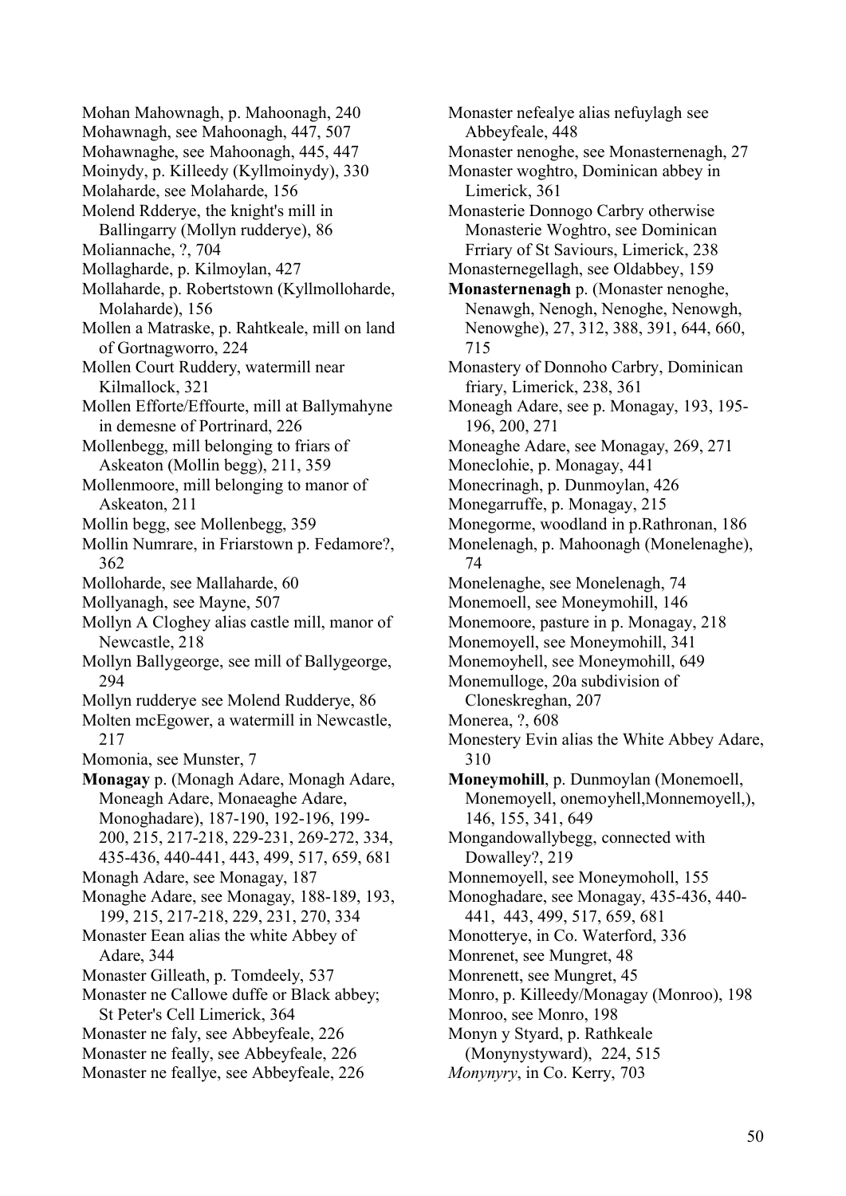Mohan Mahownagh, p. Mahoonagh, 240
Mohawnagh, see Mahoonagh, 447, 507
Mohawnaghe, see Mahoonagh, 445, 447
Moinydy, p. Killeedy (Kyllmoinydy), 330
Molaharde, see Molaharde, 156
Molend Rdderye, the knight's mill in Ballingarry (Mollyn rudderye), 86
Moliannache, ?, 704
Mollagharde, p. Kilmoylan, 427
Mollaharde, p. Robertstown (Kyllmolloharde, Molaharde), 156
Mollen a Matraske, p. Rahtkeale, mill on land of Gortnagworro, 224
Mollen Court Ruddery, watermill near Kilmallock, 321
Mollen Efforte/Effourte, mill at Ballymahyne in demesne of Portrinard, 226
Mollenbegg, mill belonging to friars of Askeaton (Mollin begg), 211, 359
Mollenmoore, mill belonging to manor of Askeaton, 211
Mollin begg, see Mollenbegg, 359
Mollin Numrare, in Friarstown p. Fedamore?, 362
Molloharde, see Mallaharde, 60
Mollyanagh, see Mayne, 507
Mollyn A Cloghey alias castle mill, manor of Newcastle, 218
Mollyn Ballygeorge, see mill of Ballygeorge, 294
Mollyn rudderye see Molend Rudderye, 86
Molten mcEgower, a watermill in Newcastle, 217
Momonia, see Munster, 7
**Monagay** p. (Monagh Adare, Monagh Adare, Moneagh Adare, Monaeaghe Adare, Monoghadare), 187-190, 192-196, 199-200, 215, 217-218, 229-231, 269-272, 334, 435-436, 440-441, 443, 499, 517, 659, 681
Monagh Adare, see Monagay, 187
Monaghe Adare, see Monagay, 188-189, 193, 199, 215, 217-218, 229, 231, 270, 334
Monaster Eean alias the white Abbey of Adare, 344
Monaster Gilleath, p. Tomdeely, 537
Monaster ne Callowe duffe or Black abbey; St Peter's Cell Limerick, 364
Monaster ne faly, see Abbeyfeale, 226
Monaster ne feally, see Abbeyfeale, 226
Monaster ne feallye, see Abbeyfeale, 226
Monaster nefealye alias nefuylagh see Abbeyfeale, 448
Monaster nenoghe, see Monasternenagh, 27
Monaster woghtro, Dominican abbey in Limerick, 361
Monasterie Donnogo Carbry otherwise Monasterie Woghtro, see Dominican Frriary of St Saviours, Limerick, 238
Monasternegellagh, see Oldabbey, 159
**Monasternenagh** p. (Monaster nenoghe, Nenawgh, Nenogh, Nenoghe, Nenowgh, Nenowghe), 27, 312, 388, 391, 644, 660, 715
Monastery of Donnoho Carbry, Dominican friary, Limerick, 238, 361
Moneagh Adare, see p. Monagay, 193, 195-196, 200, 271
Moneaghe Adare, see Monagay, 269, 271
Moneclohie, p. Monagay, 441
Monecrinagh, p. Dunmoylan, 426
Monegarruffe, p. Monagay, 215
Monegorme, woodland in p.Rathronan, 186
Monelenagh, p. Mahoonagh (Monelenaghe), 74
Monelenaghe, see Monelenagh, 74
Monemoell, see Moneymohill, 146
Monemoore, pasture in p. Monagay, 218
Monemoyell, see Moneymohill, 341
Monemoyhell, see Moneymohill, 649
Monemulloge, 20a subdivision of Cloneskreghan, 207
Monerea, ?, 608
Monestery Evin alias the White Abbey Adare, 310
**Moneymohill**, p. Dunmoylan (Monemoell, Monemoyell, onemoyhell,Monnemoyell,), 146, 155, 341, 649
Mongandowallybegg, connected with Dowalley?, 219
Monnemoyell, see Moneymoholl, 155
Monoghadare, see Monagay, 435-436, 440-441, 443, 499, 517, 659, 681
Monotterye, in Co. Waterford, 336
Monrenet, see Mungret, 48
Monrenett, see Mungret, 45
Monro, p. Killeedy/Monagay (Monroo), 198
Monroo, see Monro, 198
Monyn y Styard, p. Rathkeale (Monynystyward), 224, 515
*Monynyry*, in Co. Kerry, 703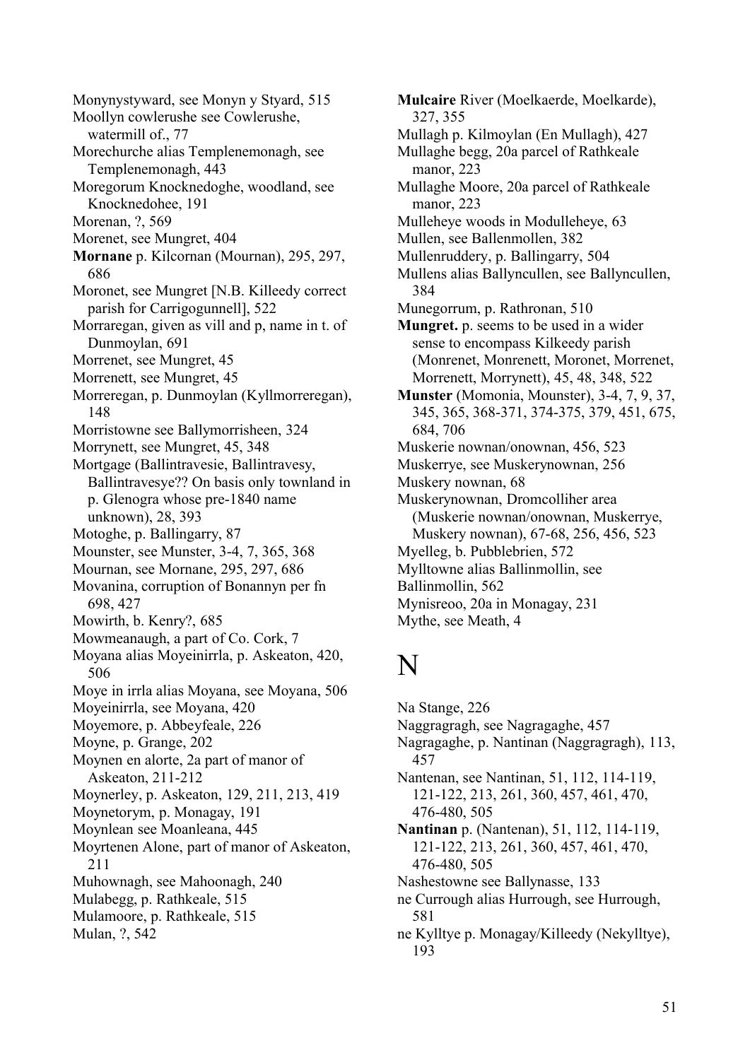Monynystyward, see Monyn y Styard, 515
Moollyn cowlerushe see Cowlerushe, watermill of., 77
Morechurche alias Templenemonagh, see Templenemonagh, 443
Moregorum Knocknedoghe, woodland, see Knocknedohee, 191
Morenan, ?, 569
Morenet, see Mungret, 404
**Mornane** p. Kilcornan (Mournan), 295, 297, 686
Moronet, see Mungret [N.B. Killeedy correct parish for Carrigogunnell], 522
Morraregan, given as vill and p, name in t. of Dunmoylan, 691
Morrenet, see Mungret, 45
Morrenett, see Mungret, 45
Morreregan, p. Dunmoylan (Kyllmorreregan), 148
Morristowne see Ballymorrisheen, 324
Morrynett, see Mungret, 45, 348
Mortgage (Ballintravesie, Ballintravesy, Ballintravesye?? On basis only townland in p. Glenogra whose pre-1840 name unknown), 28, 393
Motoghe, p. Ballingarry, 87
Mounster, see Munster, 3-4, 7, 365, 368
Mournan, see Mornane, 295, 297, 686
Movanina, corruption of Bonannyn per fn 698, 427
Mowirth, b. Kenry?, 685
Mowmeanaugh, a part of Co. Cork, 7
Moyana alias Moyeinirrla, p. Askeaton, 420, 506
Moye in irrla alias Moyana, see Moyana, 506
Moyeinirrla, see Moyana, 420
Moyemore, p. Abbeyfeale, 226
Moyne, p. Grange, 202
Moynen en alorte, 2a part of manor of Askeaton, 211-212
Moynerley, p. Askeaton, 129, 211, 213, 419
Moynetorym, p. Monagay, 191
Moynlean see Moanleana, 445
Moyrtenen Alone, part of manor of Askeaton, 211
Muhownagh, see Mahoonagh, 240
Mulabegg, p. Rathkeale, 515
Mulamoore, p. Rathkeale, 515
Mulan, ?, 542
**Mulcaire** River (Moelkaerde, Moelkarde), 327, 355
Mullagh p. Kilmoylan (En Mullagh), 427
Mullaghe begg, 20a parcel of Rathkeale manor, 223
Mullaghe Moore, 20a parcel of Rathkeale manor, 223
Mulleheye woods in Modulleheye, 63
Mullen, see Ballenmollen, 382
Mullenruddery, p. Ballingarry, 504
Mullens alias Ballyncullen, see Ballyncullen, 384
Munegorrum, p. Rathronan, 510
**Mungret.** p. seems to be used in a wider sense to encompass Kilkeedy parish (Monrenet, Monrenett, Moronet, Morrenet, Morrenett, Morrynett), 45, 48, 348, 522
**Munster** (Momonia, Mounster), 3-4, 7, 9, 37, 345, 365, 368-371, 374-375, 379, 451, 675, 684, 706
Muskerie nownan/onownan, 456, 523
Muskerrye, see Muskerynownan, 256
Muskery nownan, 68
Muskerynownan, Dromcolliher area (Muskerie nownan/onownan, Muskerrye, Muskery nownan), 67-68, 256, 456, 523
Myelleg, b. Pubblebrien, 572
Mylltowne alias Ballinmollin, see Ballinmollin, 562
Mynisreoo, 20a in Monagay, 231
Mythe, see Meath, 4

# N

Na Stange, 226
Naggragragh, see Nagragaghe, 457
Nagragaghe, p. Nantinan (Naggragragh), 113, 457
Nantenan, see Nantinan, 51, 112, 114-119, 121-122, 213, 261, 360, 457, 461, 470, 476-480, 505
**Nantinan** p. (Nantenan), 51, 112, 114-119, 121-122, 213, 261, 360, 457, 461, 470, 476-480, 505
Nashestowne see Ballynasse, 133
ne Currough alias Hurrough, see Hurrough, 581
ne Kylltye p. Monagay/Killeedy (Nekylltye), 193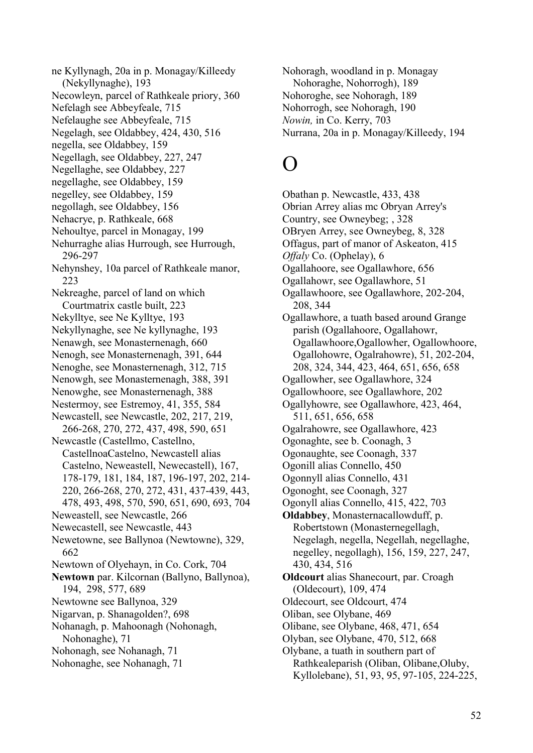ne Kyllynagh, 20a in p. Monagay/Killeedy (Nekyllynaghe), 193

Necowleyn, parcel of Rathkeale priory, 360

Nefelagh see Abbeyfeale, 715

Nefelaughe see Abbeyfeale, 715

Negelagh, see Oldabbey, 424, 430, 516

negella, see Oldabbey, 159

Negellagh, see Oldabbey, 227, 247

Negellaghe, see Oldabbey, 227

negellaghe, see Oldabbey, 159

negelley, see Oldabbey, 159

negollagh, see Oldabbey, 156

Nehacrye, p. Rathkeale, 668

Nehoultye, parcel in Monagay, 199

Nehurraghe alias Hurrough, see Hurrough, 296-297

Nehynshey, 10a parcel of Rathkeale manor, 223

Nekreaghe, parcel of land on which Courtmatrix castle built, 223

Nekylltye, see Ne Kylltye, 193

Nekyllynaghe, see Ne kyllynaghe, 193

Nenawgh, see Monasternenagh, 660

Nenogh, see Monasternenagh, 391, 644

Nenoghe, see Monasternenagh, 312, 715

Nenowgh, see Monasternenagh, 388, 391

Nenowghe, see Monasternenagh, 388

Nestermoy, see Estremoy, 41, 355, 584

Newcastell, see Newcastle, 202, 217, 219, 266-268, 270, 272, 437, 498, 590, 651

Newcastle (Castellmo, Castellno, CastellnoaCastelno, Newcastell alias Castelno, Neweastell, Newecastell), 167, 178-179, 181, 184, 187, 196-197, 202, 214-220, 266-268, 270, 272, 431, 437-439, 443, 478, 493, 498, 570, 590, 651, 690, 693, 704

Neweastell, see Newcastle, 266

Newecastell, see Newcastle, 443

Newetowne, see Ballynoa (Newtowne), 329, 662

Newtown of Olyehayn, in Co. Cork, 704

**Newtown** par. Kilcornan (Ballyno, Ballynoa), 194, 298, 577, 689

Newtowne see Ballynoa, 329

Nigarvan, p. Shanagolden?, 698

Nohanagh, p. Mahoonagh (Nohonagh, Nohonaghe), 71

Nohonagh, see Nohanagh, 71

Nohonaghe, see Nohanagh, 71

Nohoragh, woodland in p. Monagay Nohoraghe, Nohorrogh), 189

Nohoroghe, see Nohoragh, 189

Nohorrogh, see Nohoragh, 190

*Nowin,* in Co. Kerry, 703

Nurrana, 20a in p. Monagay/Killeedy, 194

# O

Obathan p. Newcastle, 433, 438

Obrian Arrey alias mc Obryan Arrey's Country, see Owneybeg; , 328

OBryen Arrey, see Owneybeg, 8, 328

Offagus, part of manor of Askeaton, 415

*Offaly* Co. (Ophelay), 6

Ogallahoore, see Ogallawhore, 656

Ogallahowr, see Ogallawhore, 51

Ogallawhoore, see Ogallawhore, 202-204, 208, 344

Ogallawhore, a tuath based around Grange parish (Ogallahoore, Ogallahowr, Ogallawhoore,Ogallowher, Ogallowhoore, Ogallohowre, Ogalrahowre), 51, 202-204, 208, 324, 344, 423, 464, 651, 656, 658

Ogallowher, see Ogallawhore, 324

Ogallowhoore, see Ogallawhore, 202

Ogallyhowre, see Ogallawhore, 423, 464, 511, 651, 656, 658

Ogalrahowre, see Ogallawhore, 423

Ogonaghte, see b. Coonagh, 3

Ogonaughte, see Coonagh, 337

Ogonill alias Connello, 450

Ogonnyll alias Connello, 431

Ogonoght, see Coonagh, 327

Ogonyll alias Connello, 415, 422, 703

**Oldabbey**, Monasternacallowduff, p. Robertstown (Monasternegellagh, Negelagh, negella, Negellah, negellaghe, negelley, negollagh), 156, 159, 227, 247, 430, 434, 516

**Oldcourt** alias Shanecourt, par. Croagh (Oldecourt), 109, 474

Oldecourt, see Oldcourt, 474

Oliban, see Olybane, 469

Olibane, see Olybane, 468, 471, 654

Olyban, see Olybane, 470, 512, 668

Olybane, a tuath in southern part of Rathkealeparish (Oliban, Olibane,Oluby, Kyllolebane), 51, 93, 95, 97-105, 224-225,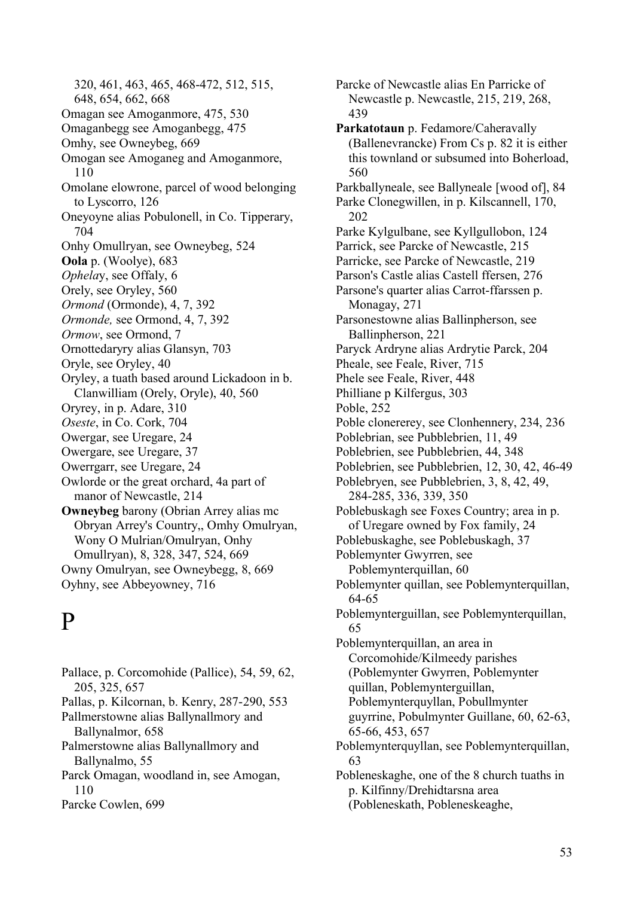320, 461, 463, 465, 468-472, 512, 515, 648, 654, 662, 668

Omagan see Amoganmore, 475, 530

Omaganbegg see Amoganbegg, 475

Omhy, see Owneybeg, 669

Omogan see Amoganeg and Amoganmore, 110

Omolane elowrone, parcel of wood belonging to Lyscorro, 126

Oneyoyne alias Pobulonell, in Co. Tipperary, 704

Onhy Omullryan, see Owneybeg, 524

**Oola** p. (Woolye), 683

*Ophela*y, see Offaly, 6

Orely, see Oryley, 560

*Ormond* (Ormonde), 4, 7, 392

*Ormonde,* see Ormond, 4, 7, 392

*Ormow*, see Ormond, 7

Ornottedaryry alias Glansyn, 703

Oryle, see Oryley, 40

Oryley, a tuath based around Lickadoon in b. Clanwilliam (Orely, Oryle), 40, 560

Oryrey, in p. Adare, 310

*Oseste*, in Co. Cork, 704

Owergar, see Uregare, 24

Owergare, see Uregare, 37

Owerrgarr, see Uregare, 24

Owlorde or the great orchard, 4a part of manor of Newcastle, 214

**Owneybeg** barony (Obrian Arrey alias mc Obryan Arrey's Country,, Omhy Omulryan, Wony O Mulrian/Omulryan, Onhy Omullryan), 8, 328, 347, 524, 669

Owny Omulryan, see Owneybegg, 8, 669

Oyhny, see Abbeyowney, 716

# P

Pallace, p. Corcomohide (Pallice), 54, 59, 62, 205, 325, 657

Pallas, p. Kilcornan, b. Kenry, 287-290, 553

Pallmerstowne alias Ballynallmory and Ballynalmor, 658

Palmerstowne alias Ballynallmory and Ballynalmo, 55

Parck Omagan, woodland in, see Amogan, 110

Parcke Cowlen, 699

Parcke of Newcastle alias En Parricke of Newcastle p. Newcastle, 215, 219, 268, 439

**Parkatotaun** p. Fedamore/Caheravally (Ballenevrancke) From Cs p. 82 it is either this townland or subsumed into Boherload, 560

Parkballyneale, see Ballyneale [wood of], 84

Parke Clonegwillen, in p. Kilscannell, 170, 202

Parke Kylgulbane, see Kyllgullobon, 124

Parrick, see Parcke of Newcastle, 215

Parricke, see Parcke of Newcastle, 219

Parson's Castle alias Castell ffersen, 276

Parsone's quarter alias Carrot-ffarssen p. Monagay, 271

Parsonestowne alias Ballinpherson, see Ballinpherson, 221

Paryck Ardryne alias Ardrytie Parck, 204

Pheale, see Feale, River, 715

Phele see Feale, River, 448

Philliane p Kilfergus, 303

Poble, 252

Poble clonererey, see Clonhennery, 234, 236

Poblebrian, see Pubblebrien, 11, 49

Poblebrien, see Pubblebrien, 44, 348

Poblebrien, see Pubblebrien, 12, 30, 42, 46-49

Poblebryen, see Pubblebrien, 3, 8, 42, 49, 284-285, 336, 339, 350

Poblebuskagh see Foxes Country; area in p. of Uregare owned by Fox family, 24

Poblebuskaghe, see Poblebuskagh, 37

Poblemynter Gwyrren, see Poblemynterquillan, 60

Poblemynter quillan, see Poblemynterquillan, 64-65

Poblemynterguillan, see Poblemynterquillan, 65

Poblemynterquillan, an area in Corcomohide/Kilmeedy parishes (Poblemynter Gwyrren, Poblemynter quillan, Poblemynterguillan, Poblemynterquyllan, Pobullmynter guyrrine, Pobulmynter Guillane, 60, 62-63, 65-66, 453, 657

Poblemynterquyllan, see Poblemynterquillan, 63

Pobleneskaghe, one of the 8 church tuaths in p. Kilfinny/Drehidtarsna area (Pobleneskath, Pobleneskeaghe,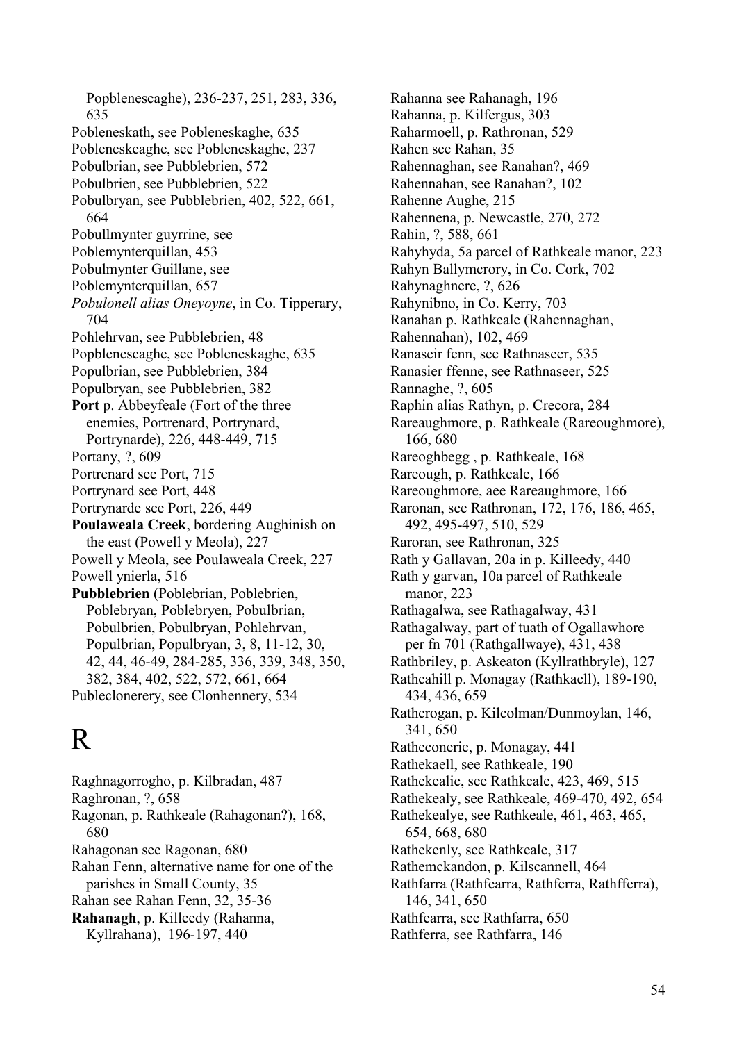Popblenescaghe), 236-237, 251, 283, 336, 635

Pobleneskath, see Pobleneskaghe, 635

Pobleneskeaghe, see Pobleneskaghe, 237

Pobulbrian, see Pubblebrien, 572

Pobulbrien, see Pubblebrien, 522

Pobulbryan, see Pubblebrien, 402, 522, 661, 664

Pobullmynter guyrrine, see Poblemynterquillan, 453

Pobulmynter Guillane, see Poblemynterquillan, 657

*Pobulonell alias Oneyoyne*, in Co. Tipperary, 704

Pohlehrvan, see Pubblebrien, 48

Popblenescaghe, see Pobleneskaghe, 635

Populbrian, see Pubblebrien, 384

Populbryan, see Pubblebrien, 382

**Port** p. Abbeyfeale (Fort of the three enemies, Portrenard, Portrynard, Portrynarde), 226, 448-449, 715

Portany, ?, 609

Portrenard see Port, 715

Portrynard see Port, 448

Portrynarde see Port, 226, 449

**Poulaweala Creek**, bordering Aughinish on the east (Powell y Meola), 227

Powell y Meola, see Poulaweala Creek, 227

Powell ynierla, 516

**Pubblebrien** (Poblebrian, Poblebrien, Poblebryan, Poblebryen, Pobulbrian, Pobulbrien, Pobulbryan, Pohlehrvan, Populbrian, Populbryan, 3, 8, 11-12, 30, 42, 44, 46-49, 284-285, 336, 339, 348, 350, 382, 384, 402, 522, 572, 661, 664

Publeclonerery, see Clonhennery, 534

# R

Raghnagorrogho, p. Kilbradan, 487

Raghronan, ?, 658

Ragonan, p. Rathkeale (Rahagonan?), 168, 680

Rahagonan see Ragonan, 680

Rahan Fenn, alternative name for one of the parishes in Small County, 35

Rahan see Rahan Fenn, 32, 35-36

**Rahanagh**, p. Killeedy (Rahanna, Kyllrahana), 196-197, 440

Rahanna see Rahanagh, 196

Rahanna, p. Kilfergus, 303

Raharmoell, p. Rathronan, 529

Rahen see Rahan, 35

Rahennaghan, see Ranahan?, 469

Rahennahan, see Ranahan?, 102

Rahenne Aughe, 215

Rahennena, p. Newcastle, 270, 272

Rahin, ?, 588, 661

Rahyhyda, 5a parcel of Rathkeale manor, 223

Rahyn Ballymcrory, in Co. Cork, 702

Rahynaghnere, ?, 626

Rahynibno, in Co. Kerry, 703

Ranahan p. Rathkeale (Rahennaghan, Rahennahan), 102, 469

Ranaseir fenn, see Rathnaseer, 535

Ranasier ffenne, see Rathnaseer, 525

Rannaghe, ?, 605

Raphin alias Rathyn, p. Crecora, 284

Rareaughmore, p. Rathkeale (Rareoughmore), 166, 680

Rareoghbegg , p. Rathkeale, 168

Rareough, p. Rathkeale, 166

Rareoughmore, aee Rareaughmore, 166

Raronan, see Rathronan, 172, 176, 186, 465, 492, 495-497, 510, 529

Raroran, see Rathronan, 325

Rath y Gallavan, 20a in p. Killeedy, 440

Rath y garvan, 10a parcel of Rathkeale manor, 223

Rathagalwa, see Rathagalway, 431

Rathagalway, part of tuath of Ogallawhore per fn 701 (Rathgallwaye), 431, 438

Rathbriley, p. Askeaton (Kyllrathbryle), 127

Rathcahill p. Monagay (Rathkaell), 189-190, 434, 436, 659

Rathcrogan, p. Kilcolman/Dunmoylan, 146, 341, 650

Ratheconerie, p. Monagay, 441

Rathekaell, see Rathkeale, 190

Rathekealie, see Rathkeale, 423, 469, 515

Rathekealy, see Rathkeale, 469-470, 492, 654

Rathekealye, see Rathkeale, 461, 463, 465, 654, 668, 680

Rathekenly, see Rathkeale, 317

Rathemckandon, p. Kilscannell, 464

Rathfarra (Rathfearra, Rathferra, Rathfferra), 146, 341, 650

Rathfearra, see Rathfarra, 650

Rathferra, see Rathfarra, 146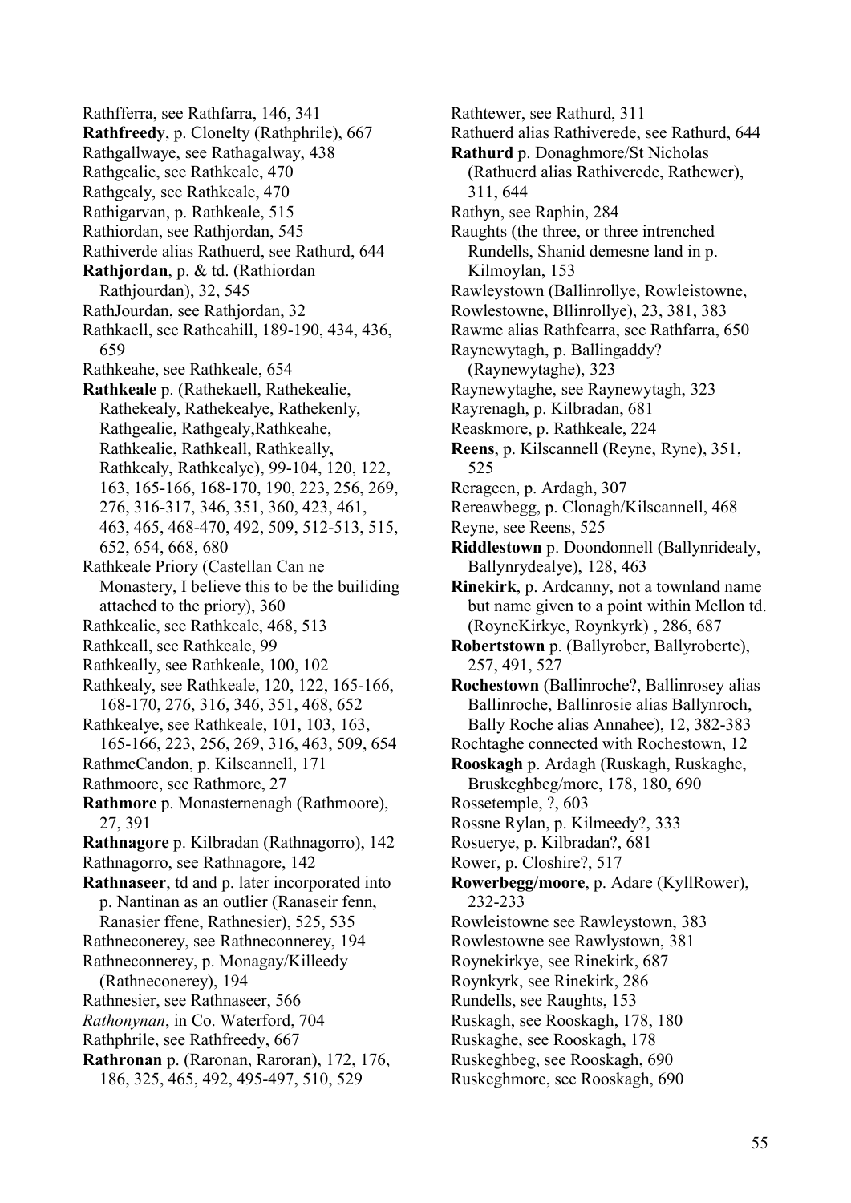Rathfferra, see Rathfarra, 146, 341

**Rathfreedy**, p. Clonelty (Rathphrile), 667

Rathgallwaye, see Rathagalway, 438

Rathgealie, see Rathkeale, 470

Rathgealy, see Rathkeale, 470

Rathigarvan, p. Rathkeale, 515

Rathiordan, see Rathjordan, 545

Rathiverde alias Rathuerd, see Rathurd, 644

**Rathjordan**, p. & td. (Rathiordan Rathjourdan), 32, 545

RathJourdan, see Rathjordan, 32

Rathkaell, see Rathcahill, 189-190, 434, 436, 659

Rathkeahe, see Rathkeale, 654

**Rathkeale** p. (Rathekaell, Rathekealie, Rathekealy, Rathekealye, Rathekenly, Rathgealie, Rathgealy,Rathkeahe, Rathkealie, Rathkeall, Rathkeally, Rathkealy, Rathkealye), 99-104, 120, 122, 163, 165-166, 168-170, 190, 223, 256, 269, 276, 316-317, 346, 351, 360, 423, 461, 463, 465, 468-470, 492, 509, 512-513, 515, 652, 654, 668, 680

Rathkeale Priory (Castellan Can ne Monastery, I believe this to be the builiding attached to the priory), 360

Rathkealie, see Rathkeale, 468, 513

Rathkeall, see Rathkeale, 99

Rathkeally, see Rathkeale, 100, 102

Rathkealy, see Rathkeale, 120, 122, 165-166, 168-170, 276, 316, 346, 351, 468, 652

Rathkealye, see Rathkeale, 101, 103, 163, 165-166, 223, 256, 269, 316, 463, 509, 654

RathmcCandon, p. Kilscannell, 171

Rathmoore, see Rathmore, 27

**Rathmore** p. Monasternenagh (Rathmoore), 27, 391

**Rathnagore** p. Kilbradan (Rathnagorro), 142

Rathnagorro, see Rathnagore, 142

**Rathnaseer**, td and p. later incorporated into p. Nantinan as an outlier (Ranaseir fenn, Ranasier ffene, Rathnesier), 525, 535

Rathneconerey, see Rathneconnerey, 194

Rathneconnerey, p. Monagay/Killeedy (Rathneconerey), 194

Rathnesier, see Rathnaseer, 566

*Rathonynan*, in Co. Waterford, 704

Rathphrile, see Rathfreedy, 667

**Rathronan** p. (Raronan, Raroran), 172, 176, 186, 325, 465, 492, 495-497, 510, 529

Rathtewer, see Rathurd, 311

Rathuerd alias Rathiverede, see Rathurd, 644

**Rathurd** p. Donaghmore/St Nicholas (Rathuerd alias Rathiverede, Rathewer), 311, 644

Rathyn, see Raphin, 284

Raughts (the three, or three intrenched Rundells, Shanid demesne land in p. Kilmoylan, 153

Rawleystown (Ballinrollye, Rowleistowne, Rowlestowne, Bllinrollye), 23, 381, 383

Rawme alias Rathfearra, see Rathfarra, 650

Raynewytagh, p. Ballingaddy? (Raynewytaghe), 323

Raynewytaghe, see Raynewytagh, 323

Rayrenagh, p. Kilbradan, 681

Reaskmore, p. Rathkeale, 224

**Reens**, p. Kilscannell (Reyne, Ryne), 351, 525

Rerageen, p. Ardagh, 307

Rereawbegg, p. Clonagh/Kilscannell, 468

Reyne, see Reens, 525

**Riddlestown** p. Doondonnell (Ballynridealy, Ballynrydealye), 128, 463

**Rinekirk**, p. Ardcanny, not a townland name but name given to a point within Mellon td. (RoyneKirkye, Roynkyrk) , 286, 687

**Robertstown** p. (Ballyrober, Ballyroberte), 257, 491, 527

**Rochestown** (Ballinroche?, Ballinrosey alias Ballinroche, Ballinrosie alias Ballynroch, Bally Roche alias Annahee), 12, 382-383

Rochtaghe connected with Rochestown, 12

**Rooskagh** p. Ardagh (Ruskagh, Ruskaghe, Bruskeghbeg/more, 178, 180, 690

Rossetemple, ?, 603

Rossne Rylan, p. Kilmeedy?, 333

Rosuerye, p. Kilbradan?, 681

Rower, p. Closhire?, 517

**Rowerbegg/moore**, p. Adare (KyllRower), 232-233

Rowleistowne see Rawleystown, 383

Rowlestowne see Rawlystown, 381

Roynekirkye, see Rinekirk, 687

Roynkyrk, see Rinekirk, 286

Rundells, see Raughts, 153

Ruskagh, see Rooskagh, 178, 180

Ruskaghe, see Rooskagh, 178

Ruskeghbeg, see Rooskagh, 690

Ruskeghmore, see Rooskagh, 690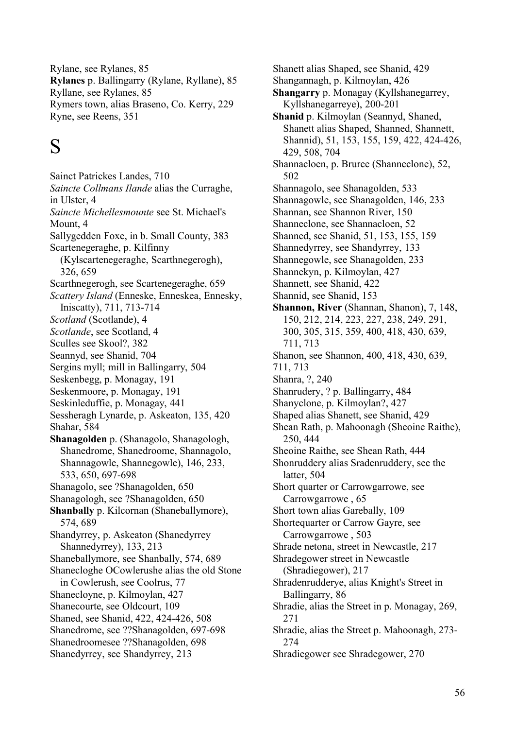Rylane, see Rylanes, 85

**Rylanes** p. Ballingarry (Rylane, Ryllane), 85

Ryllane, see Rylanes, 85

Rymers town, alias Braseno, Co. Kerry, 229

Ryne, see Reens, 351

# S

Sainct Patrickes Landes, 710

*Saincte Collmans Ilande* alias the Curraghe, in Ulster, 4

*Saincte Michellesmounte* see St. Michael's Mount, 4

Sallygedden Foxe, in b. Small County, 383

Scartenegeraghe, p. Kilfinny (Kylscartenegeraghe, Scarthnegerogh), 326, 659

Scarthnegerogh, see Scartenegeraghe, 659

*Scattery Island* (Enneske, Enneskea, Ennesky, Iniscatty), 711, 713-714

*Scotland* (Scotlande), 4

*Scotlande*, see Scotland, 4

Sculles see Skool?, 382

Seannyd, see Shanid, 704

Sergins myll; mill in Ballingarry, 504

Seskenbegg, p. Monagay, 191

Seskenmoore, p. Monagay, 191

Seskinleduffie, p. Monagay, 441

Sessheragh Lynarde, p. Askeaton, 135, 420

Shahar, 584

**Shanagolden** p. (Shanagolo, Shanagologh, Shanedrome, Shanedroome, Shannagolo, Shannagowle, Shannegowle), 146, 233, 533, 650, 697-698

Shanagolo, see ?Shanagolden, 650

Shanagologh, see ?Shanagolden, 650

**Shanbally** p. Kilcornan (Shaneballymore), 574, 689

Shandyrrey, p. Askeaton (Shanedyrrey Shannedyrrey), 133, 213

Shaneballymore, see Shanbally, 574, 689

Shanecloghe OCowlerushe alias the old Stone in Cowlerush, see Coolrus, 77

Shanecloyne, p. Kilmoylan, 427

Shanecourte, see Oldcourt, 109

Shaned, see Shanid, 422, 424-426, 508

Shanedrome, see ??Shanagolden, 697-698

Shanedroomesee ??Shanagolden, 698

Shanedyrrey, see Shandyrrey, 213

Shanett alias Shaped, see Shanid, 429

Shangannagh, p. Kilmoylan, 426

**Shangarry** p. Monagay (Kyllshanegarrey, Kyllshanegarreye), 200-201

**Shanid** p. Kilmoylan (Seannyd, Shaned, Shanett alias Shaped, Shanned, Shannett, Shannid), 51, 153, 155, 159, 422, 424-426, 429, 508, 704

Shannacloen, p. Bruree (Shanneclone), 52, 502

Shannagolo, see Shanagolden, 533

Shannagowle, see Shanagolden, 146, 233

Shannan, see Shannon River, 150

Shanneclone, see Shannacloen, 52

Shanned, see Shanid, 51, 153, 155, 159

Shannedyrrey, see Shandyrrey, 133

Shannegowle, see Shanagolden, 233

Shannekyn, p. Kilmoylan, 427

Shannett, see Shanid, 422

Shannid, see Shanid, 153

**Shannon, River** (Shannan, Shanon), 7, 148, 150, 212, 214, 223, 227, 238, 249, 291, 300, 305, 315, 359, 400, 418, 430, 639, 711, 713

Shanon, see Shannon, 400, 418, 430, 639, 711, 713

Shanra, ?, 240

Shanrudery, ? p. Ballingarry, 484

Shanyclone, p. Kilmoylan?, 427

Shaped alias Shanett, see Shanid, 429

Shean Rath, p. Mahoonagh (Sheoine Raithe), 250, 444

Sheoine Raithe, see Shean Rath, 444

Shonruddery alias Sradenruddery, see the latter, 504

Short quarter or Carrowgarrowe, see Carrowgarrowe , 65

Short town alias Garebally, 109

Shortequarter or Carrow Gayre, see Carrowgarrowe , 503

Shrade netona, street in Newcastle, 217

Shradegower street in Newcastle (Shradiegower), 217

Shradenrudderye, alias Knight's Street in Ballingarry, 86

Shradie, alias the Street in p. Monagay, 269, 271

Shradie, alias the Street p. Mahoonagh, 273-274

Shradiegower see Shradegower, 270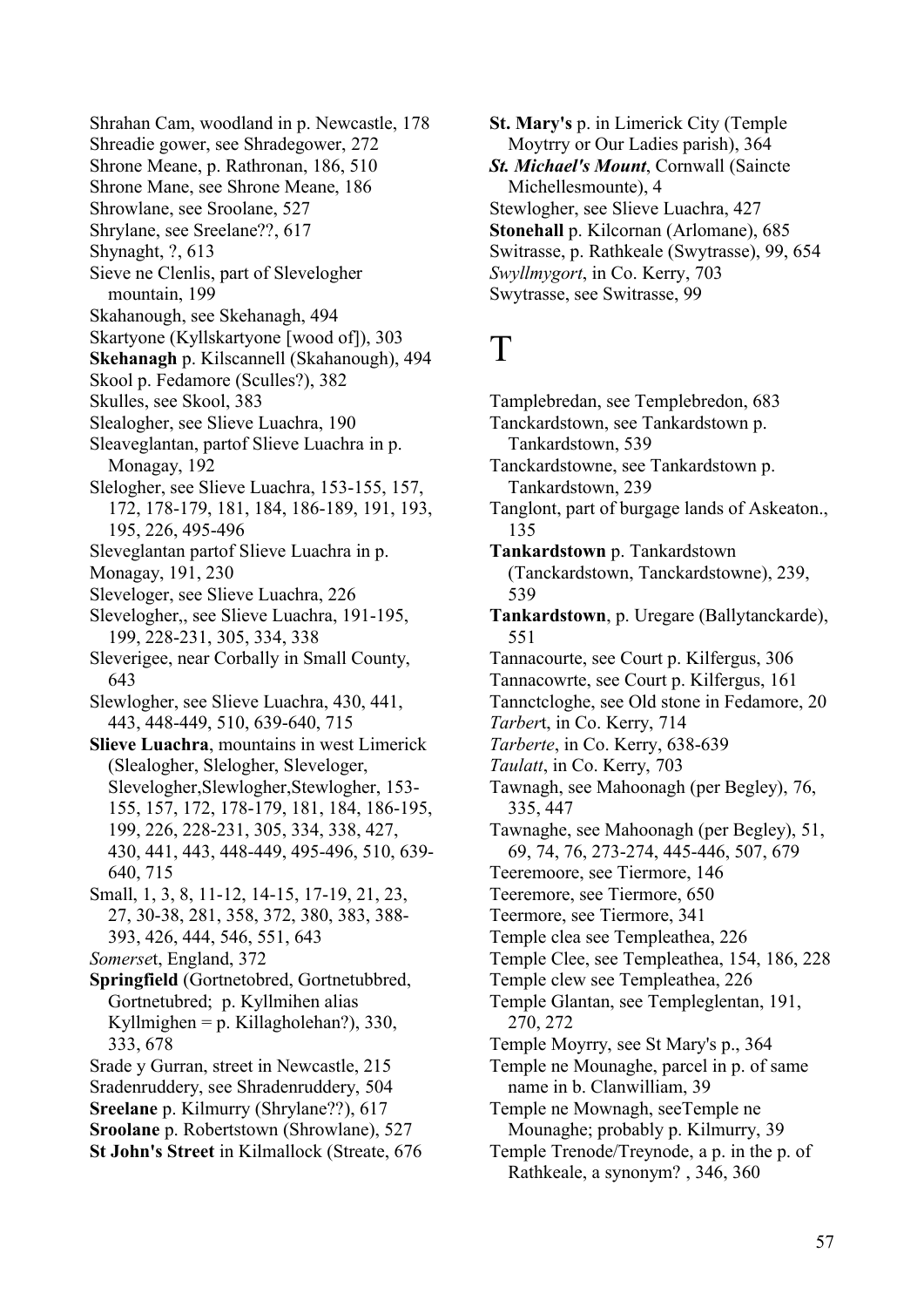Shrahan Cam, woodland in p. Newcastle, 178
Shreadie gower, see Shradegower, 272
Shrone Meane, p. Rathronan, 186, 510
Shrone Mane, see Shrone Meane, 186
Shrowlane, see Sroolane, 527
Shrylane, see Sreelane??, 617
Shynaght, ?, 613
Sieve ne Clenlis, part of Slevelogher mountain, 199
Skahanough, see Skehanagh, 494
Skartyone (Kyllskartyone [wood of]), 303
**Skehanagh** p. Kilscannell (Skahanough), 494
Skool p. Fedamore (Sculles?), 382
Skulles, see Skool, 383
Slealogher, see Slieve Luachra, 190
Sleaveglantan, partof Slieve Luachra in p. Monagay, 192
Slelogher, see Slieve Luachra, 153-155, 157, 172, 178-179, 181, 184, 186-189, 191, 193, 195, 226, 495-496
Sleveglantan partof Slieve Luachra in p.
Monagay, 191, 230
Sleveloger, see Slieve Luachra, 226
Slevelogher,, see Slieve Luachra, 191-195, 199, 228-231, 305, 334, 338
Sleverigee, near Corbally in Small County, 643
Slewlogher, see Slieve Luachra, 430, 441, 443, 448-449, 510, 639-640, 715
**Slieve Luachra**, mountains in west Limerick (Slealogher, Slelogher, Sleveloger, Slevelogher,Slewlogher,Stewlogher, 153-155, 157, 172, 178-179, 181, 184, 186-195, 199, 226, 228-231, 305, 334, 338, 427, 430, 441, 443, 448-449, 495-496, 510, 639-640, 715
Small, 1, 3, 8, 11-12, 14-15, 17-19, 21, 23, 27, 30-38, 281, 358, 372, 380, 383, 388-393, 426, 444, 546, 551, 643
*Somerse*t, England, 372
**Springfield** (Gortnetobred, Gortnetubbred, Gortnetubred; p. Kyllmihen alias Kyllmighen = p. Killagholehan?), 330, 333, 678
Srade y Gurran, street in Newcastle, 215
Sradenruddery, see Shradenruddery, 504
**Sreelane** p. Kilmurry (Shrylane??), 617
**Sroolane** p. Robertstown (Shrowlane), 527
**St John's Street** in Kilmallock (Streate, 676
**St. Mary's** p. in Limerick City (Temple Moytrry or Our Ladies parish), 364
***St. Michael's Mount***, Cornwall (Saincte Michellesmounte), 4
Stewlogher, see Slieve Luachra, 427
**Stonehall** p. Kilcornan (Arlomane), 685
Switrasse, p. Rathkeale (Swytrasse), 99, 654
*Swyllmygort*, in Co. Kerry, 703
Swytrasse, see Switrasse, 99

# T

Tamplebredan, see Templebredon, 683
Tanckardstown, see Tankardstown p. Tankardstown, 539
Tanckardstowne, see Tankardstown p. Tankardstown, 239
Tanglont, part of burgage lands of Askeaton., 135
**Tankardstown** p. Tankardstown (Tanckardstown, Tanckardstowne), 239, 539
**Tankardstown**, p. Uregare (Ballytanckarde), 551
Tannacourte, see Court p. Kilfergus, 306
Tannacowrte, see Court p. Kilfergus, 161
Tannctcloghe, see Old stone in Fedamore, 20
*Tarber*t, in Co. Kerry, 714
*Tarberte*, in Co. Kerry, 638-639
*Taulatt*, in Co. Kerry, 703
Tawnagh, see Mahoonagh (per Begley), 76, 335, 447
Tawnaghe, see Mahoonagh (per Begley), 51, 69, 74, 76, 273-274, 445-446, 507, 679
Teeremoore, see Tiermore, 146
Teeremore, see Tiermore, 650
Teermore, see Tiermore, 341
Temple clea see Templeathea, 226
Temple Clee, see Templeathea, 154, 186, 228
Temple clew see Templeathea, 226
Temple Glantan, see Templeglentan, 191, 270, 272
Temple Moyrry, see St Mary's p., 364
Temple ne Mounaghe, parcel in p. of same name in b. Clanwilliam, 39
Temple ne Mownagh, seeTemple ne Mounaghe; probably p. Kilmurry, 39
Temple Trenode/Treynode, a p. in the p. of Rathkeale, a synonym? , 346, 360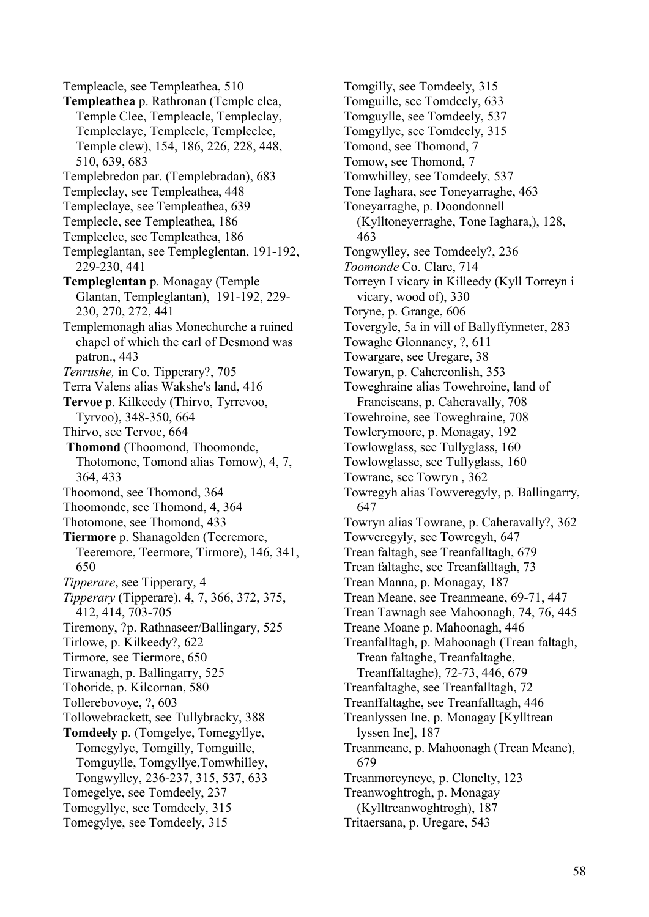Templeacle, see Templeathea, 510

**Templeathea** p. Rathronan (Temple clea, Temple Clee, Templeacle, Templeclay, Templeclaye, Templecle, Templeclee, Temple clew), 154, 186, 226, 228, 448, 510, 639, 683

Templebredon par. (Templebradan), 683

Templeclay, see Templeathea, 448

Templeclaye, see Templeathea, 639

Templecle, see Templeathea, 186

Templeclee, see Templeathea, 186

Templeglantan, see Templeglentan, 191-192, 229-230, 441

**Templeglentan** p. Monagay (Temple Glantan, Templeglantan), 191-192, 229-230, 270, 272, 441

Templemonagh alias Monechurche a ruined chapel of which the earl of Desmond was patron., 443

*Tenrushe,* in Co. Tipperary?, 705

Terra Valens alias Wakshe's land, 416

**Tervoe** p. Kilkeedy (Thirvo, Tyrrevoo, Tyrvoo), 348-350, 664

Thirvo, see Tervoe, 664

**Thomond** (Thoomond, Thoomonde, Thotomone, Tomond alias Tomow), 4, 7, 364, 433

Thoomond, see Thomond, 364

Thoomonde, see Thomond, 4, 364

Thotomone, see Thomond, 433

**Tiermore** p. Shanagolden (Teeremore, Teeremore, Teermore, Tirmore), 146, 341, 650

*Tipperare*, see Tipperary, 4

*Tipperary* (Tipperare), 4, 7, 366, 372, 375, 412, 414, 703-705

Tiremony, ?p. Rathnaseer/Ballingary, 525

Tirlowe, p. Kilkeedy?, 622

Tirmore, see Tiermore, 650

Tirwanagh, p. Ballingarry, 525

Tohoride, p. Kilcornan, 580

Tollerebovoye, ?, 603

Tollowebrackett, see Tullybracky, 388

**Tomdeely** p. (Tomgelye, Tomegyllye, Tomegylye, Tomgilly, Tomguille, Tomguylle, Tomgyllye,Tomwhilley, Tongwylley, 236-237, 315, 537, 633

Tomegelye, see Tomdeely, 237

Tomegyllye, see Tomdeely, 315

Tomegylye, see Tomdeely, 315

Tomgilly, see Tomdeely, 315

Tomguille, see Tomdeely, 633

Tomguylle, see Tomdeely, 537

Tomgyllye, see Tomdeely, 315

Tomond, see Thomond, 7

Tomow, see Thomond, 7

Tomwhilley, see Tomdeely, 537

Tone Iaghara, see Toneyarraghe, 463

Toneyarraghe, p. Doondonnell (Kylltoneyerraghe, Tone Iaghara,), 128, 463

Tongwylley, see Tomdeely?, 236

*Toomonde* Co. Clare, 714

Torreyn I vicary in Killeedy (Kyll Torreyn i vicary, wood of), 330

Toryne, p. Grange, 606

Tovergyle, 5a in vill of Ballyffynneter, 283

Towaghe Glonnaney, ?, 611

Towargare, see Uregare, 38

Towaryn, p. Caherconlish, 353

Toweghraine alias Towehroine, land of Franciscans, p. Caheravally, 708

Towehroine, see Toweghraine, 708

Towlerymoore, p. Monagay, 192

Towlowglass, see Tullyglass, 160

Towlowglasse, see Tullyglass, 160

Towrane, see Towryn , 362

Towregyh alias Towveregyly, p. Ballingarry, 647

Towryn alias Towrane, p. Caheravally?, 362

Towveregyly, see Towregyh, 647

Trean faltagh, see Treanfalltagh, 679

Trean faltaghe, see Treanfalltagh, 73

Trean Manna, p. Monagay, 187

Trean Meane, see Treanmeane, 69-71, 447

Trean Tawnagh see Mahoonagh, 74, 76, 445

Treane Moane p. Mahoonagh, 446

Treanfalltagh, p. Mahoonagh (Trean faltagh, Trean faltaghe, Treanfaltaghe, Treanffaltaghe), 72-73, 446, 679

Treanfaltaghe, see Treanfalltagh, 72

Treanffaltaghe, see Treanfalltagh, 446

Treanlyssen Ine, p. Monagay [Kylltrean lyssen Ine], 187

Treanmeane, p. Mahoonagh (Trean Meane), 679

Treanmoreyneye, p. Clonelty, 123

Treanwoghtrogh, p. Monagay (Kylltreanwoghtrogh), 187

Tritaersana, p. Uregare, 543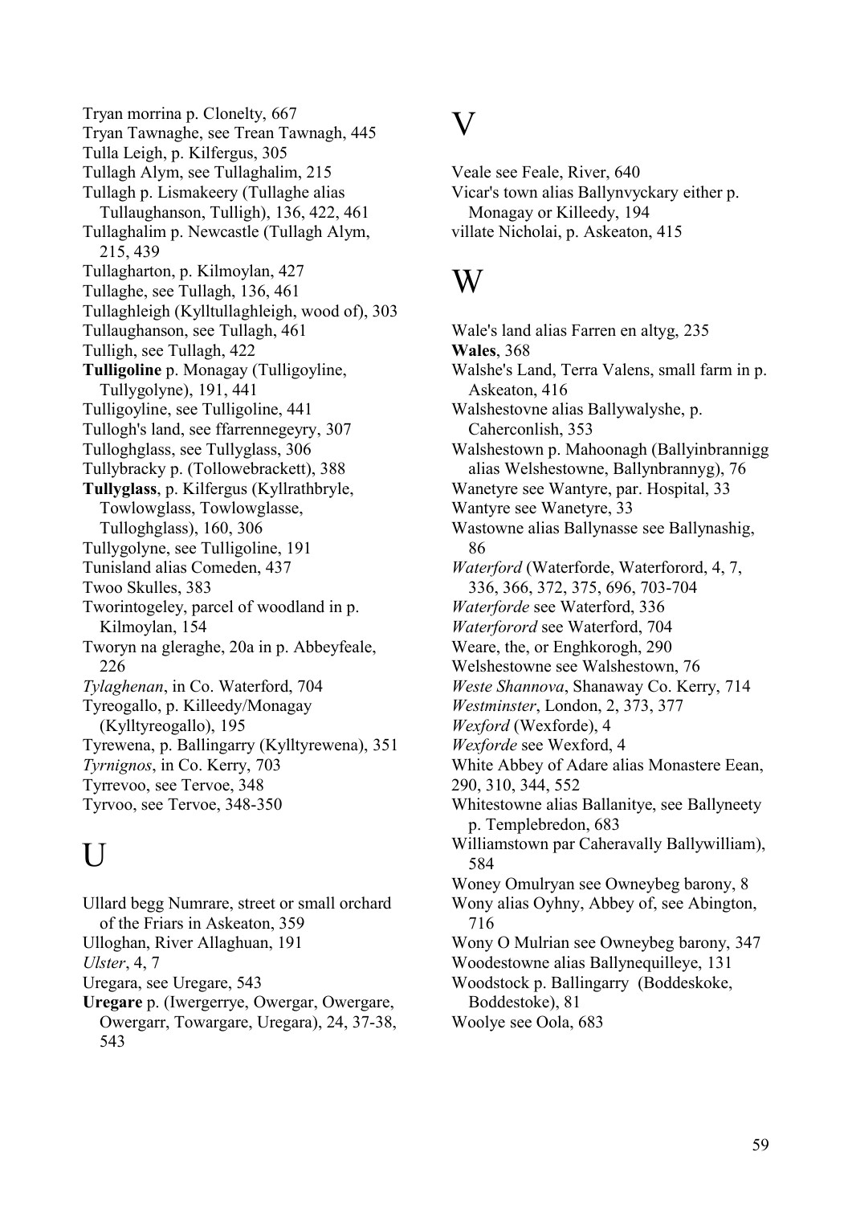Tryan morrina p. Clonelty, 667
Tryan Tawnaghe, see Trean Tawnagh, 445
Tulla Leigh, p. Kilfergus, 305
Tullagh Alym, see Tullaghalim, 215
Tullagh p. Lismakeery (Tullaghe alias Tullaughanson, Tulligh), 136, 422, 461
Tullaghalim p. Newcastle (Tullagh Alym, 215, 439
Tullagharton, p. Kilmoylan, 427
Tullaghe, see Tullagh, 136, 461
Tullaghleigh (Kylltullaghleigh, wood of), 303
Tullaughanson, see Tullagh, 461
Tulligh, see Tullagh, 422
**Tulligoline** p. Monagay (Tulligoyline, Tullygolyne), 191, 441
Tulligoyline, see Tulligoline, 441
Tullogh's land, see ffarrennegeyry, 307
Tulloghglass, see Tullyglass, 306
Tullybracky p. (Tollowebrackett), 388
**Tullyglass**, p. Kilfergus (Kyllrathbryle, Towlowglass, Towlowglasse, Tulloghglass), 160, 306
Tullygolyne, see Tulligoline, 191
Tunisland alias Comeden, 437
Twoo Skulles, 383
Tworintogeley, parcel of woodland in p. Kilmoylan, 154
Tworyn na gleraghe, 20a in p. Abbeyfeale, 226
*Tylaghenan*, in Co. Waterford, 704
Tyreogallo, p. Killeedy/Monagay (Kylltyreogallo), 195
Tyrewena, p. Ballingarry (Kylltyrewena), 351
*Tyrnignos*, in Co. Kerry, 703
Tyrrevoo, see Tervoe, 348
Tyrvoo, see Tervoe, 348-350

# U

Ullard begg Numrare, street or small orchard of the Friars in Askeaton, 359
Ulloghan, River Allaghuan, 191
*Ulster*, 4, 7
Uregara, see Uregare, 543
**Uregare** p. (Iwergerrye, Owergar, Owergare, Owergarr, Towargare, Uregara), 24, 37-38, 543

# V

Veale see Feale, River, 640
Vicar's town alias Ballynvyckary either p. Monagay or Killeedy, 194
villate Nicholai, p. Askeaton, 415

# W

Wale's land alias Farren en altyg, 235
**Wales**, 368
Walshe's Land, Terra Valens, small farm in p. Askeaton, 416
Walshestovne alias Ballywalyshe, p. Caherconlish, 353
Walshestown p. Mahoonagh (Ballyinbrannigg alias Welshestowne, Ballynbrannyg), 76
Wanetyre see Wantyre, par. Hospital, 33
Wantyre see Wanetyre, 33
Wastowne alias Ballynasse see Ballynashig, 86
*Waterford* (Waterforde, Waterforord, 4, 7, 336, 366, 372, 375, 696, 703-704
*Waterforde* see Waterford, 336
*Waterforord* see Waterford, 704
Weare, the, or Enghkorogh, 290
Welshestowne see Walshestown, 76
*Weste Shannova*, Shanaway Co. Kerry, 714
*Westminster*, London, 2, 373, 377
*Wexford* (Wexforde), 4
*Wexforde* see Wexford, 4
White Abbey of Adare alias Monastere Eean, 290, 310, 344, 552
Whitestowne alias Ballanitye, see Ballyneety p. Templebredon, 683
Williamstown par Caheravally Ballywilliam), 584
Woney Omulryan see Owneybeg barony, 8
Wony alias Oyhny, Abbey of, see Abington, 716
Wony O Mulrian see Owneybeg barony, 347
Woodestowne alias Ballynequilleye, 131
Woodstock p. Ballingarry (Boddeskoke, Boddestoke), 81
Woolye see Oola, 683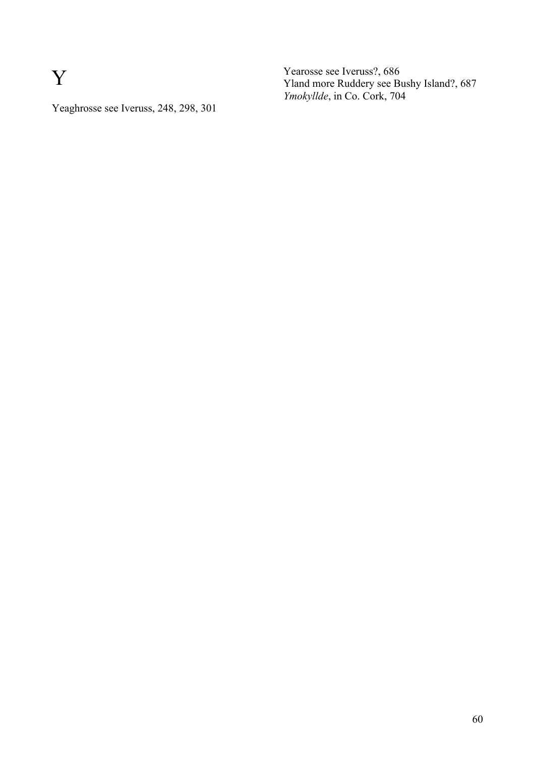# Y

Yeaghrosse see Iveruss, 248, 298, 301

Yearosse see Iveruss?, 686

Yland more Ruddery see Bushy Island?, 687

*Ymokyllde*, in Co. Cork, 704